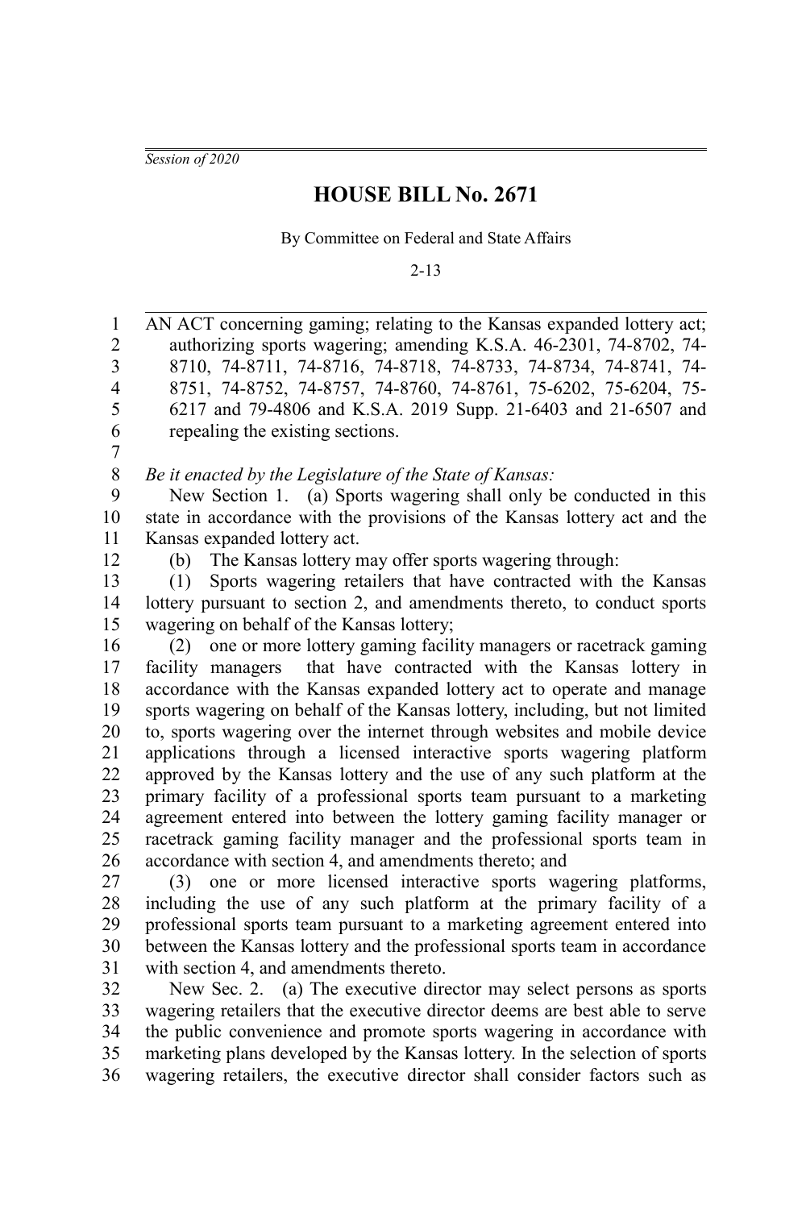*Session of 2020*

# HOUSE BILL No. 2671

By Committee on Federal and State Affairs

2-13

AN ACT concerning gaming; relating to the Kansas expanded lottery act; authorizing sports wagering; amending K.S.A. 46-2301, 74-8702, 74-8710, 74-8711, 74-8716, 74-8718, 74-8733, 74-8734, 74-8741, 74-8751, 74-8752, 74-8757, 74-8760, 74-8761, 75-6202, 75-6204, 75-6217 and 79-4806 and K.S.A. 2019 Supp. 21-6403 and 21-6507 and repealing the existing sections.

*Be it enacted by the Legislature of the State of Kansas:*

New Section 1. (a) Sports wagering shall only be conducted in this state in accordance with the provisions of the Kansas lottery act and the Kansas expanded lottery act.

(b) The Kansas lottery may offer sports wagering through:

(1) Sports wagering retailers that have contracted with the Kansas lottery pursuant to section 2, and amendments thereto, to conduct sports wagering on behalf of the Kansas lottery;

(2) one or more lottery gaming facility managers or racetrack gaming facility managers that have contracted with the Kansas lottery in accordance with the Kansas expanded lottery act to operate and manage sports wagering on behalf of the Kansas lottery, including, but not limited to, sports wagering over the internet through websites and mobile device applications through a licensed interactive sports wagering platform approved by the Kansas lottery and the use of any such platform at the primary facility of a professional sports team pursuant to a marketing agreement entered into between the lottery gaming facility manager or racetrack gaming facility manager and the professional sports team in accordance with section 4, and amendments thereto; and

(3) one or more licensed interactive sports wagering platforms, including the use of any such platform at the primary facility of a professional sports team pursuant to a marketing agreement entered into between the Kansas lottery and the professional sports team in accordance with section 4, and amendments thereto.

New Sec. 2. (a) The executive director may select persons as sports wagering retailers that the executive director deems are best able to serve the public convenience and promote sports wagering in accordance with marketing plans developed by the Kansas lottery. In the selection of sports wagering retailers, the executive director shall consider factors such as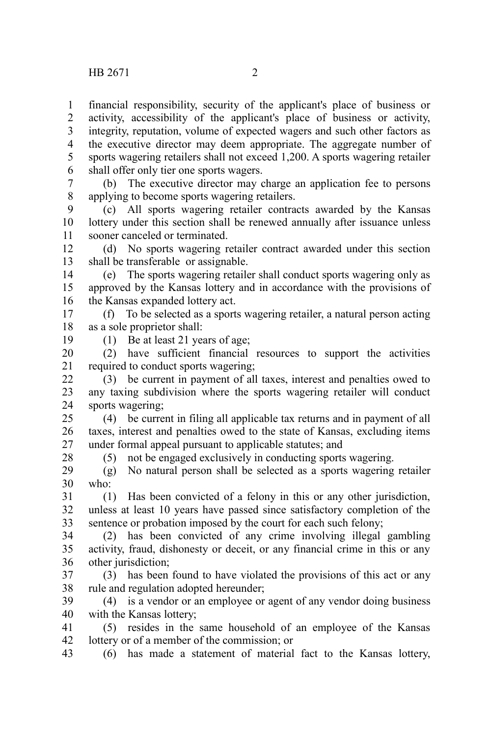financial responsibility, security of the applicant's place of business or activity, accessibility of the applicant's place of business or activity, integrity, reputation, volume of expected wagers and such other factors as the executive director may deem appropriate. The aggregate number of sports wagering retailers shall not exceed 1,200. A sports wagering retailer shall offer only tier one sports wagers.

(b) The executive director may charge an application fee to persons applying to become sports wagering retailers.

(c) All sports wagering retailer contracts awarded by the Kansas lottery under this section shall be renewed annually after issuance unless sooner canceled or terminated.

(d) No sports wagering retailer contract awarded under this section shall be transferable or assignable.

(e) The sports wagering retailer shall conduct sports wagering only as approved by the Kansas lottery and in accordance with the provisions of the Kansas expanded lottery act.

(f) To be selected as a sports wagering retailer, a natural person acting as a sole proprietor shall:

(1) Be at least 21 years of age;

(2) have sufficient financial resources to support the activities required to conduct sports wagering;

(3) be current in payment of all taxes, interest and penalties owed to any taxing subdivision where the sports wagering retailer will conduct sports wagering;

(4) be current in filing all applicable tax returns and in payment of all taxes, interest and penalties owed to the state of Kansas, excluding items under formal appeal pursuant to applicable statutes; and

(5) not be engaged exclusively in conducting sports wagering.

(g) No natural person shall be selected as a sports wagering retailer who:

(1) Has been convicted of a felony in this or any other jurisdiction, unless at least 10 years have passed since satisfactory completion of the sentence or probation imposed by the court for each such felony;

(2) has been convicted of any crime involving illegal gambling activity, fraud, dishonesty or deceit, or any financial crime in this or any other jurisdiction;

(3) has been found to have violated the provisions of this act or any rule and regulation adopted hereunder;

(4) is a vendor or an employee or agent of any vendor doing business with the Kansas lottery;

(5) resides in the same household of an employee of the Kansas lottery or of a member of the commission; or

(6) has made a statement of material fact to the Kansas lottery,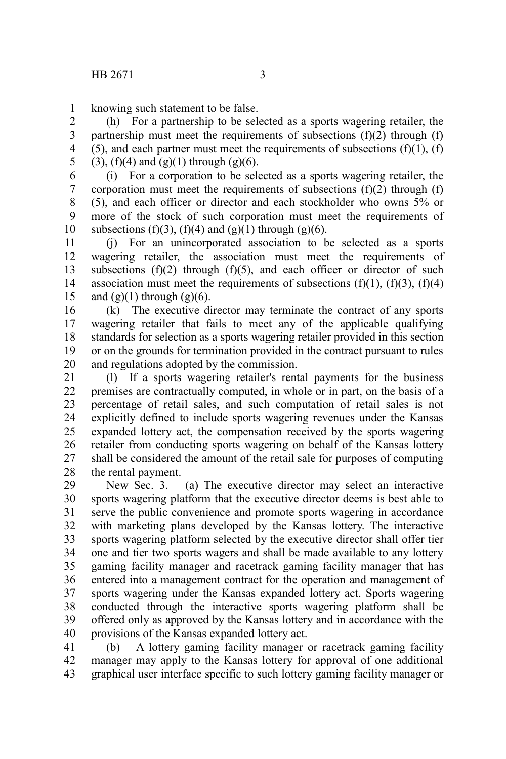knowing such statement to be false.

(h) For a partnership to be selected as a sports wagering retailer, the partnership must meet the requirements of subsections (f)(2) through (f)(5), and each partner must meet the requirements of subsections (f)(1), (f)(3), (f)(4) and (g)(1) through (g)(6).

(i) For a corporation to be selected as a sports wagering retailer, the corporation must meet the requirements of subsections (f)(2) through (f)(5), and each officer or director and each stockholder who owns 5% or more of the stock of such corporation must meet the requirements of subsections (f)(3), (f)(4) and (g)(1) through (g)(6).

(j) For an unincorporated association to be selected as a sports wagering retailer, the association must meet the requirements of subsections (f)(2) through (f)(5), and each officer or director of such association must meet the requirements of subsections (f)(1), (f)(3), (f)(4) and (g)(1) through (g)(6).

(k) The executive director may terminate the contract of any sports wagering retailer that fails to meet any of the applicable qualifying standards for selection as a sports wagering retailer provided in this section or on the grounds for termination provided in the contract pursuant to rules and regulations adopted by the commission.

(l) If a sports wagering retailer's rental payments for the business premises are contractually computed, in whole or in part, on the basis of a percentage of retail sales, and such computation of retail sales is not explicitly defined to include sports wagering revenues under the Kansas expanded lottery act, the compensation received by the sports wagering retailer from conducting sports wagering on behalf of the Kansas lottery shall be considered the amount of the retail sale for purposes of computing the rental payment.

New Sec. 3. (a) The executive director may select an interactive sports wagering platform that the executive director deems is best able to serve the public convenience and promote sports wagering in accordance with marketing plans developed by the Kansas lottery. The interactive sports wagering platform selected by the executive director shall offer tier one and tier two sports wagers and shall be made available to any lottery gaming facility manager and racetrack gaming facility manager that has entered into a management contract for the operation and management of sports wagering under the Kansas expanded lottery act. Sports wagering conducted through the interactive sports wagering platform shall be offered only as approved by the Kansas lottery and in accordance with the provisions of the Kansas expanded lottery act.

(b) A lottery gaming facility manager or racetrack gaming facility manager may apply to the Kansas lottery for approval of one additional graphical user interface specific to such lottery gaming facility manager or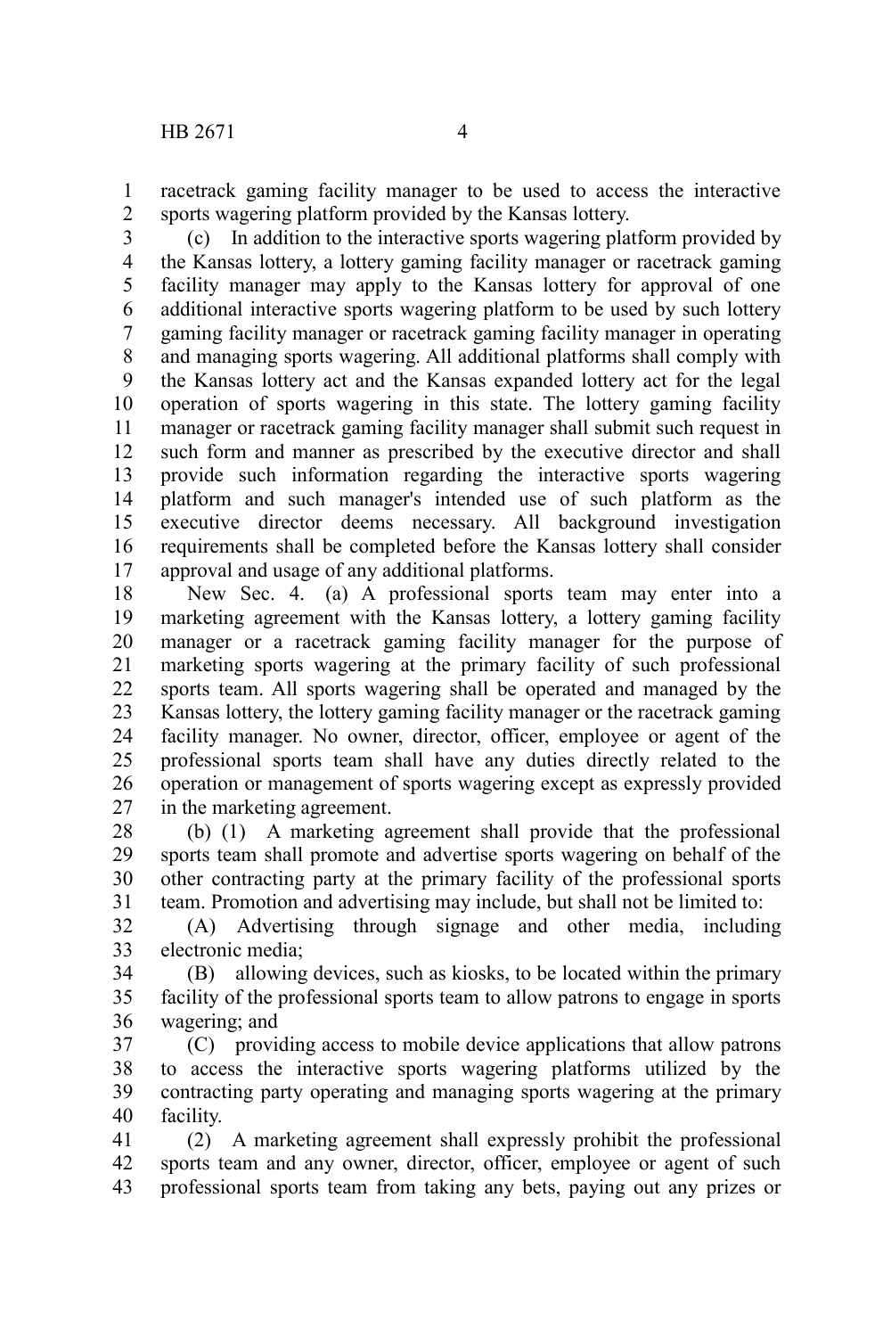racetrack gaming facility manager to be used to access the interactive sports wagering platform provided by the Kansas lottery.

(c) In addition to the interactive sports wagering platform provided by the Kansas lottery, a lottery gaming facility manager or racetrack gaming facility manager may apply to the Kansas lottery for approval of one additional interactive sports wagering platform to be used by such lottery gaming facility manager or racetrack gaming facility manager in operating and managing sports wagering. All additional platforms shall comply with the Kansas lottery act and the Kansas expanded lottery act for the legal operation of sports wagering in this state. The lottery gaming facility manager or racetrack gaming facility manager shall submit such request in such form and manner as prescribed by the executive director and shall provide such information regarding the interactive sports wagering platform and such manager's intended use of such platform as the executive director deems necessary. All background investigation requirements shall be completed before the Kansas lottery shall consider approval and usage of any additional platforms.

New Sec. 4. (a) A professional sports team may enter into a marketing agreement with the Kansas lottery, a lottery gaming facility manager or a racetrack gaming facility manager for the purpose of marketing sports wagering at the primary facility of such professional sports team. All sports wagering shall be operated and managed by the Kansas lottery, the lottery gaming facility manager or the racetrack gaming facility manager. No owner, director, officer, employee or agent of the professional sports team shall have any duties directly related to the operation or management of sports wagering except as expressly provided in the marketing agreement.

(b) (1) A marketing agreement shall provide that the professional sports team shall promote and advertise sports wagering on behalf of the other contracting party at the primary facility of the professional sports team. Promotion and advertising may include, but shall not be limited to:

(A) Advertising through signage and other media, including electronic media;

(B) allowing devices, such as kiosks, to be located within the primary facility of the professional sports team to allow patrons to engage in sports wagering; and

(C) providing access to mobile device applications that allow patrons to access the interactive sports wagering platforms utilized by the contracting party operating and managing sports wagering at the primary facility.

(2) A marketing agreement shall expressly prohibit the professional sports team and any owner, director, officer, employee or agent of such professional sports team from taking any bets, paying out any prizes or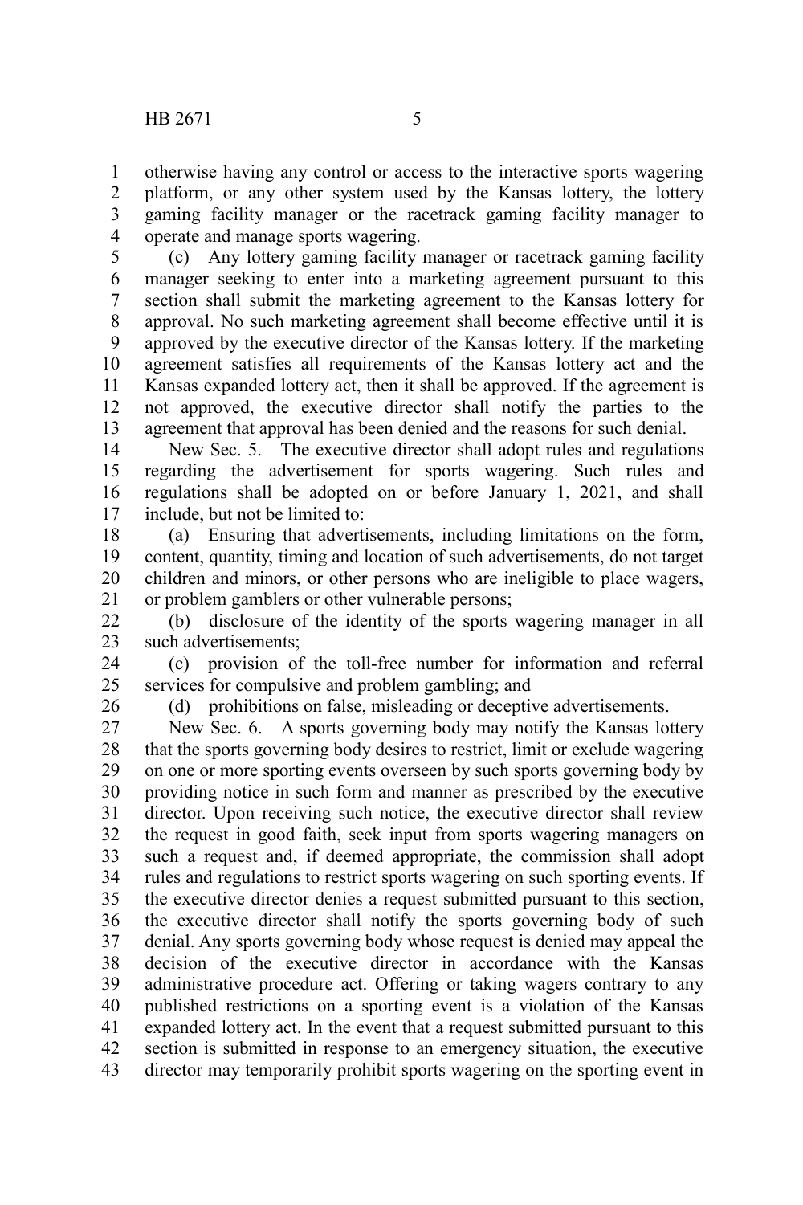otherwise having any control or access to the interactive sports wagering platform, or any other system used by the Kansas lottery, the lottery gaming facility manager or the racetrack gaming facility manager to operate and manage sports wagering.

(c) Any lottery gaming facility manager or racetrack gaming facility manager seeking to enter into a marketing agreement pursuant to this section shall submit the marketing agreement to the Kansas lottery for approval. No such marketing agreement shall become effective until it is approved by the executive director of the Kansas lottery. If the marketing agreement satisfies all requirements of the Kansas lottery act and the Kansas expanded lottery act, then it shall be approved. If the agreement is not approved, the executive director shall notify the parties to the agreement that approval has been denied and the reasons for such denial.

New Sec. 5. The executive director shall adopt rules and regulations regarding the advertisement for sports wagering. Such rules and regulations shall be adopted on or before January 1, 2021, and shall include, but not be limited to:

(a) Ensuring that advertisements, including limitations on the form, content, quantity, timing and location of such advertisements, do not target children and minors, or other persons who are ineligible to place wagers, or problem gamblers or other vulnerable persons;

(b) disclosure of the identity of the sports wagering manager in all such advertisements;

(c) provision of the toll-free number for information and referral services for compulsive and problem gambling; and

(d) prohibitions on false, misleading or deceptive advertisements.

New Sec. 6. A sports governing body may notify the Kansas lottery that the sports governing body desires to restrict, limit or exclude wagering on one or more sporting events overseen by such sports governing body by providing notice in such form and manner as prescribed by the executive director. Upon receiving such notice, the executive director shall review the request in good faith, seek input from sports wagering managers on such a request and, if deemed appropriate, the commission shall adopt rules and regulations to restrict sports wagering on such sporting events. If the executive director denies a request submitted pursuant to this section, the executive director shall notify the sports governing body of such denial. Any sports governing body whose request is denied may appeal the decision of the executive director in accordance with the Kansas administrative procedure act. Offering or taking wagers contrary to any published restrictions on a sporting event is a violation of the Kansas expanded lottery act. In the event that a request submitted pursuant to this section is submitted in response to an emergency situation, the executive director may temporarily prohibit sports wagering on the sporting event in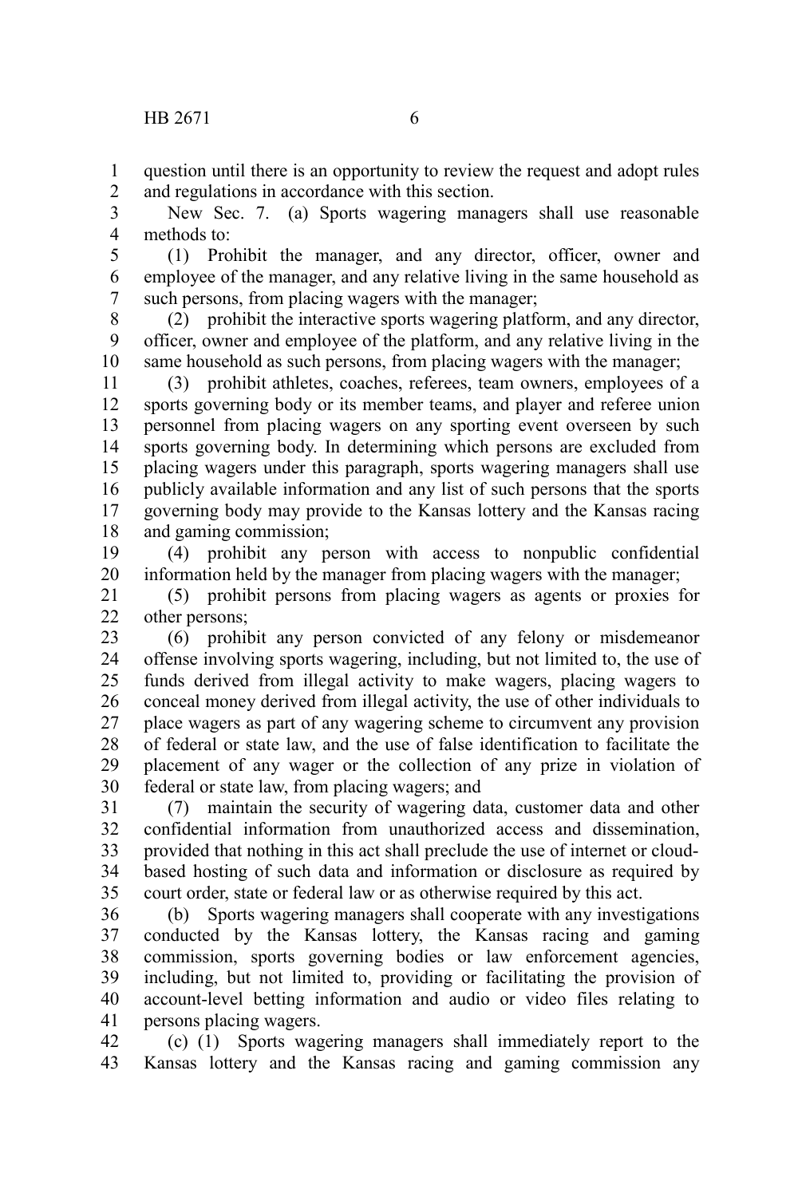question until there is an opportunity to review the request and adopt rules and regulations in accordance with this section.

New Sec. 7. (a) Sports wagering managers shall use reasonable methods to:

(1) Prohibit the manager, and any director, officer, owner and employee of the manager, and any relative living in the same household as such persons, from placing wagers with the manager;

(2) prohibit the interactive sports wagering platform, and any director, officer, owner and employee of the platform, and any relative living in the same household as such persons, from placing wagers with the manager;

(3) prohibit athletes, coaches, referees, team owners, employees of a sports governing body or its member teams, and player and referee union personnel from placing wagers on any sporting event overseen by such sports governing body. In determining which persons are excluded from placing wagers under this paragraph, sports wagering managers shall use publicly available information and any list of such persons that the sports governing body may provide to the Kansas lottery and the Kansas racing and gaming commission;

(4) prohibit any person with access to nonpublic confidential information held by the manager from placing wagers with the manager;

(5) prohibit persons from placing wagers as agents or proxies for other persons;

(6) prohibit any person convicted of any felony or misdemeanor offense involving sports wagering, including, but not limited to, the use of funds derived from illegal activity to make wagers, placing wagers to conceal money derived from illegal activity, the use of other individuals to place wagers as part of any wagering scheme to circumvent any provision of federal or state law, and the use of false identification to facilitate the placement of any wager or the collection of any prize in violation of federal or state law, from placing wagers; and

(7) maintain the security of wagering data, customer data and other confidential information from unauthorized access and dissemination, provided that nothing in this act shall preclude the use of internet or cloud-based hosting of such data and information or disclosure as required by court order, state or federal law or as otherwise required by this act.

(b) Sports wagering managers shall cooperate with any investigations conducted by the Kansas lottery, the Kansas racing and gaming commission, sports governing bodies or law enforcement agencies, including, but not limited to, providing or facilitating the provision of account-level betting information and audio or video files relating to persons placing wagers.

(c) (1) Sports wagering managers shall immediately report to the Kansas lottery and the Kansas racing and gaming commission any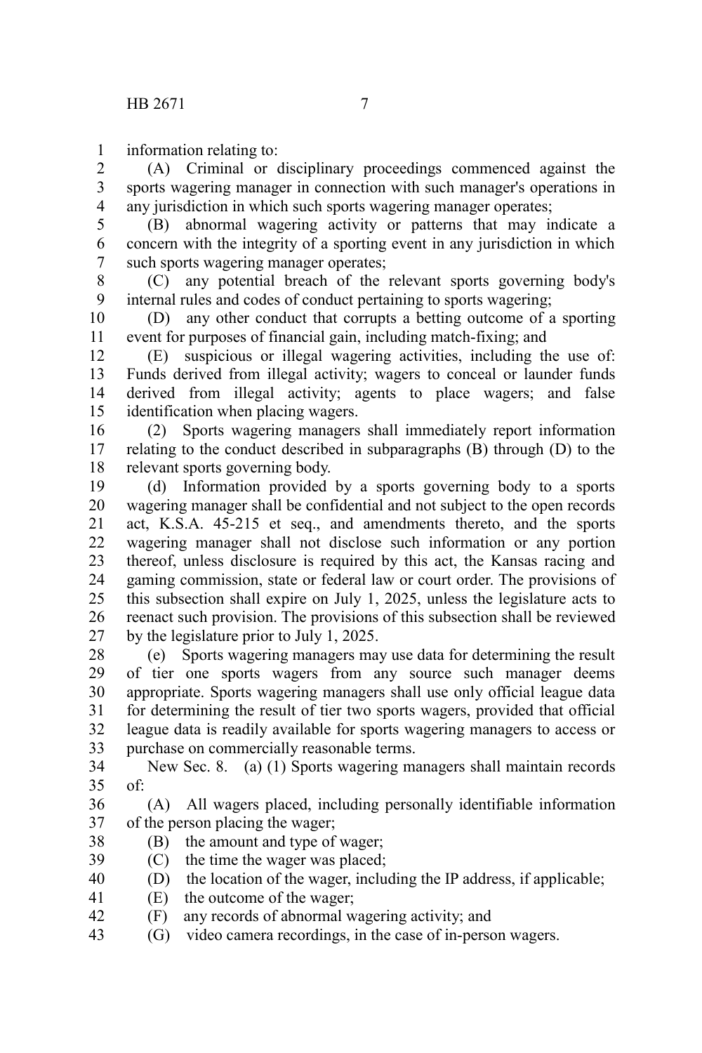information relating to:

(A) Criminal or disciplinary proceedings commenced against the sports wagering manager in connection with such manager's operations in any jurisdiction in which such sports wagering manager operates;

(B) abnormal wagering activity or patterns that may indicate a concern with the integrity of a sporting event in any jurisdiction in which such sports wagering manager operates;

(C) any potential breach of the relevant sports governing body's internal rules and codes of conduct pertaining to sports wagering;

(D) any other conduct that corrupts a betting outcome of a sporting event for purposes of financial gain, including match-fixing; and

(E) suspicious or illegal wagering activities, including the use of: Funds derived from illegal activity; wagers to conceal or launder funds derived from illegal activity; agents to place wagers; and false identification when placing wagers.

(2) Sports wagering managers shall immediately report information relating to the conduct described in subparagraphs (B) through (D) to the relevant sports governing body.

(d) Information provided by a sports governing body to a sports wagering manager shall be confidential and not subject to the open records act, K.S.A. 45-215 et seq., and amendments thereto, and the sports wagering manager shall not disclose such information or any portion thereof, unless disclosure is required by this act, the Kansas racing and gaming commission, state or federal law or court order. The provisions of this subsection shall expire on July 1, 2025, unless the legislature acts to reenact such provision. The provisions of this subsection shall be reviewed by the legislature prior to July 1, 2025.

(e) Sports wagering managers may use data for determining the result of tier one sports wagers from any source such manager deems appropriate. Sports wagering managers shall use only official league data for determining the result of tier two sports wagers, provided that official league data is readily available for sports wagering managers to access or purchase on commercially reasonable terms.

New Sec. 8. (a) (1) Sports wagering managers shall maintain records of:

(A) All wagers placed, including personally identifiable information of the person placing the wager;

(B) the amount and type of wager;

(C) the time the wager was placed;

(D) the location of the wager, including the IP address, if applicable;

(E) the outcome of the wager;

(F) any records of abnormal wagering activity; and

(G) video camera recordings, in the case of in-person wagers.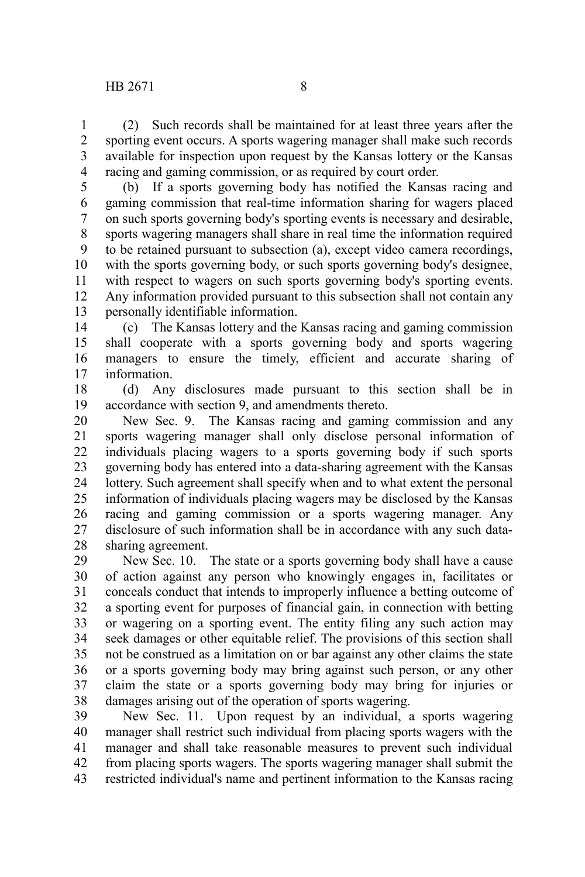(2) Such records shall be maintained for at least three years after the sporting event occurs. A sports wagering manager shall make such records available for inspection upon request by the Kansas lottery or the Kansas racing and gaming commission, or as required by court order.

(b) If a sports governing body has notified the Kansas racing and gaming commission that real-time information sharing for wagers placed on such sports governing body's sporting events is necessary and desirable, sports wagering managers shall share in real time the information required to be retained pursuant to subsection (a), except video camera recordings, with the sports governing body, or such sports governing body's designee, with respect to wagers on such sports governing body's sporting events. Any information provided pursuant to this subsection shall not contain any personally identifiable information.

(c) The Kansas lottery and the Kansas racing and gaming commission shall cooperate with a sports governing body and sports wagering managers to ensure the timely, efficient and accurate sharing of information.

(d) Any disclosures made pursuant to this section shall be in accordance with section 9, and amendments thereto.

New Sec. 9. The Kansas racing and gaming commission and any sports wagering manager shall only disclose personal information of individuals placing wagers to a sports governing body if such sports governing body has entered into a data-sharing agreement with the Kansas lottery. Such agreement shall specify when and to what extent the personal information of individuals placing wagers may be disclosed by the Kansas racing and gaming commission or a sports wagering manager. Any disclosure of such information shall be in accordance with any such data-sharing agreement.

New Sec. 10. The state or a sports governing body shall have a cause of action against any person who knowingly engages in, facilitates or conceals conduct that intends to improperly influence a betting outcome of a sporting event for purposes of financial gain, in connection with betting or wagering on a sporting event. The entity filing any such action may seek damages or other equitable relief. The provisions of this section shall not be construed as a limitation on or bar against any other claims the state or a sports governing body may bring against such person, or any other claim the state or a sports governing body may bring for injuries or damages arising out of the operation of sports wagering.

New Sec. 11. Upon request by an individual, a sports wagering manager shall restrict such individual from placing sports wagers with the manager and shall take reasonable measures to prevent such individual from placing sports wagers. The sports wagering manager shall submit the restricted individual's name and pertinent information to the Kansas racing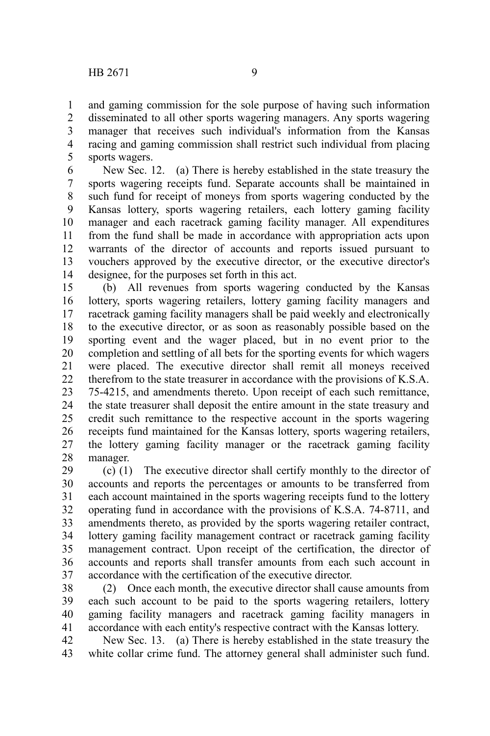and gaming commission for the sole purpose of having such information disseminated to all other sports wagering managers. Any sports wagering manager that receives such individual's information from the Kansas racing and gaming commission shall restrict such individual from placing sports wagers.

New Sec. 12. (a) There is hereby established in the state treasury the sports wagering receipts fund. Separate accounts shall be maintained in such fund for receipt of moneys from sports wagering conducted by the Kansas lottery, sports wagering retailers, each lottery gaming facility manager and each racetrack gaming facility manager. All expenditures from the fund shall be made in accordance with appropriation acts upon warrants of the director of accounts and reports issued pursuant to vouchers approved by the executive director, or the executive director's designee, for the purposes set forth in this act.

(b) All revenues from sports wagering conducted by the Kansas lottery, sports wagering retailers, lottery gaming facility managers and racetrack gaming facility managers shall be paid weekly and electronically to the executive director, or as soon as reasonably possible based on the sporting event and the wager placed, but in no event prior to the completion and settling of all bets for the sporting events for which wagers were placed. The executive director shall remit all moneys received therefrom to the state treasurer in accordance with the provisions of K.S.A. 75-4215, and amendments thereto. Upon receipt of each such remittance, the state treasurer shall deposit the entire amount in the state treasury and credit such remittance to the respective account in the sports wagering receipts fund maintained for the Kansas lottery, sports wagering retailers, the lottery gaming facility manager or the racetrack gaming facility manager.

(c) (1) The executive director shall certify monthly to the director of accounts and reports the percentages or amounts to be transferred from each account maintained in the sports wagering receipts fund to the lottery operating fund in accordance with the provisions of K.S.A. 74-8711, and amendments thereto, as provided by the sports wagering retailer contract, lottery gaming facility management contract or racetrack gaming facility management contract. Upon receipt of the certification, the director of accounts and reports shall transfer amounts from each such account in accordance with the certification of the executive director.

(2) Once each month, the executive director shall cause amounts from each such account to be paid to the sports wagering retailers, lottery gaming facility managers and racetrack gaming facility managers in accordance with each entity's respective contract with the Kansas lottery.

New Sec. 13. (a) There is hereby established in the state treasury the white collar crime fund. The attorney general shall administer such fund.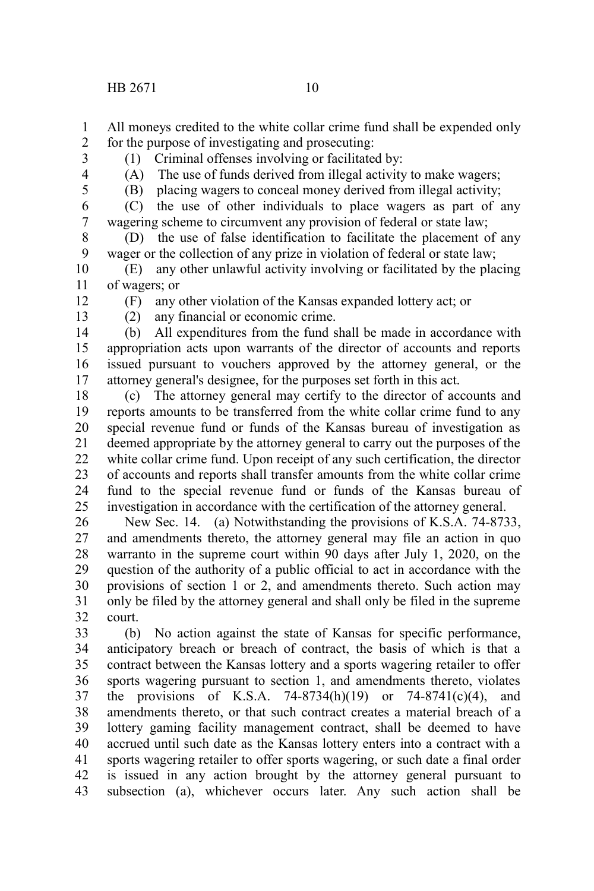All moneys credited to the white collar crime fund shall be expended only for the purpose of investigating and prosecuting:

(1) Criminal offenses involving or facilitated by:

(A) The use of funds derived from illegal activity to make wagers;

(B) placing wagers to conceal money derived from illegal activity;

(C) the use of other individuals to place wagers as part of any wagering scheme to circumvent any provision of federal or state law;

(D) the use of false identification to facilitate the placement of any wager or the collection of any prize in violation of federal or state law;

(E) any other unlawful activity involving or facilitated by the placing of wagers; or

(F) any other violation of the Kansas expanded lottery act; or

(2) any financial or economic crime.

(b) All expenditures from the fund shall be made in accordance with appropriation acts upon warrants of the director of accounts and reports issued pursuant to vouchers approved by the attorney general, or the attorney general's designee, for the purposes set forth in this act.

(c) The attorney general may certify to the director of accounts and reports amounts to be transferred from the white collar crime fund to any special revenue fund or funds of the Kansas bureau of investigation as deemed appropriate by the attorney general to carry out the purposes of the white collar crime fund. Upon receipt of any such certification, the director of accounts and reports shall transfer amounts from the white collar crime fund to the special revenue fund or funds of the Kansas bureau of investigation in accordance with the certification of the attorney general.

New Sec. 14. (a) Notwithstanding the provisions of K.S.A. 74-8733, and amendments thereto, the attorney general may file an action in quo warranto in the supreme court within 90 days after July 1, 2020, on the question of the authority of a public official to act in accordance with the provisions of section 1 or 2, and amendments thereto. Such action may only be filed by the attorney general and shall only be filed in the supreme court.

(b) No action against the state of Kansas for specific performance, anticipatory breach or breach of contract, the basis of which is that a contract between the Kansas lottery and a sports wagering retailer to offer sports wagering pursuant to section 1, and amendments thereto, violates the provisions of K.S.A. 74-8734(h)(19) or 74-8741(c)(4), and amendments thereto, or that such contract creates a material breach of a lottery gaming facility management contract, shall be deemed to have accrued until such date as the Kansas lottery enters into a contract with a sports wagering retailer to offer sports wagering, or such date a final order is issued in any action brought by the attorney general pursuant to subsection (a), whichever occurs later. Any such action shall be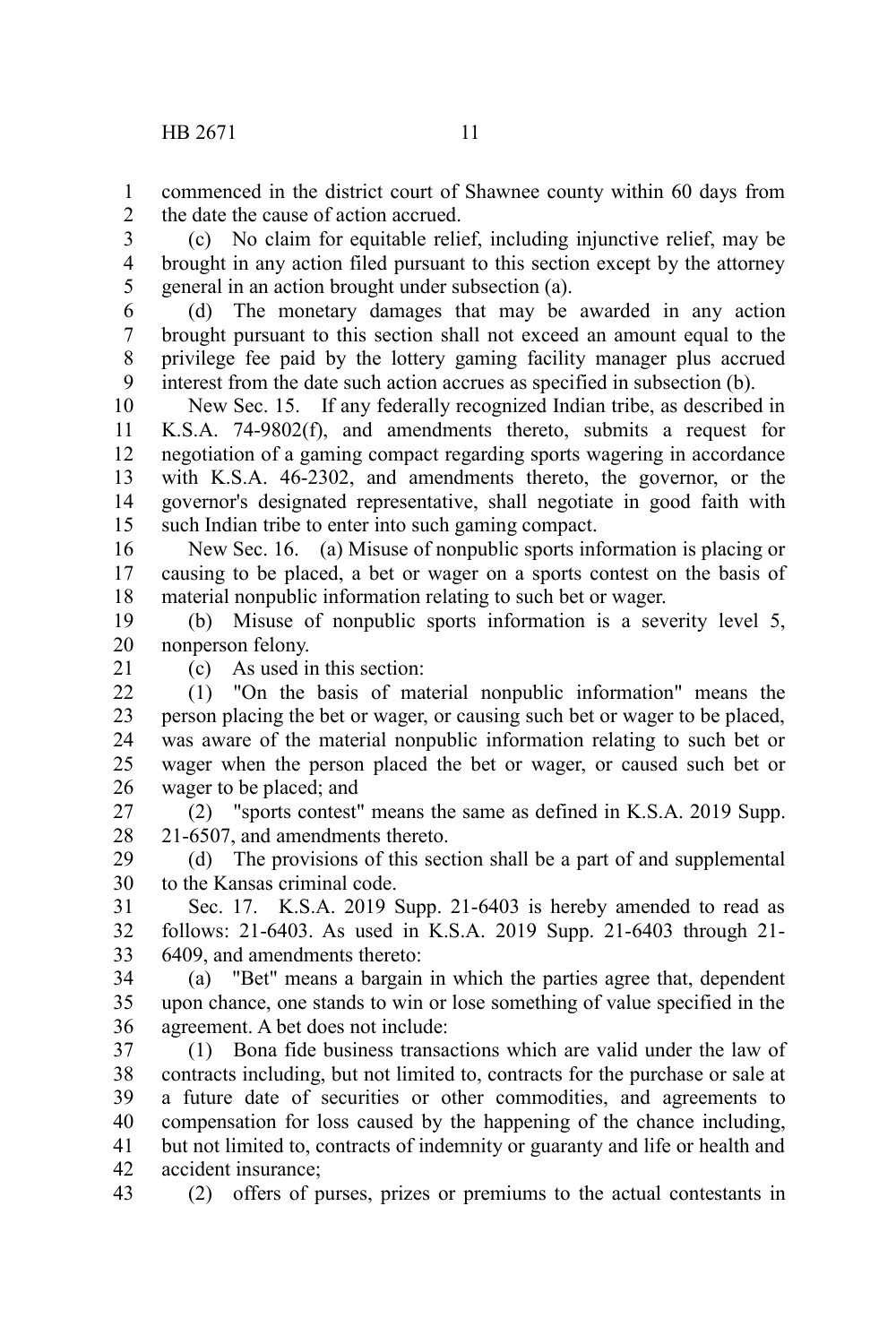commenced in the district court of Shawnee county within 60 days from the date the cause of action accrued.

(c) No claim for equitable relief, including injunctive relief, may be brought in any action filed pursuant to this section except by the attorney general in an action brought under subsection (a).

(d) The monetary damages that may be awarded in any action brought pursuant to this section shall not exceed an amount equal to the privilege fee paid by the lottery gaming facility manager plus accrued interest from the date such action accrues as specified in subsection (b).

New Sec. 15. If any federally recognized Indian tribe, as described in K.S.A. 74-9802(f), and amendments thereto, submits a request for negotiation of a gaming compact regarding sports wagering in accordance with K.S.A. 46-2302, and amendments thereto, the governor, or the governor's designated representative, shall negotiate in good faith with such Indian tribe to enter into such gaming compact.

New Sec. 16. (a) Misuse of nonpublic sports information is placing or causing to be placed, a bet or wager on a sports contest on the basis of material nonpublic information relating to such bet or wager.

(b) Misuse of nonpublic sports information is a severity level 5, nonperson felony.

(c) As used in this section:

(1) "On the basis of material nonpublic information" means the person placing the bet or wager, or causing such bet or wager to be placed, was aware of the material nonpublic information relating to such bet or wager when the person placed the bet or wager, or caused such bet or wager to be placed; and

(2) "sports contest" means the same as defined in K.S.A. 2019 Supp. 21-6507, and amendments thereto.

(d) The provisions of this section shall be a part of and supplemental to the Kansas criminal code.

Sec. 17. K.S.A. 2019 Supp. 21-6403 is hereby amended to read as follows: 21-6403. As used in K.S.A. 2019 Supp. 21-6403 through 21-6409, and amendments thereto:

(a) "Bet" means a bargain in which the parties agree that, dependent upon chance, one stands to win or lose something of value specified in the agreement. A bet does not include:

(1) Bona fide business transactions which are valid under the law of contracts including, but not limited to, contracts for the purchase or sale at a future date of securities or other commodities, and agreements to compensation for loss caused by the happening of the chance including, but not limited to, contracts of indemnity or guaranty and life or health and accident insurance;

(2) offers of purses, prizes or premiums to the actual contestants in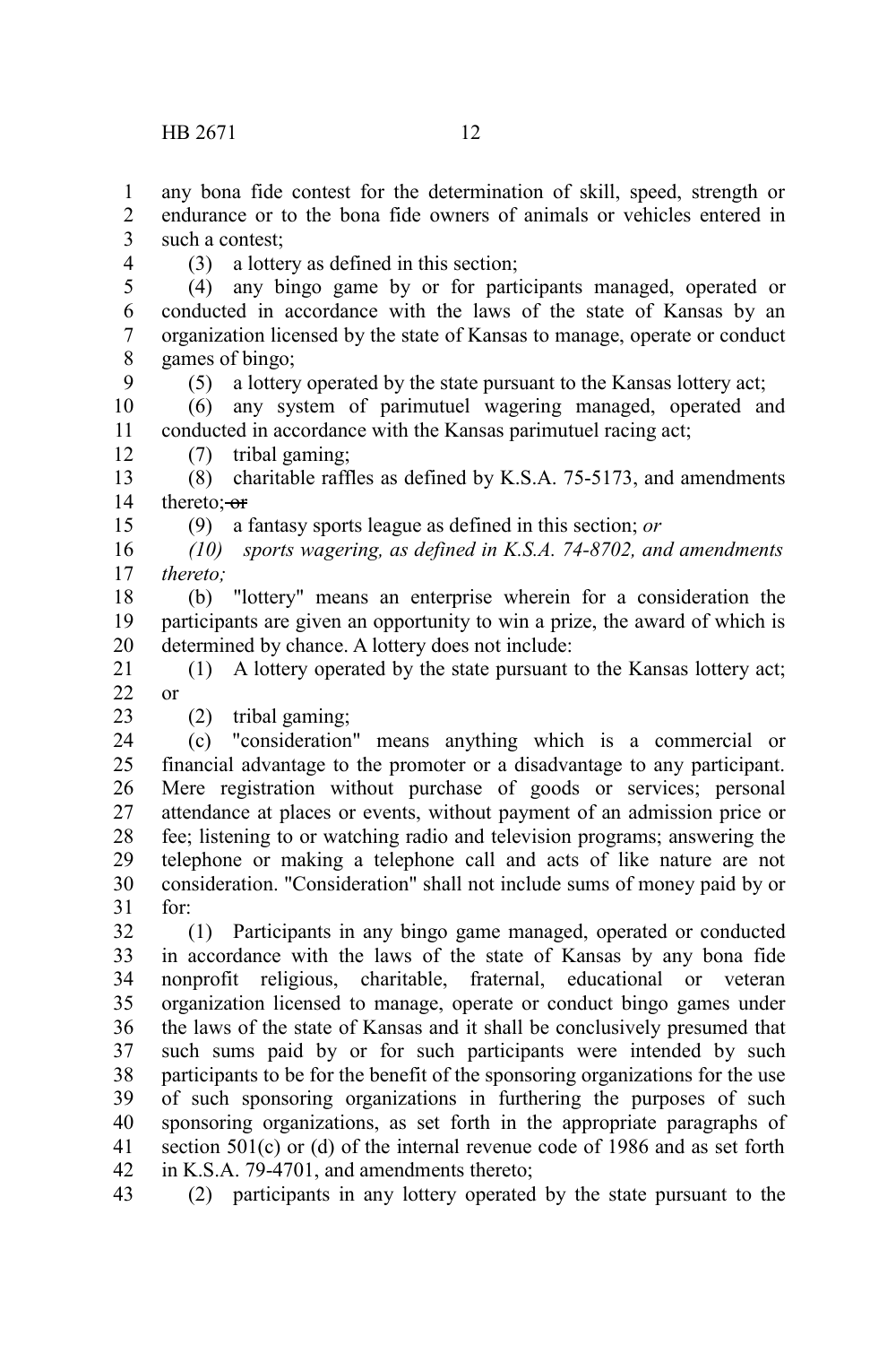any bona fide contest for the determination of skill, speed, strength or endurance or to the bona fide owners of animals or vehicles entered in such a contest;

(3) a lottery as defined in this section;

(4) any bingo game by or for participants managed, operated or conducted in accordance with the laws of the state of Kansas by an organization licensed by the state of Kansas to manage, operate or conduct games of bingo;

(5) a lottery operated by the state pursuant to the Kansas lottery act;

(6) any system of parimutuel wagering managed, operated and conducted in accordance with the Kansas parimutuel racing act;

(7) tribal gaming;

(8) charitable raffles as defined by K.S.A. 75-5173, and amendments thereto; ~~or~~

(9) a fantasy sports league as defined in this section; *or*

*(10) sports wagering, as defined in K.S.A. 74-8702, and amendments thereto;*

(b) "lottery" means an enterprise wherein for a consideration the participants are given an opportunity to win a prize, the award of which is determined by chance. A lottery does not include:

(1) A lottery operated by the state pursuant to the Kansas lottery act; or

(2) tribal gaming;

(c) "consideration" means anything which is a commercial or financial advantage to the promoter or a disadvantage to any participant. Mere registration without purchase of goods or services; personal attendance at places or events, without payment of an admission price or fee; listening to or watching radio and television programs; answering the telephone or making a telephone call and acts of like nature are not consideration. "Consideration" shall not include sums of money paid by or for:

(1) Participants in any bingo game managed, operated or conducted in accordance with the laws of the state of Kansas by any bona fide nonprofit religious, charitable, fraternal, educational or veteran organization licensed to manage, operate or conduct bingo games under the laws of the state of Kansas and it shall be conclusively presumed that such sums paid by or for such participants were intended by such participants to be for the benefit of the sponsoring organizations for the use of such sponsoring organizations in furthering the purposes of such sponsoring organizations, as set forth in the appropriate paragraphs of section 501(c) or (d) of the internal revenue code of 1986 and as set forth in K.S.A. 79-4701, and amendments thereto;

(2) participants in any lottery operated by the state pursuant to the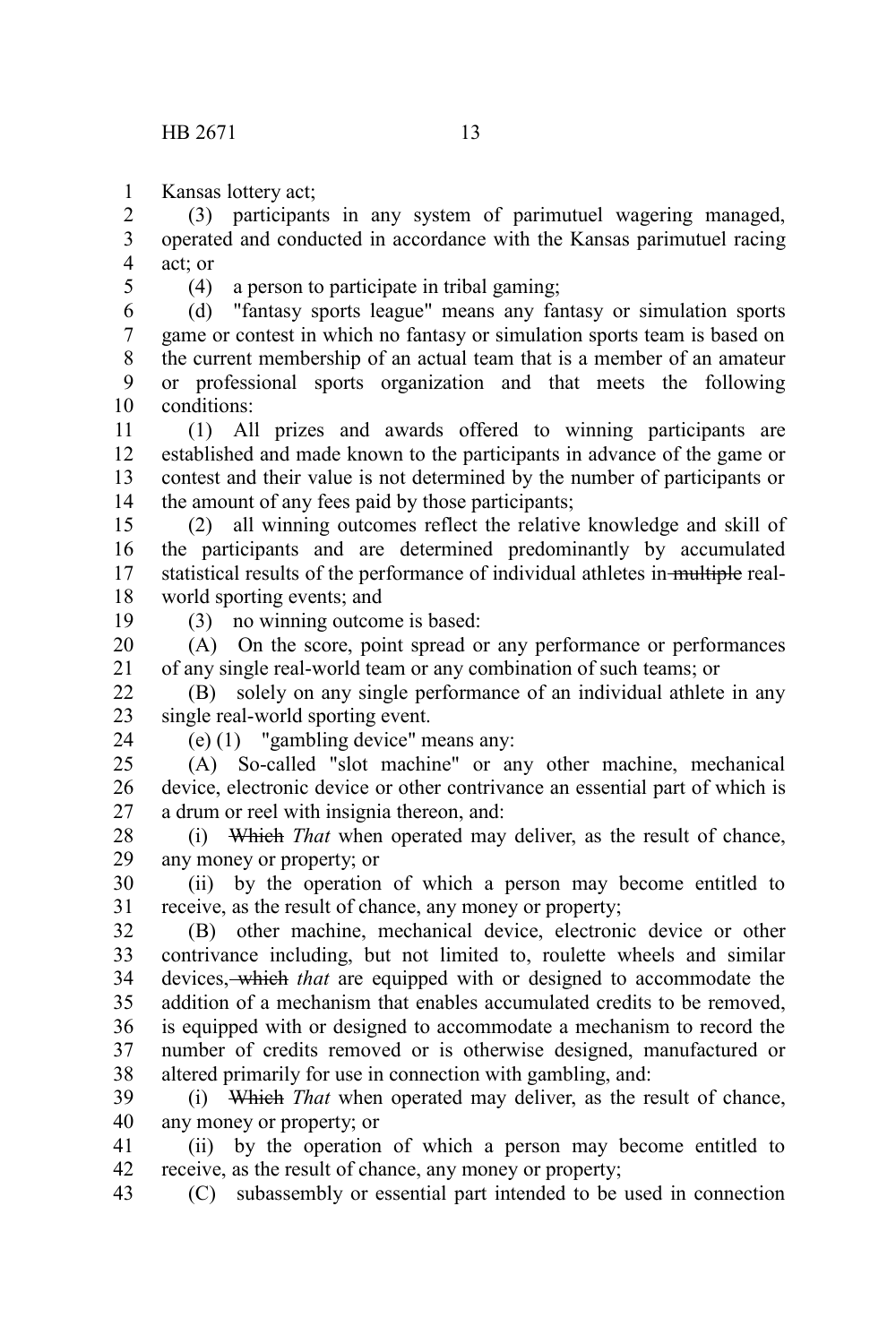Kansas lottery act;

(3) participants in any system of parimutuel wagering managed, operated and conducted in accordance with the Kansas parimutuel racing act; or

(4) a person to participate in tribal gaming;

(d) "fantasy sports league" means any fantasy or simulation sports game or contest in which no fantasy or simulation sports team is based on the current membership of an actual team that is a member of an amateur or professional sports organization and that meets the following conditions:

(1) All prizes and awards offered to winning participants are established and made known to the participants in advance of the game or contest and their value is not determined by the number of participants or the amount of any fees paid by those participants;

(2) all winning outcomes reflect the relative knowledge and skill of the participants and are determined predominantly by accumulated statistical results of the performance of individual athletes in ~~multiple~~ real-world sporting events; and

(3) no winning outcome is based:

(A) On the score, point spread or any performance or performances of any single real-world team or any combination of such teams; or

(B) solely on any single performance of an individual athlete in any single real-world sporting event.

(e) (1) "gambling device" means any:

(A) So-called "slot machine" or any other machine, mechanical device, electronic device or other contrivance an essential part of which is a drum or reel with insignia thereon, and:

(i) ~~Which~~ *That* when operated may deliver, as the result of chance, any money or property; or

(ii) by the operation of which a person may become entitled to receive, as the result of chance, any money or property;

(B) other machine, mechanical device, electronic device or other contrivance including, but not limited to, roulette wheels and similar devices, ~~which~~ *that* are equipped with or designed to accommodate the addition of a mechanism that enables accumulated credits to be removed, is equipped with or designed to accommodate a mechanism to record the number of credits removed or is otherwise designed, manufactured or altered primarily for use in connection with gambling, and:

(i) ~~Which~~ *That* when operated may deliver, as the result of chance, any money or property; or

(ii) by the operation of which a person may become entitled to receive, as the result of chance, any money or property;

(C) subassembly or essential part intended to be used in connection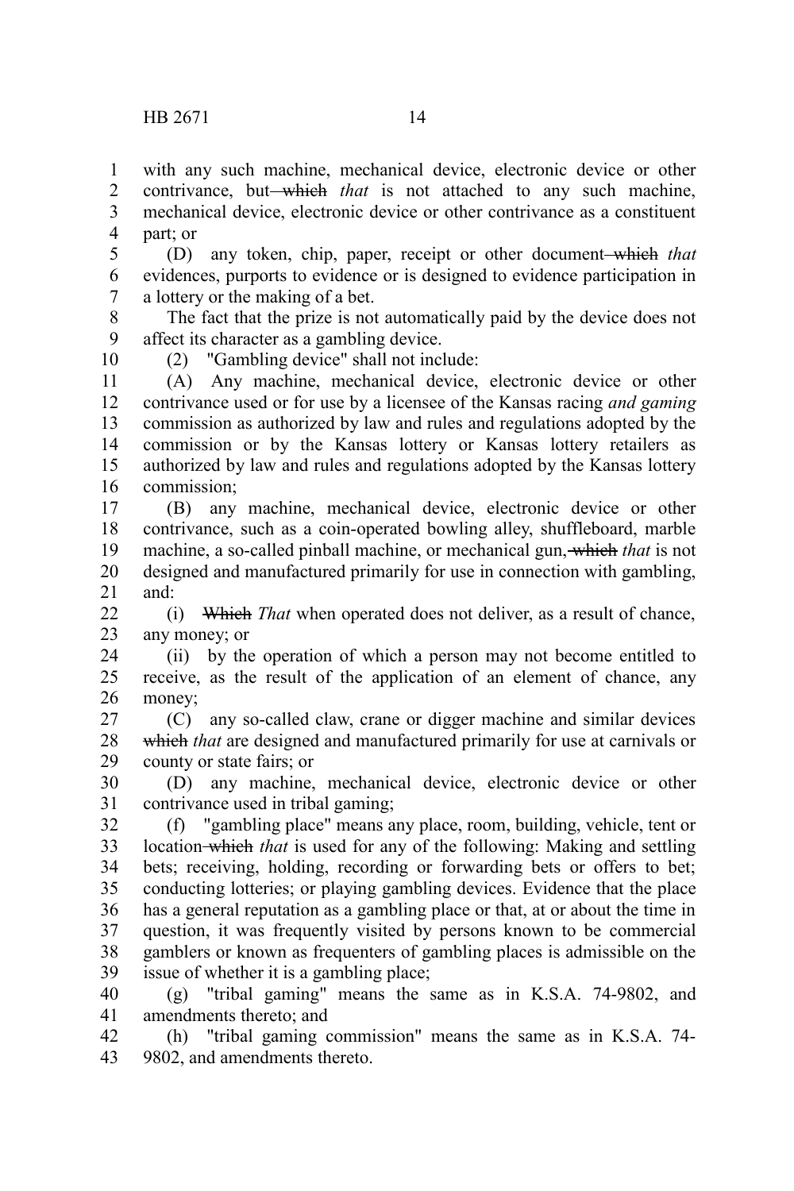with any such machine, mechanical device, electronic device or other contrivance, but ~~which~~ *that* is not attached to any such machine, mechanical device, electronic device or other contrivance as a constituent part; or

(D) any token, chip, paper, receipt or other document ~~which~~ *that* evidences, purports to evidence or is designed to evidence participation in a lottery or the making of a bet.

The fact that the prize is not automatically paid by the device does not affect its character as a gambling device.

(2) "Gambling device" shall not include:

(A) Any machine, mechanical device, electronic device or other contrivance used or for use by a licensee of the Kansas racing *and gaming* commission as authorized by law and rules and regulations adopted by the commission or by the Kansas lottery or Kansas lottery retailers as authorized by law and rules and regulations adopted by the Kansas lottery commission;

(B) any machine, mechanical device, electronic device or other contrivance, such as a coin-operated bowling alley, shuffleboard, marble machine, a so-called pinball machine, or mechanical gun, ~~which~~ *that* is not designed and manufactured primarily for use in connection with gambling, and:

(i) ~~Which~~ *That* when operated does not deliver, as a result of chance, any money; or

(ii) by the operation of which a person may not become entitled to receive, as the result of the application of an element of chance, any money;

(C) any so-called claw, crane or digger machine and similar devices ~~which~~ *that* are designed and manufactured primarily for use at carnivals or county or state fairs; or

(D) any machine, mechanical device, electronic device or other contrivance used in tribal gaming;

(f) "gambling place" means any place, room, building, vehicle, tent or location ~~which~~ *that* is used for any of the following: Making and settling bets; receiving, holding, recording or forwarding bets or offers to bet; conducting lotteries; or playing gambling devices. Evidence that the place has a general reputation as a gambling place or that, at or about the time in question, it was frequently visited by persons known to be commercial gamblers or known as frequenters of gambling places is admissible on the issue of whether it is a gambling place;

(g) "tribal gaming" means the same as in K.S.A. 74-9802, and amendments thereto; and

(h) "tribal gaming commission" means the same as in K.S.A. 74-9802, and amendments thereto.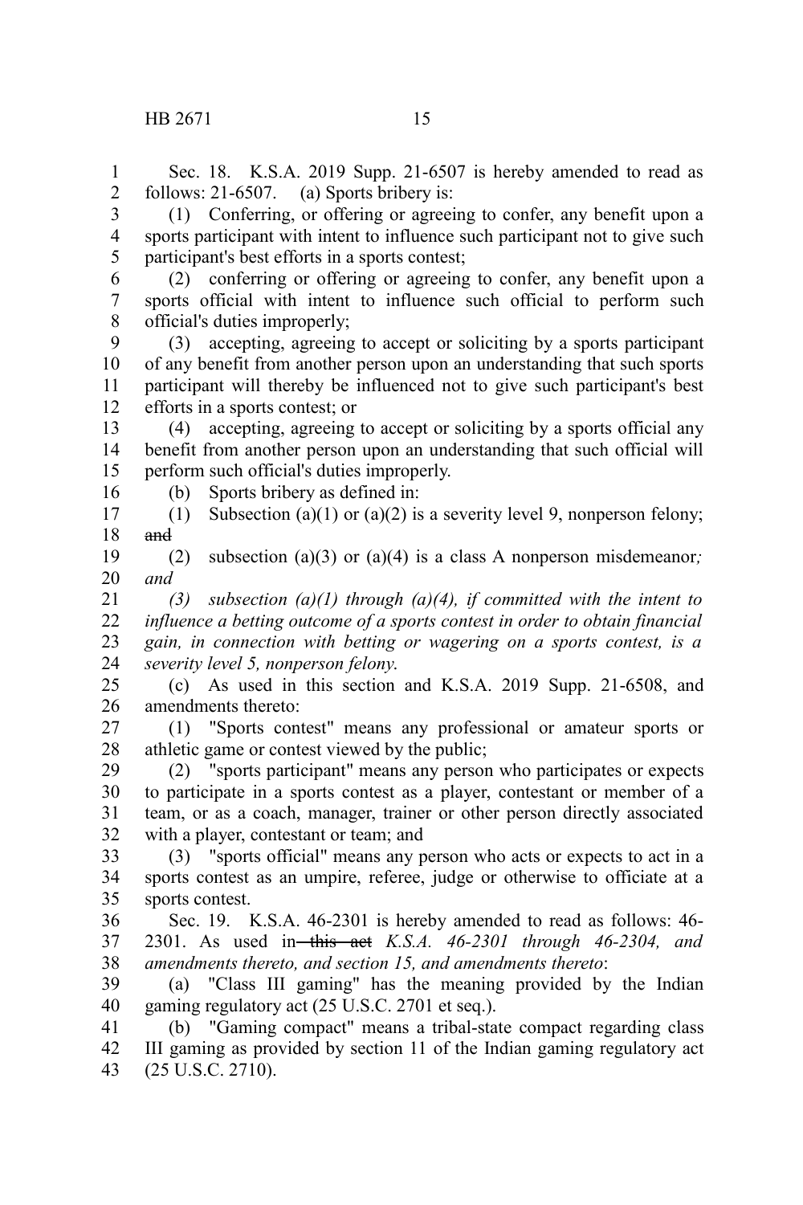Sec. 18. K.S.A. 2019 Supp. 21-6507 is hereby amended to read as follows: 21-6507. (a) Sports bribery is:

(1) Conferring, or offering or agreeing to confer, any benefit upon a sports participant with intent to influence such participant not to give such participant's best efforts in a sports contest;

(2) conferring or offering or agreeing to confer, any benefit upon a sports official with intent to influence such official to perform such official's duties improperly;

(3) accepting, agreeing to accept or soliciting by a sports participant of any benefit from another person upon an understanding that such sports participant will thereby be influenced not to give such participant's best efforts in a sports contest; or

(4) accepting, agreeing to accept or soliciting by a sports official any benefit from another person upon an understanding that such official will perform such official's duties improperly.

(b) Sports bribery as defined in:

(1) Subsection (a)(1) or (a)(2) is a severity level 9, nonperson felony; ~~and~~

(2) subsection (a)(3) or (a)(4) is a class A nonperson misdemeanor*; and*

*(3) subsection (a)(1) through (a)(4), if committed with the intent to influence a betting outcome of a sports contest in order to obtain financial gain, in connection with betting or wagering on a sports contest, is a severity level 5, nonperson felony.*

(c) As used in this section and K.S.A. 2019 Supp. 21-6508, and amendments thereto:

(1) "Sports contest" means any professional or amateur sports or athletic game or contest viewed by the public;

(2) "sports participant" means any person who participates or expects to participate in a sports contest as a player, contestant or member of a team, or as a coach, manager, trainer or other person directly associated with a player, contestant or team; and

(3) "sports official" means any person who acts or expects to act in a sports contest as an umpire, referee, judge or otherwise to officiate at a sports contest.

Sec. 19. K.S.A. 46-2301 is hereby amended to read as follows: 46-2301. As used in ~~this act~~ *K.S.A. 46-2301 through 46-2304, and amendments thereto, and section 15, and amendments thereto*:

(a) "Class III gaming" has the meaning provided by the Indian gaming regulatory act (25 U.S.C. 2701 et seq.).

(b) "Gaming compact" means a tribal-state compact regarding class III gaming as provided by section 11 of the Indian gaming regulatory act (25 U.S.C. 2710).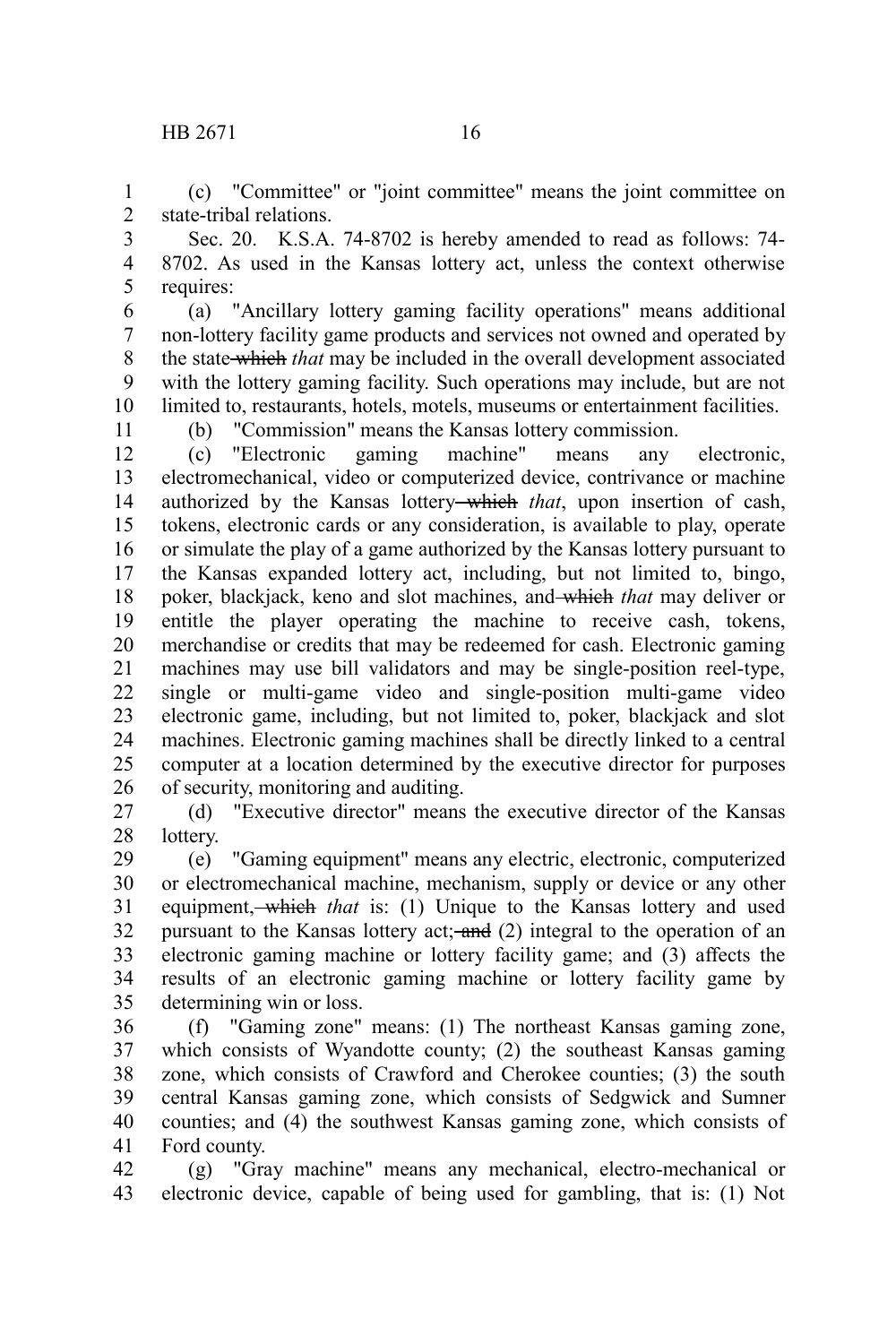(c) "Committee" or "joint committee" means the joint committee on state-tribal relations.

Sec. 20. K.S.A. 74-8702 is hereby amended to read as follows: 74-8702. As used in the Kansas lottery act, unless the context otherwise requires:

(a) "Ancillary lottery gaming facility operations" means additional non-lottery facility game products and services not owned and operated by the state ~~which~~ *that* may be included in the overall development associated with the lottery gaming facility. Such operations may include, but are not limited to, restaurants, hotels, motels, museums or entertainment facilities.

(b) "Commission" means the Kansas lottery commission.

(c) "Electronic gaming machine" means any electronic, electromechanical, video or computerized device, contrivance or machine authorized by the Kansas lottery ~~which~~ *that*, upon insertion of cash, tokens, electronic cards or any consideration, is available to play, operate or simulate the play of a game authorized by the Kansas lottery pursuant to the Kansas expanded lottery act, including, but not limited to, bingo, poker, blackjack, keno and slot machines, and ~~which~~ *that* may deliver or entitle the player operating the machine to receive cash, tokens, merchandise or credits that may be redeemed for cash. Electronic gaming machines may use bill validators and may be single-position reel-type, single or multi-game video and single-position multi-game video electronic game, including, but not limited to, poker, blackjack and slot machines. Electronic gaming machines shall be directly linked to a central computer at a location determined by the executive director for purposes of security, monitoring and auditing.

(d) "Executive director" means the executive director of the Kansas lottery.

(e) "Gaming equipment" means any electric, electronic, computerized or electromechanical machine, mechanism, supply or device or any other equipment~~, which~~ *that* is: (1) Unique to the Kansas lottery and used pursuant to the Kansas lottery act; ~~and~~ (2) integral to the operation of an electronic gaming machine or lottery facility game; and (3) affects the results of an electronic gaming machine or lottery facility game by determining win or loss.

(f) "Gaming zone" means: (1) The northeast Kansas gaming zone, which consists of Wyandotte county; (2) the southeast Kansas gaming zone, which consists of Crawford and Cherokee counties; (3) the south central Kansas gaming zone, which consists of Sedgwick and Sumner counties; and (4) the southwest Kansas gaming zone, which consists of Ford county.

(g) "Gray machine" means any mechanical, electro-mechanical or electronic device, capable of being used for gambling, that is: (1) Not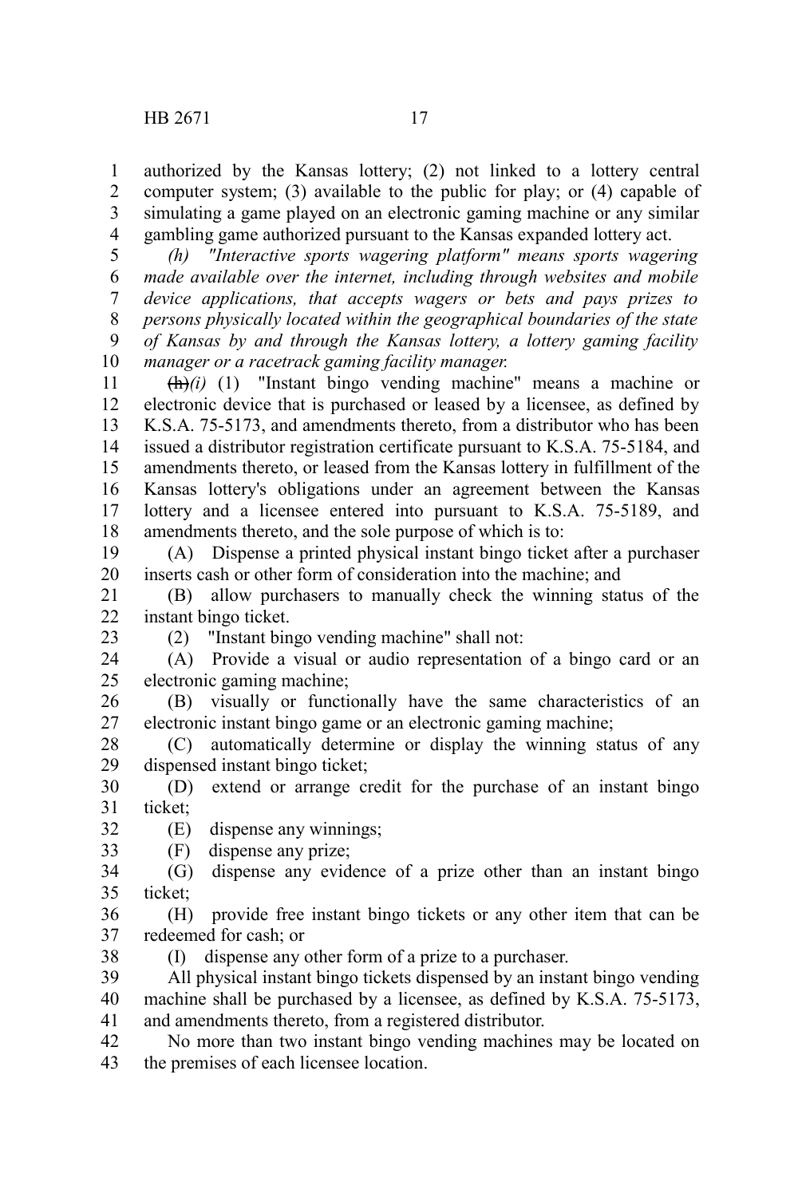authorized by the Kansas lottery; (2) not linked to a lottery central computer system; (3) available to the public for play; or (4) capable of simulating a game played on an electronic gaming machine or any similar gambling game authorized pursuant to the Kansas expanded lottery act.

*(h) "Interactive sports wagering platform" means sports wagering made available over the internet, including through websites and mobile device applications, that accepts wagers or bets and pays prizes to persons physically located within the geographical boundaries of the state of Kansas by and through the Kansas lottery, a lottery gaming facility manager or a racetrack gaming facility manager.*

~~(h)~~*(i)* (1) "Instant bingo vending machine" means a machine or electronic device that is purchased or leased by a licensee, as defined by K.S.A. 75-5173, and amendments thereto, from a distributor who has been issued a distributor registration certificate pursuant to K.S.A. 75-5184, and amendments thereto, or leased from the Kansas lottery in fulfillment of the Kansas lottery's obligations under an agreement between the Kansas lottery and a licensee entered into pursuant to K.S.A. 75-5189, and amendments thereto, and the sole purpose of which is to:

(A) Dispense a printed physical instant bingo ticket after a purchaser inserts cash or other form of consideration into the machine; and

(B) allow purchasers to manually check the winning status of the instant bingo ticket.

(2) "Instant bingo vending machine" shall not:

(A) Provide a visual or audio representation of a bingo card or an electronic gaming machine;

(B) visually or functionally have the same characteristics of an electronic instant bingo game or an electronic gaming machine;

(C) automatically determine or display the winning status of any dispensed instant bingo ticket;

(D) extend or arrange credit for the purchase of an instant bingo ticket;

(E) dispense any winnings;

(F) dispense any prize;

(G) dispense any evidence of a prize other than an instant bingo ticket;

(H) provide free instant bingo tickets or any other item that can be redeemed for cash; or

(I) dispense any other form of a prize to a purchaser.

All physical instant bingo tickets dispensed by an instant bingo vending machine shall be purchased by a licensee, as defined by K.S.A. 75-5173, and amendments thereto, from a registered distributor.

No more than two instant bingo vending machines may be located on the premises of each licensee location.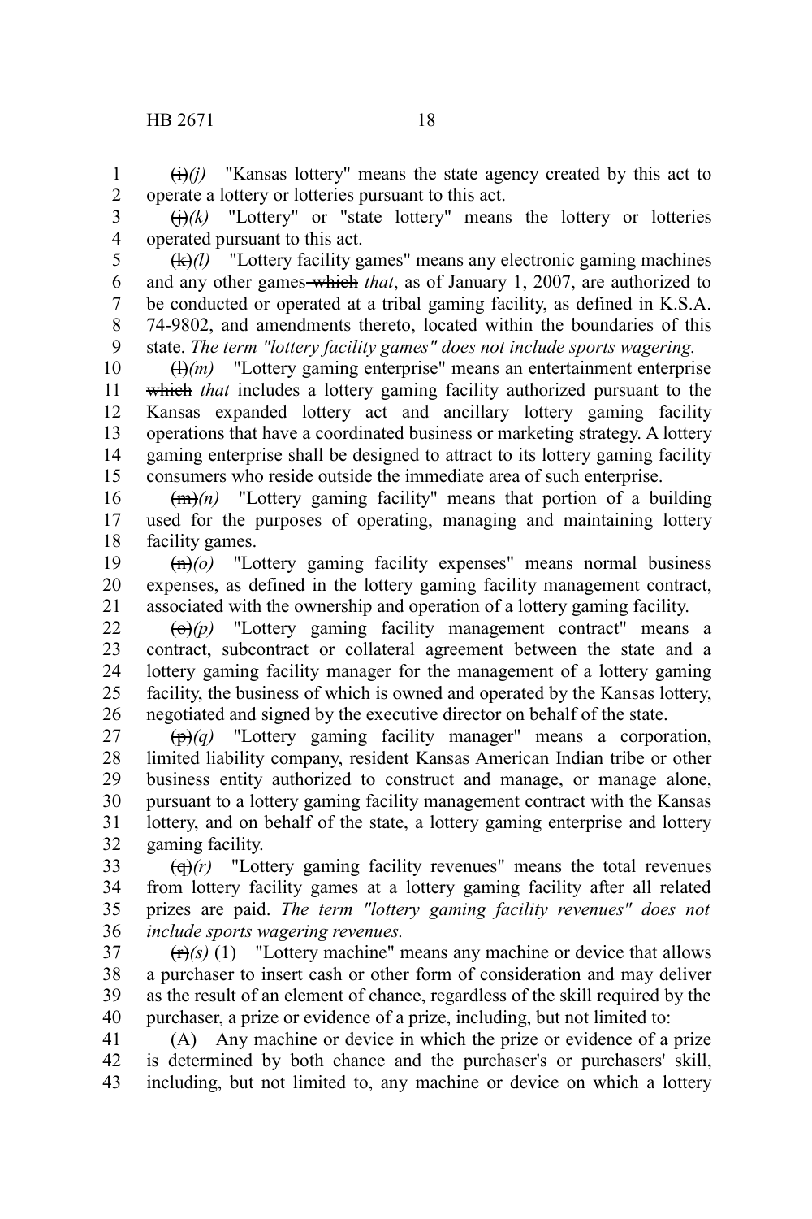~~(i)~~*(j)* "Kansas lottery" means the state agency created by this act to operate a lottery or lotteries pursuant to this act.

~~(j)~~*(k)* "Lottery" or "state lottery" means the lottery or lotteries operated pursuant to this act.

~~(k)~~*(l)* "Lottery facility games" means any electronic gaming machines and any other games ~~which~~ *that*, as of January 1, 2007, are authorized to be conducted or operated at a tribal gaming facility, as defined in K.S.A. 74-9802, and amendments thereto, located within the boundaries of this state. *The term "lottery facility games" does not include sports wagering.*

~~(l)~~*(m)* "Lottery gaming enterprise" means an entertainment enterprise ~~which~~ *that* includes a lottery gaming facility authorized pursuant to the Kansas expanded lottery act and ancillary lottery gaming facility operations that have a coordinated business or marketing strategy. A lottery gaming enterprise shall be designed to attract to its lottery gaming facility consumers who reside outside the immediate area of such enterprise.

~~(m)~~*(n)* "Lottery gaming facility" means that portion of a building used for the purposes of operating, managing and maintaining lottery facility games.

~~(n)~~*(o)* "Lottery gaming facility expenses" means normal business expenses, as defined in the lottery gaming facility management contract, associated with the ownership and operation of a lottery gaming facility.

~~(o)~~*(p)* "Lottery gaming facility management contract" means a contract, subcontract or collateral agreement between the state and a lottery gaming facility manager for the management of a lottery gaming facility, the business of which is owned and operated by the Kansas lottery, negotiated and signed by the executive director on behalf of the state.

~~(p)~~*(q)* "Lottery gaming facility manager" means a corporation, limited liability company, resident Kansas American Indian tribe or other business entity authorized to construct and manage, or manage alone, pursuant to a lottery gaming facility management contract with the Kansas lottery, and on behalf of the state, a lottery gaming enterprise and lottery gaming facility.

~~(q)~~*(r)* "Lottery gaming facility revenues" means the total revenues from lottery facility games at a lottery gaming facility after all related prizes are paid. *The term "lottery gaming facility revenues" does not include sports wagering revenues.*

~~(r)~~*(s)* (1) "Lottery machine" means any machine or device that allows a purchaser to insert cash or other form of consideration and may deliver as the result of an element of chance, regardless of the skill required by the purchaser, a prize or evidence of a prize, including, but not limited to:

(A) Any machine or device in which the prize or evidence of a prize is determined by both chance and the purchaser's or purchasers' skill, including, but not limited to, any machine or device on which a lottery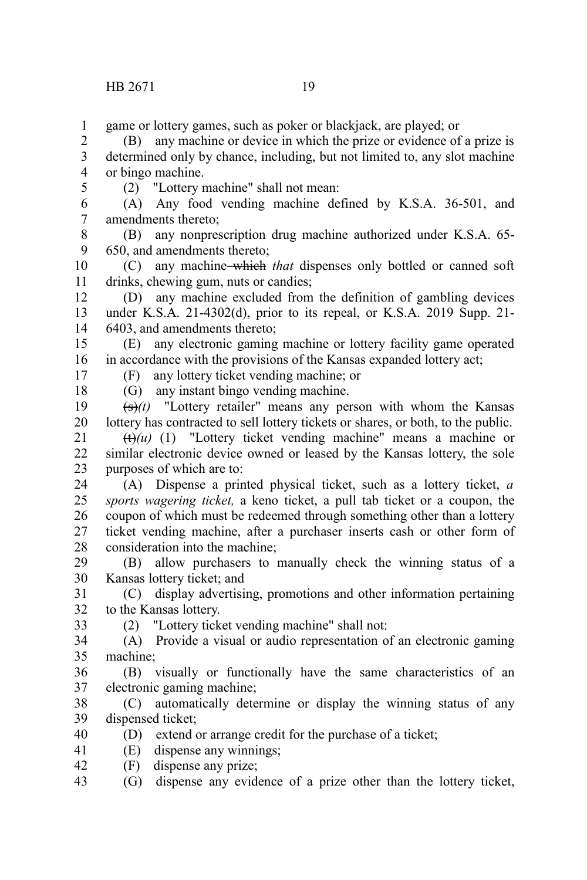game or lottery games, such as poker or blackjack, are played; or

(B) any machine or device in which the prize or evidence of a prize is determined only by chance, including, but not limited to, any slot machine or bingo machine.

(2) "Lottery machine" shall not mean:

(A) Any food vending machine defined by K.S.A. 36-501, and amendments thereto;

(B) any nonprescription drug machine authorized under K.S.A. 65-650, and amendments thereto;

(C) any machine ~~which~~ *that* dispenses only bottled or canned soft drinks, chewing gum, nuts or candies;

(D) any machine excluded from the definition of gambling devices under K.S.A. 21-4302(d), prior to its repeal, or K.S.A. 2019 Supp. 21-6403, and amendments thereto;

(E) any electronic gaming machine or lottery facility game operated in accordance with the provisions of the Kansas expanded lottery act;

(F) any lottery ticket vending machine; or

(G) any instant bingo vending machine.

~~(s)~~*(t)* "Lottery retailer" means any person with whom the Kansas lottery has contracted to sell lottery tickets or shares, or both, to the public.

~~(t)~~*(u)* (1) "Lottery ticket vending machine" means a machine or similar electronic device owned or leased by the Kansas lottery, the sole purposes of which are to:

(A) Dispense a printed physical ticket, such as a lottery ticket, *a sports wagering ticket,* a keno ticket, a pull tab ticket or a coupon, the coupon of which must be redeemed through something other than a lottery ticket vending machine, after a purchaser inserts cash or other form of consideration into the machine;

(B) allow purchasers to manually check the winning status of a Kansas lottery ticket; and

(C) display advertising, promotions and other information pertaining to the Kansas lottery.

(2) "Lottery ticket vending machine" shall not:

(A) Provide a visual or audio representation of an electronic gaming machine;

(B) visually or functionally have the same characteristics of an electronic gaming machine;

(C) automatically determine or display the winning status of any dispensed ticket;

(D) extend or arrange credit for the purchase of a ticket;

(E) dispense any winnings;

(F) dispense any prize;

(G) dispense any evidence of a prize other than the lottery ticket,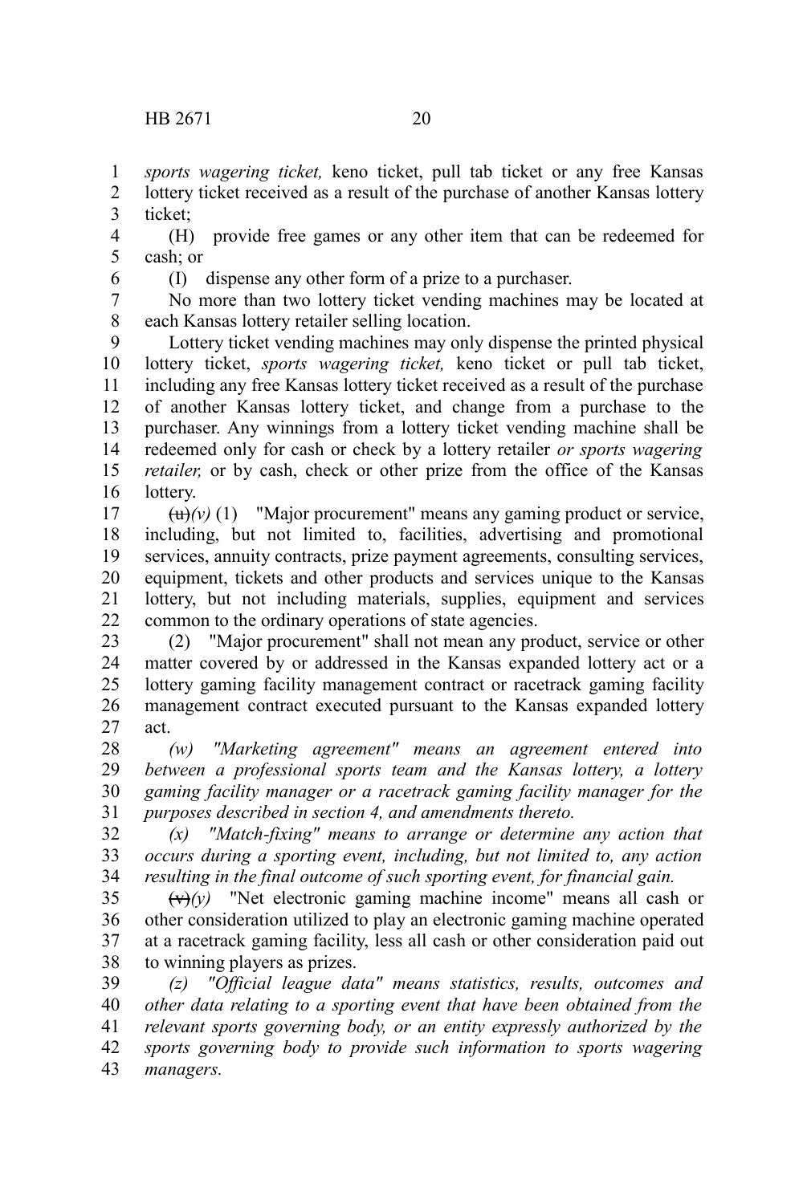*sports wagering ticket,* keno ticket, pull tab ticket or any free Kansas lottery ticket received as a result of the purchase of another Kansas lottery ticket;

(H) provide free games or any other item that can be redeemed for cash; or

(I) dispense any other form of a prize to a purchaser.

No more than two lottery ticket vending machines may be located at each Kansas lottery retailer selling location.

Lottery ticket vending machines may only dispense the printed physical lottery ticket, *sports wagering ticket,* keno ticket or pull tab ticket, including any free Kansas lottery ticket received as a result of the purchase of another Kansas lottery ticket, and change from a purchase to the purchaser. Any winnings from a lottery ticket vending machine shall be redeemed only for cash or check by a lottery retailer *or sports wagering retailer,* or by cash, check or other prize from the office of the Kansas lottery.

~~(u)~~*(v)* (1) "Major procurement" means any gaming product or service, including, but not limited to, facilities, advertising and promotional services, annuity contracts, prize payment agreements, consulting services, equipment, tickets and other products and services unique to the Kansas lottery, but not including materials, supplies, equipment and services common to the ordinary operations of state agencies.

(2) "Major procurement" shall not mean any product, service or other matter covered by or addressed in the Kansas expanded lottery act or a lottery gaming facility management contract or racetrack gaming facility management contract executed pursuant to the Kansas expanded lottery act.

*(w) "Marketing agreement" means an agreement entered into between a professional sports team and the Kansas lottery, a lottery gaming facility manager or a racetrack gaming facility manager for the purposes described in section 4, and amendments thereto.*

*(x) "Match-fixing" means to arrange or determine any action that occurs during a sporting event, including, but not limited to, any action resulting in the final outcome of such sporting event, for financial gain.*

~~(v)~~*(y)* "Net electronic gaming machine income" means all cash or other consideration utilized to play an electronic gaming machine operated at a racetrack gaming facility, less all cash or other consideration paid out to winning players as prizes.

*(z) "Official league data" means statistics, results, outcomes and other data relating to a sporting event that have been obtained from the relevant sports governing body, or an entity expressly authorized by the sports governing body to provide such information to sports wagering managers.*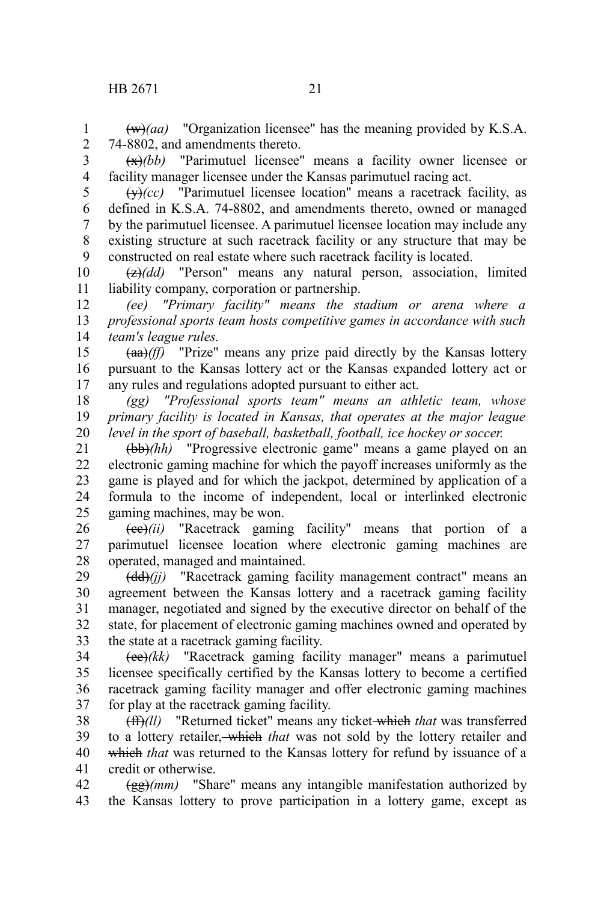(w)*(aa)* "Organization licensee" has the meaning provided by K.S.A. 74-8802, and amendments thereto.

(x)*(bb)* "Parimutuel licensee" means a facility owner licensee or facility manager licensee under the Kansas parimutuel racing act.

(y)*(cc)* "Parimutuel licensee location" means a racetrack facility, as defined in K.S.A. 74-8802, and amendments thereto, owned or managed by the parimutuel licensee. A parimutuel licensee location may include any existing structure at such racetrack facility or any structure that may be constructed on real estate where such racetrack facility is located.

(z)*(dd)* "Person" means any natural person, association, limited liability company, corporation or partnership.

*(ee) "Primary facility" means the stadium or arena where a professional sports team hosts competitive games in accordance with such team's league rules.*

(aa)*(ff)* "Prize" means any prize paid directly by the Kansas lottery pursuant to the Kansas lottery act or the Kansas expanded lottery act or any rules and regulations adopted pursuant to either act.

*(gg) "Professional sports team" means an athletic team, whose primary facility is located in Kansas, that operates at the major league level in the sport of baseball, basketball, football, ice hockey or soccer.*

(bb)*(hh)* "Progressive electronic game" means a game played on an electronic gaming machine for which the payoff increases uniformly as the game is played and for which the jackpot, determined by application of a formula to the income of independent, local or interlinked electronic gaming machines, may be won.

(cc)*(ii)* "Racetrack gaming facility" means that portion of a parimutuel licensee location where electronic gaming machines are operated, managed and maintained.

(dd)*(jj)* "Racetrack gaming facility management contract" means an agreement between the Kansas lottery and a racetrack gaming facility manager, negotiated and signed by the executive director on behalf of the state, for placement of electronic gaming machines owned and operated by the state at a racetrack gaming facility.

(ee)*(kk)* "Racetrack gaming facility manager" means a parimutuel licensee specifically certified by the Kansas lottery to become a certified racetrack gaming facility manager and offer electronic gaming machines for play at the racetrack gaming facility.

(ff)*(ll)* "Returned ticket" means any ticket ~~which~~ *that* was transferred to a lottery retailer, ~~which~~ *that* was not sold by the lottery retailer and ~~which~~ *that* was returned to the Kansas lottery for refund by issuance of a credit or otherwise.

(gg)*(mm)* "Share" means any intangible manifestation authorized by the Kansas lottery to prove participation in a lottery game, except as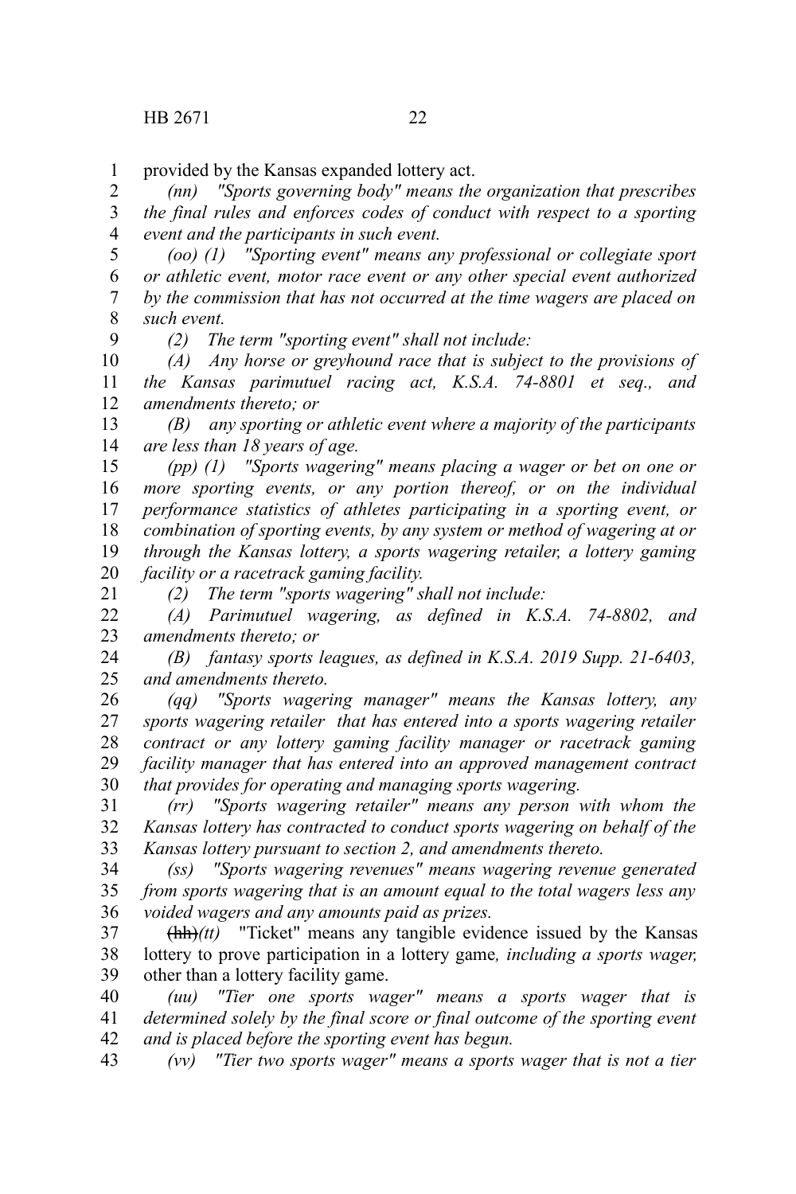provided by the Kansas expanded lottery act.

*(nn) "Sports governing body" means the organization that prescribes the final rules and enforces codes of conduct with respect to a sporting event and the participants in such event.*

*(oo) (1) "Sporting event" means any professional or collegiate sport or athletic event, motor race event or any other special event authorized by the commission that has not occurred at the time wagers are placed on such event.*

*(2) The term "sporting event" shall not include:*

*(A) Any horse or greyhound race that is subject to the provisions of the Kansas parimutuel racing act, K.S.A. 74-8801 et seq., and amendments thereto; or*

*(B) any sporting or athletic event where a majority of the participants are less than 18 years of age.*

*(pp) (1) "Sports wagering" means placing a wager or bet on one or more sporting events, or any portion thereof, or on the individual performance statistics of athletes participating in a sporting event, or combination of sporting events, by any system or method of wagering at or through the Kansas lottery, a sports wagering retailer, a lottery gaming facility or a racetrack gaming facility.*

*(2) The term "sports wagering" shall not include:*

*(A) Parimutuel wagering, as defined in K.S.A. 74-8802, and amendments thereto; or*

*(B) fantasy sports leagues, as defined in K.S.A. 2019 Supp. 21-6403, and amendments thereto.*

*(qq) "Sports wagering manager" means the Kansas lottery, any sports wagering retailer that has entered into a sports wagering retailer contract or any lottery gaming facility manager or racetrack gaming facility manager that has entered into an approved management contract that provides for operating and managing sports wagering.*

*(rr) "Sports wagering retailer" means any person with whom the Kansas lottery has contracted to conduct sports wagering on behalf of the Kansas lottery pursuant to section 2, and amendments thereto.*

*(ss) "Sports wagering revenues" means wagering revenue generated from sports wagering that is an amount equal to the total wagers less any voided wagers and any amounts paid as prizes.*

~~(hh)~~*(tt)* "Ticket" means any tangible evidence issued by the Kansas lottery to prove participation in a lottery game*, including a sports wager,* other than a lottery facility game.

*(uu) "Tier one sports wager" means a sports wager that is determined solely by the final score or final outcome of the sporting event and is placed before the sporting event has begun.*

*(vv) "Tier two sports wager" means a sports wager that is not a tier*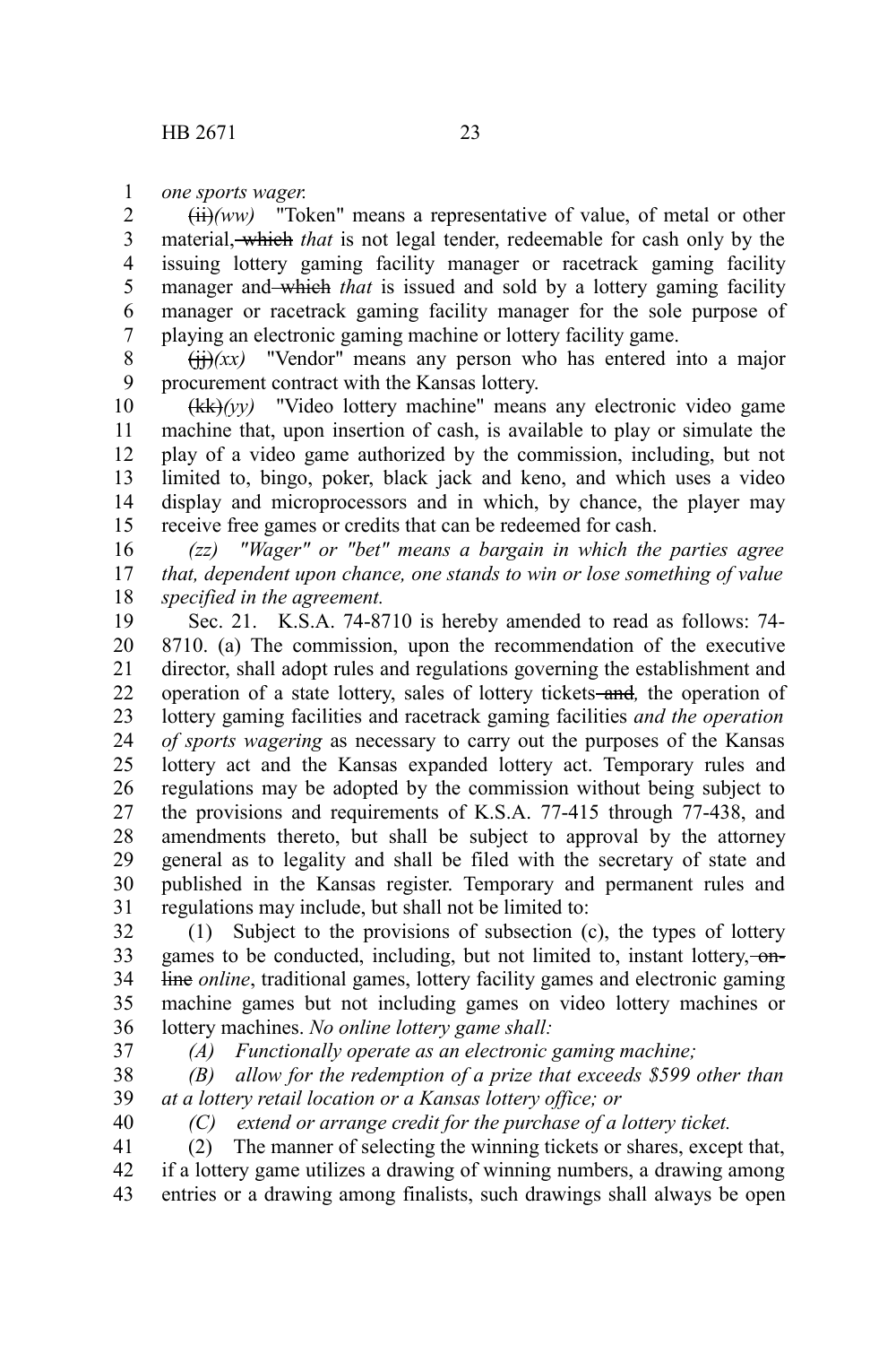*one sports wager.*

~~(ii)~~*(ww)* "Token" means a representative of value, of metal or other material, ~~which~~ *that* is not legal tender, redeemable for cash only by the issuing lottery gaming facility manager or racetrack gaming facility manager and ~~which~~ *that* is issued and sold by a lottery gaming facility manager or racetrack gaming facility manager for the sole purpose of playing an electronic gaming machine or lottery facility game.

~~(jj)~~*(xx)* "Vendor" means any person who has entered into a major procurement contract with the Kansas lottery.

~~(kk)~~*(yy)* "Video lottery machine" means any electronic video game machine that, upon insertion of cash, is available to play or simulate the play of a video game authorized by the commission, including, but not limited to, bingo, poker, black jack and keno, and which uses a video display and microprocessors and in which, by chance, the player may receive free games or credits that can be redeemed for cash.

*(zz) "Wager" or "bet" means a bargain in which the parties agree that, dependent upon chance, one stands to win or lose something of value specified in the agreement.*

Sec. 21. K.S.A. 74-8710 is hereby amended to read as follows: 74-8710. (a) The commission, upon the recommendation of the executive director, shall adopt rules and regulations governing the establishment and operation of a state lottery, sales of lottery tickets ~~and~~*,* the operation of lottery gaming facilities and racetrack gaming facilities *and the operation of sports wagering* as necessary to carry out the purposes of the Kansas lottery act and the Kansas expanded lottery act. Temporary rules and regulations may be adopted by the commission without being subject to the provisions and requirements of K.S.A. 77-415 through 77-438, and amendments thereto, but shall be subject to approval by the attorney general as to legality and shall be filed with the secretary of state and published in the Kansas register. Temporary and permanent rules and regulations may include, but shall not be limited to:

(1) Subject to the provisions of subsection (c), the types of lottery games to be conducted, including, but not limited to, instant lottery, ~~on-line~~ *online*, traditional games, lottery facility games and electronic gaming machine games but not including games on video lottery machines or lottery machines. *No online lottery game shall:*

*(A) Functionally operate as an electronic gaming machine;*

*(B) allow for the redemption of a prize that exceeds $599 other than at a lottery retail location or a Kansas lottery office; or*

*(C) extend or arrange credit for the purchase of a lottery ticket.*

(2) The manner of selecting the winning tickets or shares, except that, if a lottery game utilizes a drawing of winning numbers, a drawing among entries or a drawing among finalists, such drawings shall always be open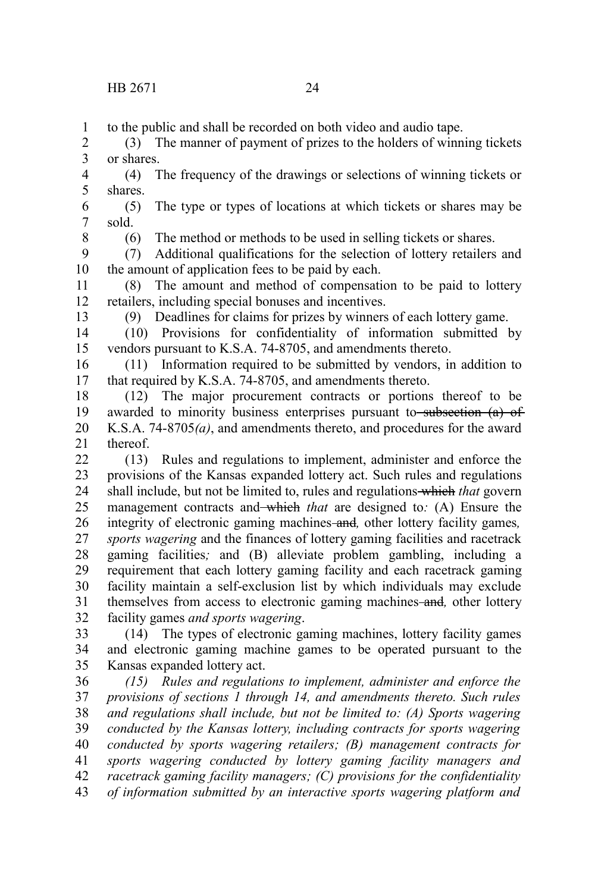to the public and shall be recorded on both video and audio tape.

(3) The manner of payment of prizes to the holders of winning tickets or shares.

(4) The frequency of the drawings or selections of winning tickets or shares.

(5) The type or types of locations at which tickets or shares may be sold.

(6) The method or methods to be used in selling tickets or shares.

(7) Additional qualifications for the selection of lottery retailers and the amount of application fees to be paid by each.

(8) The amount and method of compensation to be paid to lottery retailers, including special bonuses and incentives.

(9) Deadlines for claims for prizes by winners of each lottery game.

(10) Provisions for confidentiality of information submitted by vendors pursuant to K.S.A. 74-8705, and amendments thereto.

(11) Information required to be submitted by vendors, in addition to that required by K.S.A. 74-8705, and amendments thereto.

(12) The major procurement contracts or portions thereof to be awarded to minority business enterprises pursuant to ~~subsection (a) of~~ K.S.A. 74-8705*(a)*, and amendments thereto, and procedures for the award thereof.

(13) Rules and regulations to implement, administer and enforce the provisions of the Kansas expanded lottery act. Such rules and regulations shall include, but not be limited to, rules and regulations ~~which~~ *that* govern management contracts and ~~which~~ *that* are designed to*:* (A) Ensure the integrity of electronic gaming machines ~~and~~*,* other lottery facility games*, sports wagering* and the finances of lottery gaming facilities and racetrack gaming facilities*;* and (B) alleviate problem gambling, including a requirement that each lottery gaming facility and each racetrack gaming facility maintain a self-exclusion list by which individuals may exclude themselves from access to electronic gaming machines ~~and~~*,* other lottery facility games *and sports wagering*.

(14) The types of electronic gaming machines, lottery facility games and electronic gaming machine games to be operated pursuant to the Kansas expanded lottery act.

*(15) Rules and regulations to implement, administer and enforce the provisions of sections 1 through 14, and amendments thereto. Such rules and regulations shall include, but not be limited to: (A) Sports wagering conducted by the Kansas lottery, including contracts for sports wagering conducted by sports wagering retailers; (B) management contracts for sports wagering conducted by lottery gaming facility managers and racetrack gaming facility managers; (C) provisions for the confidentiality of information submitted by an interactive sports wagering platform and*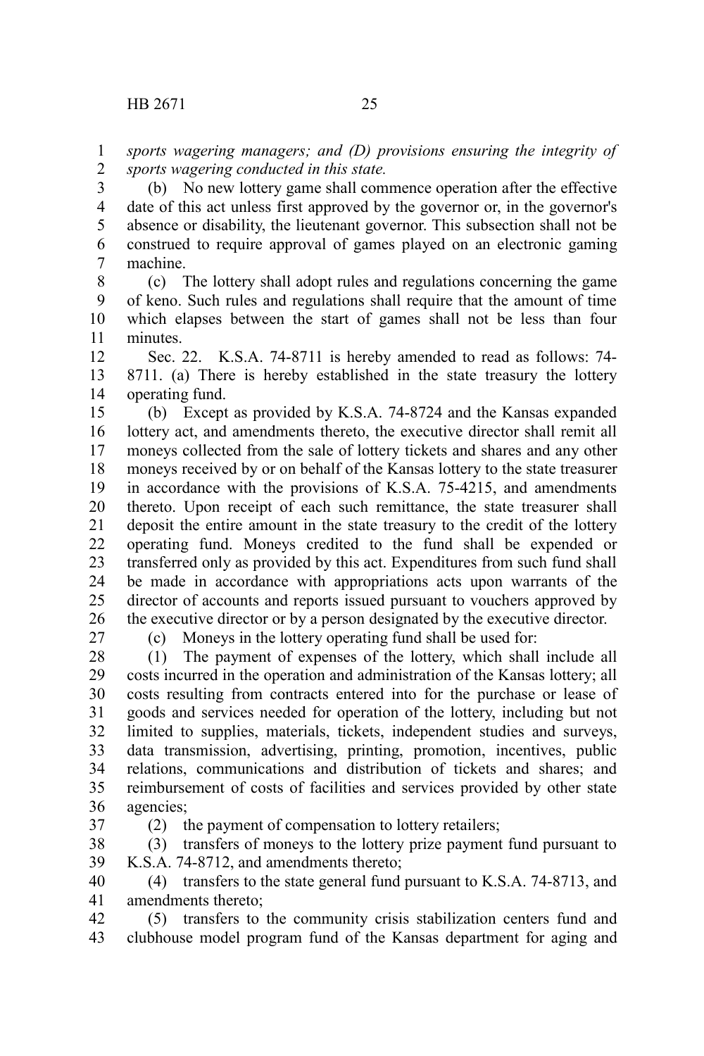*sports wagering managers; and (D) provisions ensuring the integrity of sports wagering conducted in this state.*

(b) No new lottery game shall commence operation after the effective date of this act unless first approved by the governor or, in the governor's absence or disability, the lieutenant governor. This subsection shall not be construed to require approval of games played on an electronic gaming machine.

(c) The lottery shall adopt rules and regulations concerning the game of keno. Such rules and regulations shall require that the amount of time which elapses between the start of games shall not be less than four minutes.

Sec. 22. K.S.A. 74-8711 is hereby amended to read as follows: 74-8711. (a) There is hereby established in the state treasury the lottery operating fund.

(b) Except as provided by K.S.A. 74-8724 and the Kansas expanded lottery act, and amendments thereto, the executive director shall remit all moneys collected from the sale of lottery tickets and shares and any other moneys received by or on behalf of the Kansas lottery to the state treasurer in accordance with the provisions of K.S.A. 75-4215, and amendments thereto. Upon receipt of each such remittance, the state treasurer shall deposit the entire amount in the state treasury to the credit of the lottery operating fund. Moneys credited to the fund shall be expended or transferred only as provided by this act. Expenditures from such fund shall be made in accordance with appropriations acts upon warrants of the director of accounts and reports issued pursuant to vouchers approved by the executive director or by a person designated by the executive director.

(c) Moneys in the lottery operating fund shall be used for:

(1) The payment of expenses of the lottery, which shall include all costs incurred in the operation and administration of the Kansas lottery; all costs resulting from contracts entered into for the purchase or lease of goods and services needed for operation of the lottery, including but not limited to supplies, materials, tickets, independent studies and surveys, data transmission, advertising, printing, promotion, incentives, public relations, communications and distribution of tickets and shares; and reimbursement of costs of facilities and services provided by other state agencies;

(2) the payment of compensation to lottery retailers;

(3) transfers of moneys to the lottery prize payment fund pursuant to K.S.A. 74-8712, and amendments thereto;

(4) transfers to the state general fund pursuant to K.S.A. 74-8713, and amendments thereto;

(5) transfers to the community crisis stabilization centers fund and clubhouse model program fund of the Kansas department for aging and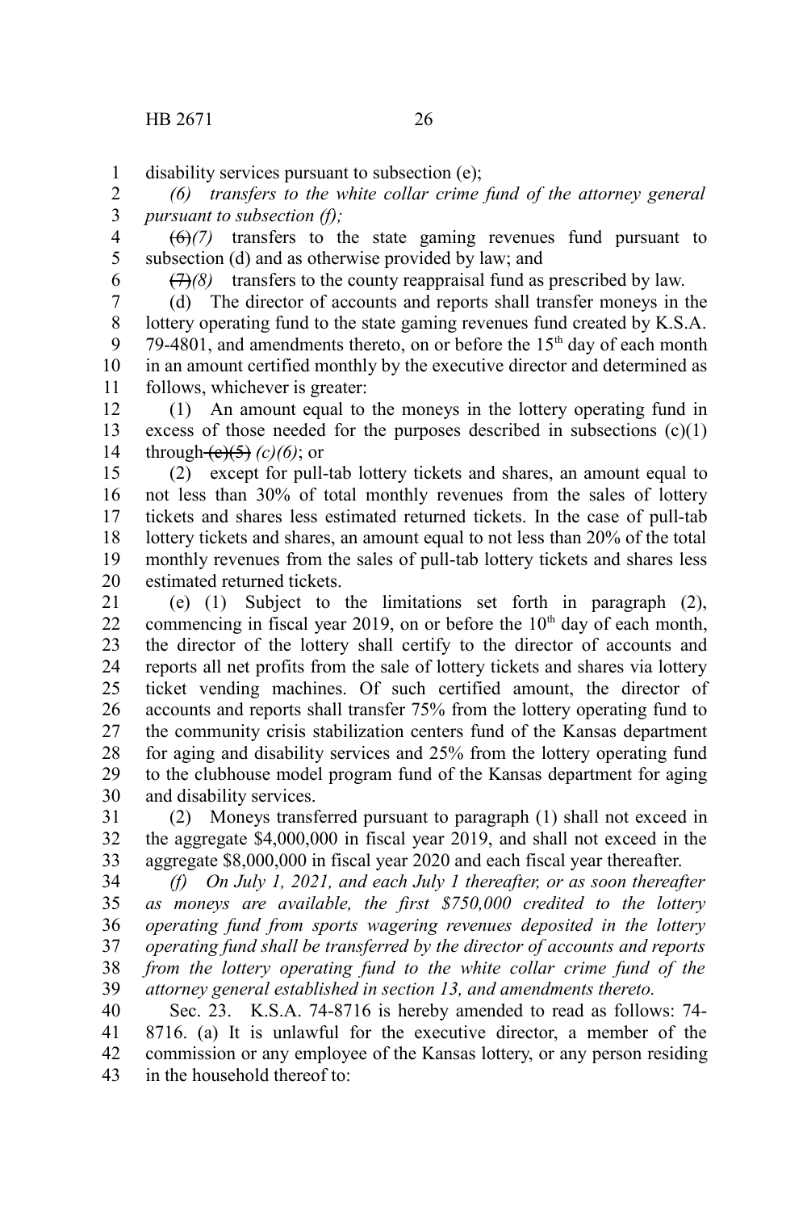disability services pursuant to subsection (e);

*(6) transfers to the white collar crime fund of the attorney general pursuant to subsection (f);*

~~(6)~~*(7)* transfers to the state gaming revenues fund pursuant to subsection (d) and as otherwise provided by law; and

~~(7)~~*(8)* transfers to the county reappraisal fund as prescribed by law.

(d) The director of accounts and reports shall transfer moneys in the lottery operating fund to the state gaming revenues fund created by K.S.A. 79-4801, and amendments thereto, on or before the 15th day of each month in an amount certified monthly by the executive director and determined as follows, whichever is greater:

(1) An amount equal to the moneys in the lottery operating fund in excess of those needed for the purposes described in subsections (c)(1) through ~~(c)(5)~~ *(c)(6)*; or

(2) except for pull-tab lottery tickets and shares, an amount equal to not less than 30% of total monthly revenues from the sales of lottery tickets and shares less estimated returned tickets. In the case of pull-tab lottery tickets and shares, an amount equal to not less than 20% of the total monthly revenues from the sales of pull-tab lottery tickets and shares less estimated returned tickets.

(e) (1) Subject to the limitations set forth in paragraph (2), commencing in fiscal year 2019, on or before the 10th day of each month, the director of the lottery shall certify to the director of accounts and reports all net profits from the sale of lottery tickets and shares via lottery ticket vending machines. Of such certified amount, the director of accounts and reports shall transfer 75% from the lottery operating fund to the community crisis stabilization centers fund of the Kansas department for aging and disability services and 25% from the lottery operating fund to the clubhouse model program fund of the Kansas department for aging and disability services.

(2) Moneys transferred pursuant to paragraph (1) shall not exceed in the aggregate $4,000,000 in fiscal year 2019, and shall not exceed in the aggregate $8,000,000 in fiscal year 2020 and each fiscal year thereafter.

*(f) On July 1, 2021, and each July 1 thereafter, or as soon thereafter as moneys are available, the first $750,000 credited to the lottery operating fund from sports wagering revenues deposited in the lottery operating fund shall be transferred by the director of accounts and reports from the lottery operating fund to the white collar crime fund of the attorney general established in section 13, and amendments thereto.*

Sec. 23. K.S.A. 74-8716 is hereby amended to read as follows: 74-8716. (a) It is unlawful for the executive director, a member of the commission or any employee of the Kansas lottery, or any person residing in the household thereof to: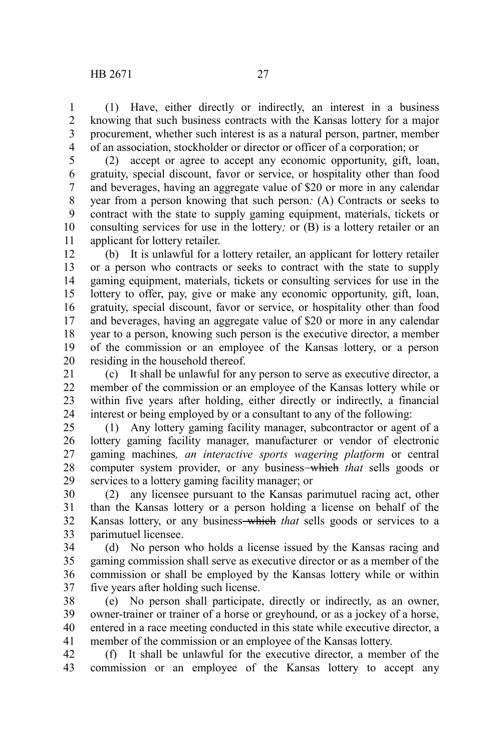(1) Have, either directly or indirectly, an interest in a business knowing that such business contracts with the Kansas lottery for a major procurement, whether such interest is as a natural person, partner, member of an association, stockholder or director or officer of a corporation; or

(2) accept or agree to accept any economic opportunity, gift, loan, gratuity, special discount, favor or service, or hospitality other than food and beverages, having an aggregate value of $20 or more in any calendar year from a person knowing that such person*:* (A) Contracts or seeks to contract with the state to supply gaming equipment, materials, tickets or consulting services for use in the lottery*;* or (B) is a lottery retailer or an applicant for lottery retailer.

(b) It is unlawful for a lottery retailer, an applicant for lottery retailer or a person who contracts or seeks to contract with the state to supply gaming equipment, materials, tickets or consulting services for use in the lottery to offer, pay, give or make any economic opportunity, gift, loan, gratuity, special discount, favor or service, or hospitality other than food and beverages, having an aggregate value of $20 or more in any calendar year to a person, knowing such person is the executive director, a member of the commission or an employee of the Kansas lottery, or a person residing in the household thereof.

(c) It shall be unlawful for any person to serve as executive director, a member of the commission or an employee of the Kansas lottery while or within five years after holding, either directly or indirectly, a financial interest or being employed by or a consultant to any of the following:

(1) Any lottery gaming facility manager, subcontractor or agent of a lottery gaming facility manager, manufacturer or vendor of electronic gaming machines*, an interactive sports wagering platform* or central computer system provider, or any business ~~which~~ *that* sells goods or services to a lottery gaming facility manager; or

(2) any licensee pursuant to the Kansas parimutuel racing act, other than the Kansas lottery or a person holding a license on behalf of the Kansas lottery, or any business ~~which~~ *that* sells goods or services to a parimutuel licensee.

(d) No person who holds a license issued by the Kansas racing and gaming commission shall serve as executive director or as a member of the commission or shall be employed by the Kansas lottery while or within five years after holding such license.

(e) No person shall participate, directly or indirectly, as an owner, owner-trainer or trainer of a horse or greyhound, or as a jockey of a horse, entered in a race meeting conducted in this state while executive director, a member of the commission or an employee of the Kansas lottery.

(f) It shall be unlawful for the executive director, a member of the commission or an employee of the Kansas lottery to accept any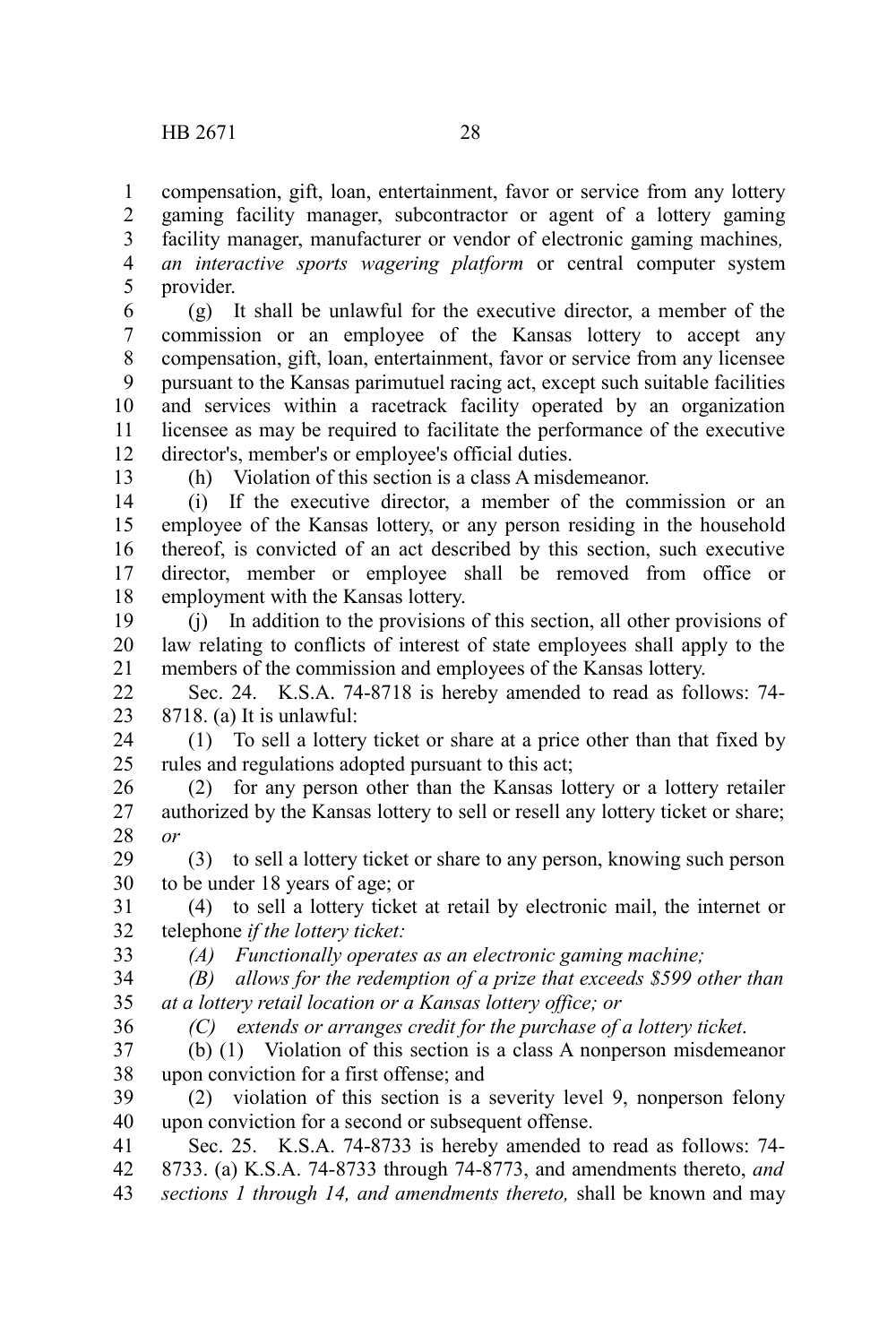compensation, gift, loan, entertainment, favor or service from any lottery gaming facility manager, subcontractor or agent of a lottery gaming facility manager, manufacturer or vendor of electronic gaming machines*, an interactive sports wagering platform* or central computer system provider.

(g) It shall be unlawful for the executive director, a member of the commission or an employee of the Kansas lottery to accept any compensation, gift, loan, entertainment, favor or service from any licensee pursuant to the Kansas parimutuel racing act, except such suitable facilities and services within a racetrack facility operated by an organization licensee as may be required to facilitate the performance of the executive director's, member's or employee's official duties.

(h) Violation of this section is a class A misdemeanor.

(i) If the executive director, a member of the commission or an employee of the Kansas lottery, or any person residing in the household thereof, is convicted of an act described by this section, such executive director, member or employee shall be removed from office or employment with the Kansas lottery.

(j) In addition to the provisions of this section, all other provisions of law relating to conflicts of interest of state employees shall apply to the members of the commission and employees of the Kansas lottery.

Sec. 24. K.S.A. 74-8718 is hereby amended to read as follows: 74-8718. (a) It is unlawful:

(1) To sell a lottery ticket or share at a price other than that fixed by rules and regulations adopted pursuant to this act;

(2) for any person other than the Kansas lottery or a lottery retailer authorized by the Kansas lottery to sell or resell any lottery ticket or share; *or*

(3) to sell a lottery ticket or share to any person, knowing such person to be under 18 years of age; or

(4) to sell a lottery ticket at retail by electronic mail, the internet or telephone *if the lottery ticket:*

*(A) Functionally operates as an electronic gaming machine;*

*(B) allows for the redemption of a prize that exceeds $599 other than at a lottery retail location or a Kansas lottery office; or*

*(C) extends or arranges credit for the purchase of a lottery ticket*.

(b) (1) Violation of this section is a class A nonperson misdemeanor upon conviction for a first offense; and

(2) violation of this section is a severity level 9, nonperson felony upon conviction for a second or subsequent offense.

Sec. 25. K.S.A. 74-8733 is hereby amended to read as follows: 74-8733. (a) K.S.A. 74-8733 through 74-8773, and amendments thereto, *and sections 1 through 14, and amendments thereto,* shall be known and may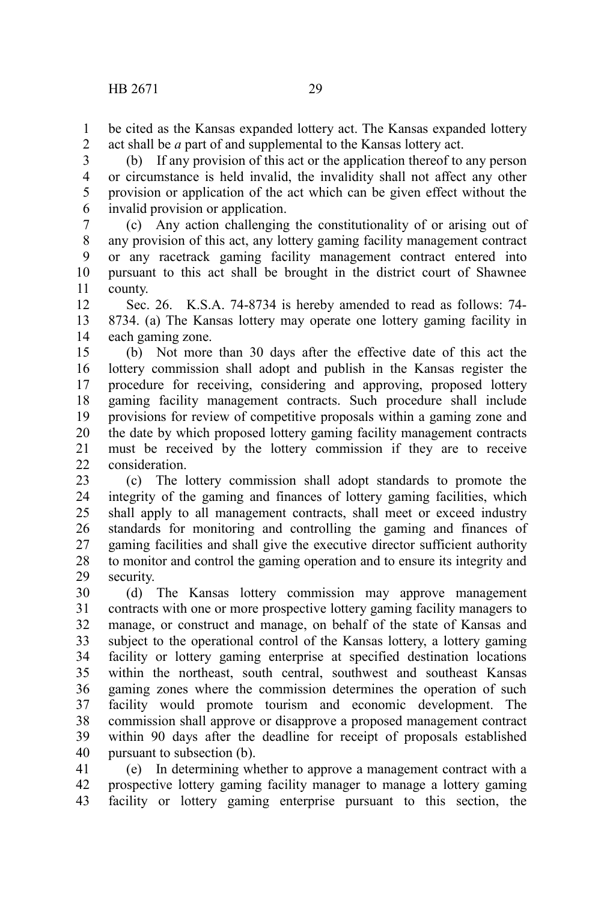be cited as the Kansas expanded lottery act. The Kansas expanded lottery act shall be *a* part of and supplemental to the Kansas lottery act.

(b) If any provision of this act or the application thereof to any person or circumstance is held invalid, the invalidity shall not affect any other provision or application of the act which can be given effect without the invalid provision or application.

(c) Any action challenging the constitutionality of or arising out of any provision of this act, any lottery gaming facility management contract or any racetrack gaming facility management contract entered into pursuant to this act shall be brought in the district court of Shawnee county.

Sec. 26. K.S.A. 74-8734 is hereby amended to read as follows: 74-8734. (a) The Kansas lottery may operate one lottery gaming facility in each gaming zone.

(b) Not more than 30 days after the effective date of this act the lottery commission shall adopt and publish in the Kansas register the procedure for receiving, considering and approving, proposed lottery gaming facility management contracts. Such procedure shall include provisions for review of competitive proposals within a gaming zone and the date by which proposed lottery gaming facility management contracts must be received by the lottery commission if they are to receive consideration.

(c) The lottery commission shall adopt standards to promote the integrity of the gaming and finances of lottery gaming facilities, which shall apply to all management contracts, shall meet or exceed industry standards for monitoring and controlling the gaming and finances of gaming facilities and shall give the executive director sufficient authority to monitor and control the gaming operation and to ensure its integrity and security.

(d) The Kansas lottery commission may approve management contracts with one or more prospective lottery gaming facility managers to manage, or construct and manage, on behalf of the state of Kansas and subject to the operational control of the Kansas lottery, a lottery gaming facility or lottery gaming enterprise at specified destination locations within the northeast, south central, southwest and southeast Kansas gaming zones where the commission determines the operation of such facility would promote tourism and economic development. The commission shall approve or disapprove a proposed management contract within 90 days after the deadline for receipt of proposals established pursuant to subsection (b).

(e) In determining whether to approve a management contract with a prospective lottery gaming facility manager to manage a lottery gaming facility or lottery gaming enterprise pursuant to this section, the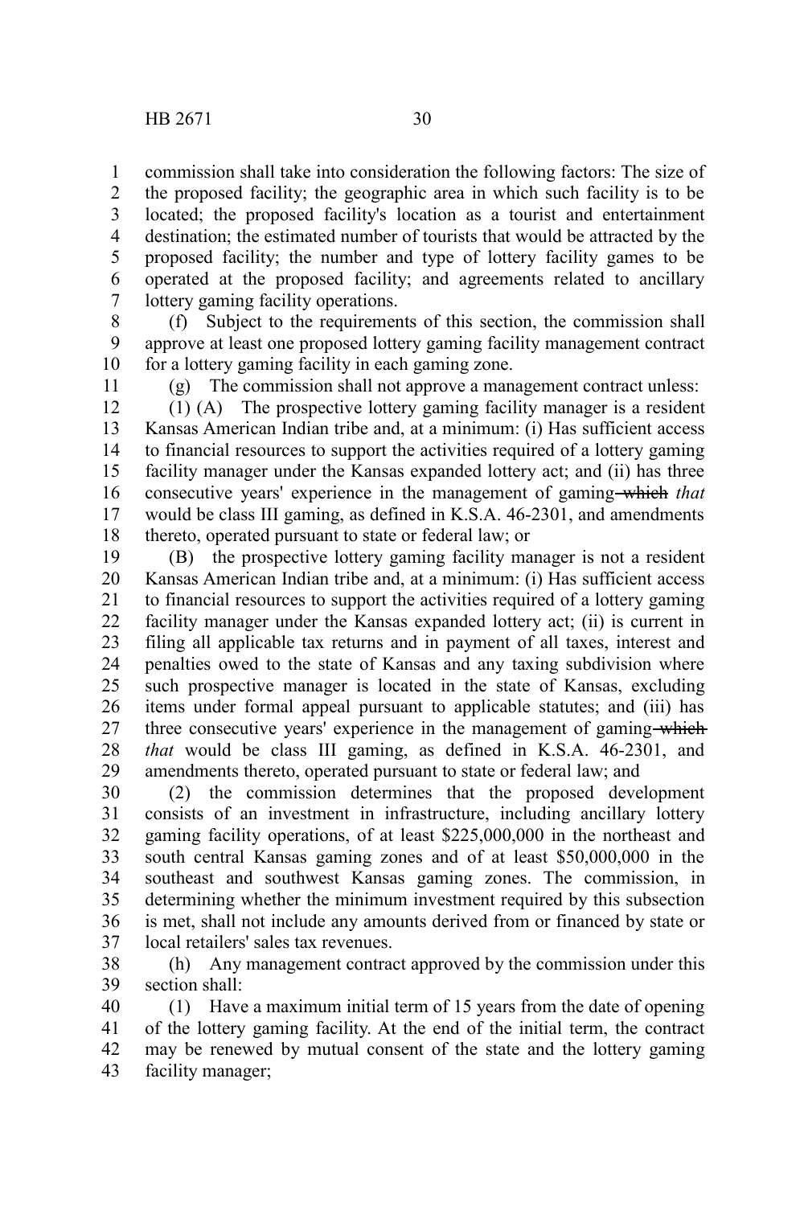commission shall take into consideration the following factors: The size of the proposed facility; the geographic area in which such facility is to be located; the proposed facility's location as a tourist and entertainment destination; the estimated number of tourists that would be attracted by the proposed facility; the number and type of lottery facility games to be operated at the proposed facility; and agreements related to ancillary lottery gaming facility operations.

(f) Subject to the requirements of this section, the commission shall approve at least one proposed lottery gaming facility management contract for a lottery gaming facility in each gaming zone.

(g) The commission shall not approve a management contract unless:

(1) (A) The prospective lottery gaming facility manager is a resident Kansas American Indian tribe and, at a minimum: (i) Has sufficient access to financial resources to support the activities required of a lottery gaming facility manager under the Kansas expanded lottery act; and (ii) has three consecutive years' experience in the management of gaming ~~which~~ *that* would be class III gaming, as defined in K.S.A. 46-2301, and amendments thereto, operated pursuant to state or federal law; or

(B) the prospective lottery gaming facility manager is not a resident Kansas American Indian tribe and, at a minimum: (i) Has sufficient access to financial resources to support the activities required of a lottery gaming facility manager under the Kansas expanded lottery act; (ii) is current in filing all applicable tax returns and in payment of all taxes, interest and penalties owed to the state of Kansas and any taxing subdivision where such prospective manager is located in the state of Kansas, excluding items under formal appeal pursuant to applicable statutes; and (iii) has three consecutive years' experience in the management of gaming ~~which~~ *that* would be class III gaming, as defined in K.S.A. 46-2301, and amendments thereto, operated pursuant to state or federal law; and

(2) the commission determines that the proposed development consists of an investment in infrastructure, including ancillary lottery gaming facility operations, of at least $225,000,000 in the northeast and south central Kansas gaming zones and of at least $50,000,000 in the southeast and southwest Kansas gaming zones. The commission, in determining whether the minimum investment required by this subsection is met, shall not include any amounts derived from or financed by state or local retailers' sales tax revenues.

(h) Any management contract approved by the commission under this section shall:

(1) Have a maximum initial term of 15 years from the date of opening of the lottery gaming facility. At the end of the initial term, the contract may be renewed by mutual consent of the state and the lottery gaming facility manager;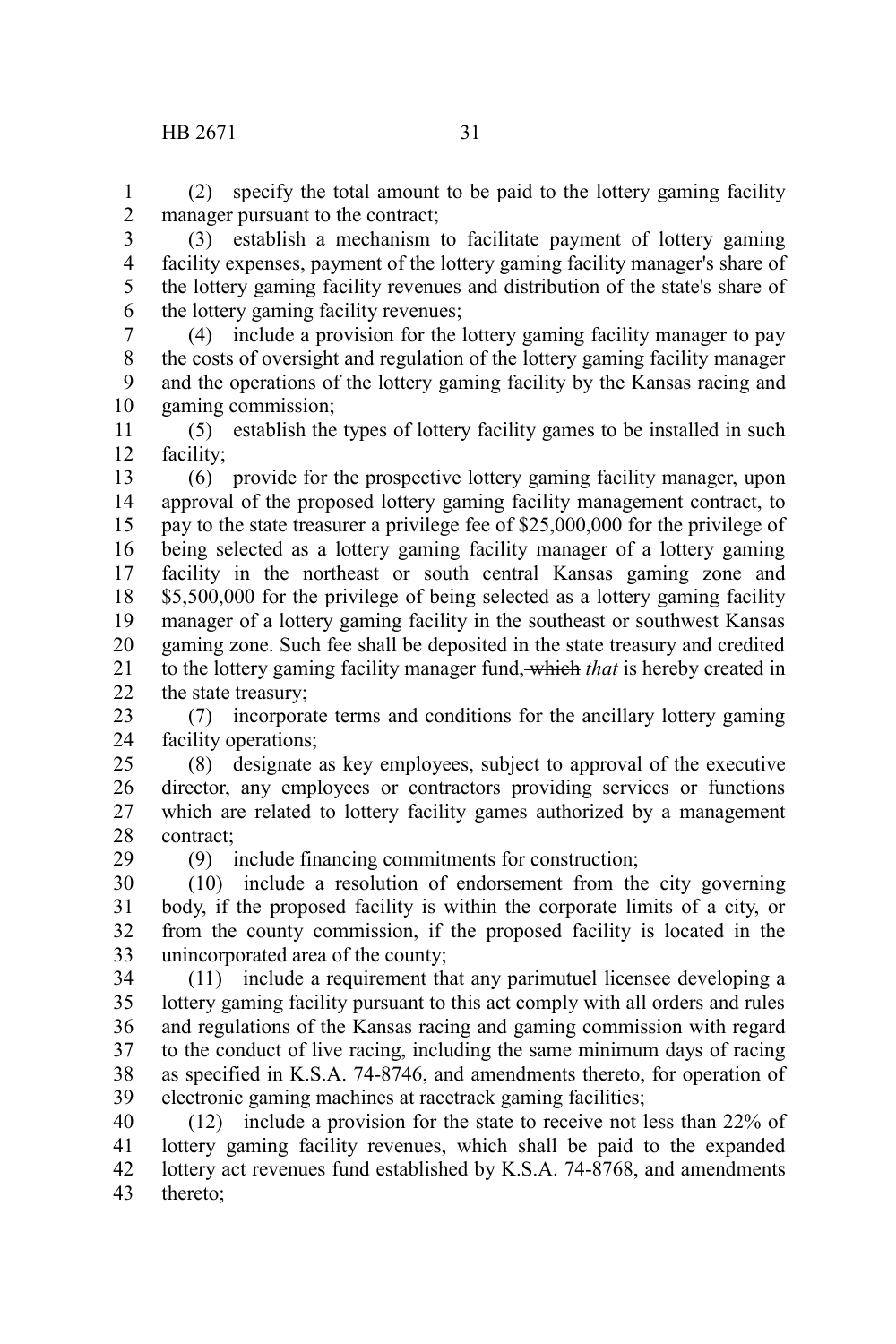(2) specify the total amount to be paid to the lottery gaming facility manager pursuant to the contract;

(3) establish a mechanism to facilitate payment of lottery gaming facility expenses, payment of the lottery gaming facility manager's share of the lottery gaming facility revenues and distribution of the state's share of the lottery gaming facility revenues;

(4) include a provision for the lottery gaming facility manager to pay the costs of oversight and regulation of the lottery gaming facility manager and the operations of the lottery gaming facility by the Kansas racing and gaming commission;

(5) establish the types of lottery facility games to be installed in such facility;

(6) provide for the prospective lottery gaming facility manager, upon approval of the proposed lottery gaming facility management contract, to pay to the state treasurer a privilege fee of $25,000,000 for the privilege of being selected as a lottery gaming facility manager of a lottery gaming facility in the northeast or south central Kansas gaming zone and $5,500,000 for the privilege of being selected as a lottery gaming facility manager of a lottery gaming facility in the southeast or southwest Kansas gaming zone. Such fee shall be deposited in the state treasury and credited to the lottery gaming facility manager fund, ~~which~~ *that* is hereby created in the state treasury;

(7) incorporate terms and conditions for the ancillary lottery gaming facility operations;

(8) designate as key employees, subject to approval of the executive director, any employees or contractors providing services or functions which are related to lottery facility games authorized by a management contract;

(9) include financing commitments for construction;

(10) include a resolution of endorsement from the city governing body, if the proposed facility is within the corporate limits of a city, or from the county commission, if the proposed facility is located in the unincorporated area of the county;

(11) include a requirement that any parimutuel licensee developing a lottery gaming facility pursuant to this act comply with all orders and rules and regulations of the Kansas racing and gaming commission with regard to the conduct of live racing, including the same minimum days of racing as specified in K.S.A. 74-8746, and amendments thereto, for operation of electronic gaming machines at racetrack gaming facilities;

(12) include a provision for the state to receive not less than 22% of lottery gaming facility revenues, which shall be paid to the expanded lottery act revenues fund established by K.S.A. 74-8768, and amendments thereto;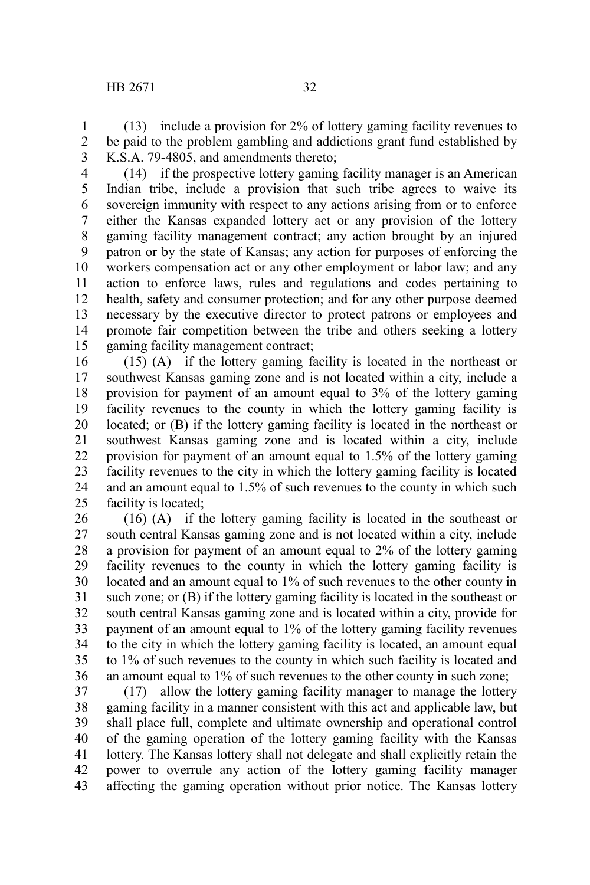(13) include a provision for 2% of lottery gaming facility revenues to be paid to the problem gambling and addictions grant fund established by K.S.A. 79-4805, and amendments thereto;

(14) if the prospective lottery gaming facility manager is an American Indian tribe, include a provision that such tribe agrees to waive its sovereign immunity with respect to any actions arising from or to enforce either the Kansas expanded lottery act or any provision of the lottery gaming facility management contract; any action brought by an injured patron or by the state of Kansas; any action for purposes of enforcing the workers compensation act or any other employment or labor law; and any action to enforce laws, rules and regulations and codes pertaining to health, safety and consumer protection; and for any other purpose deemed necessary by the executive director to protect patrons or employees and promote fair competition between the tribe and others seeking a lottery gaming facility management contract;

(15) (A) if the lottery gaming facility is located in the northeast or southwest Kansas gaming zone and is not located within a city, include a provision for payment of an amount equal to 3% of the lottery gaming facility revenues to the county in which the lottery gaming facility is located; or (B) if the lottery gaming facility is located in the northeast or southwest Kansas gaming zone and is located within a city, include provision for payment of an amount equal to 1.5% of the lottery gaming facility revenues to the city in which the lottery gaming facility is located and an amount equal to 1.5% of such revenues to the county in which such facility is located;

(16) (A) if the lottery gaming facility is located in the southeast or south central Kansas gaming zone and is not located within a city, include a provision for payment of an amount equal to 2% of the lottery gaming facility revenues to the county in which the lottery gaming facility is located and an amount equal to 1% of such revenues to the other county in such zone; or (B) if the lottery gaming facility is located in the southeast or south central Kansas gaming zone and is located within a city, provide for payment of an amount equal to 1% of the lottery gaming facility revenues to the city in which the lottery gaming facility is located, an amount equal to 1% of such revenues to the county in which such facility is located and an amount equal to 1% of such revenues to the other county in such zone;

(17) allow the lottery gaming facility manager to manage the lottery gaming facility in a manner consistent with this act and applicable law, but shall place full, complete and ultimate ownership and operational control of the gaming operation of the lottery gaming facility with the Kansas lottery. The Kansas lottery shall not delegate and shall explicitly retain the power to overrule any action of the lottery gaming facility manager affecting the gaming operation without prior notice. The Kansas lottery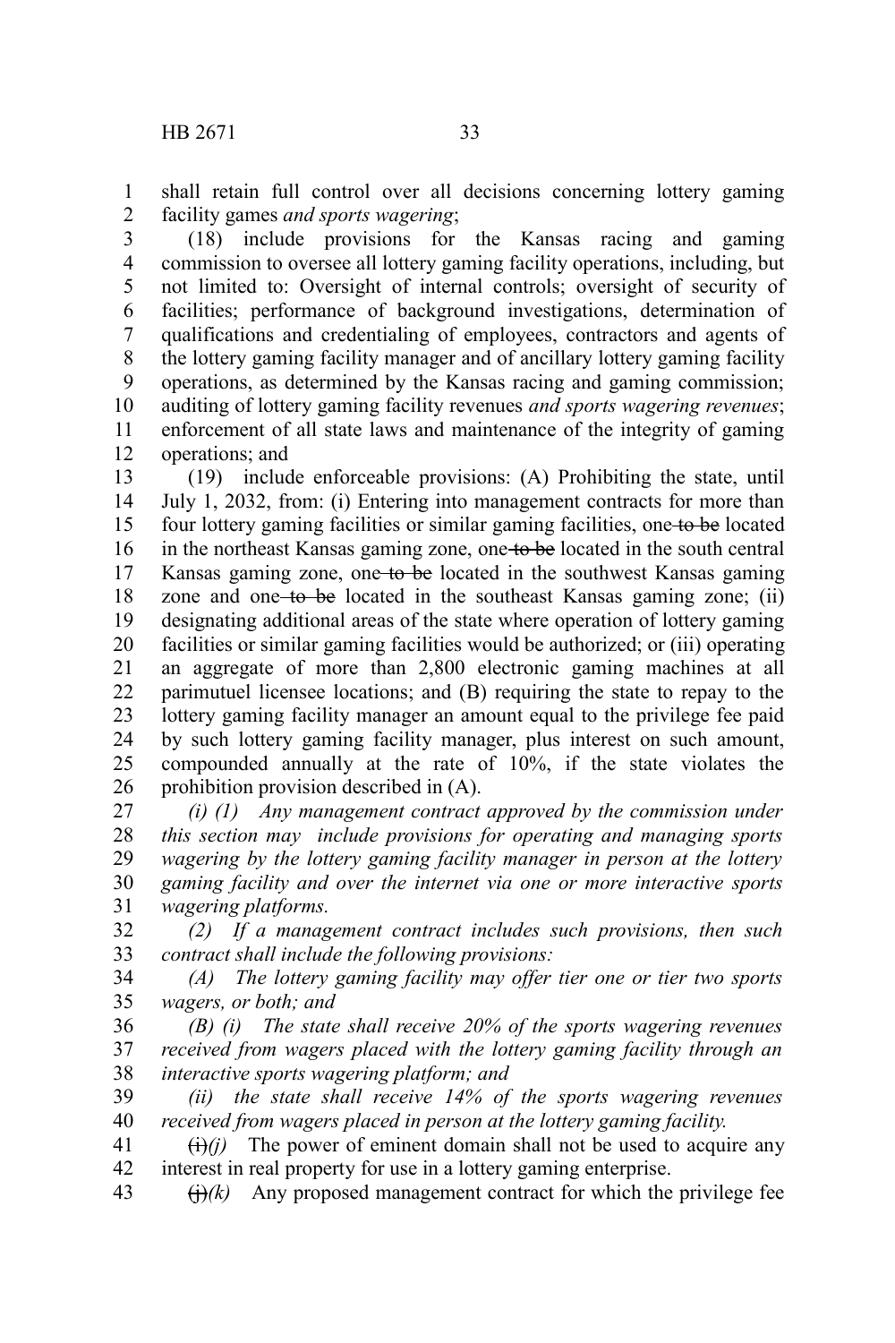shall retain full control over all decisions concerning lottery gaming facility games *and sports wagering*;

(18) include provisions for the Kansas racing and gaming commission to oversee all lottery gaming facility operations, including, but not limited to: Oversight of internal controls; oversight of security of facilities; performance of background investigations, determination of qualifications and credentialing of employees, contractors and agents of the lottery gaming facility manager and of ancillary lottery gaming facility operations, as determined by the Kansas racing and gaming commission; auditing of lottery gaming facility revenues *and sports wagering revenues*; enforcement of all state laws and maintenance of the integrity of gaming operations; and

(19) include enforceable provisions: (A) Prohibiting the state, until July 1, 2032, from: (i) Entering into management contracts for more than four lottery gaming facilities or similar gaming facilities, one ~~to be~~ located in the northeast Kansas gaming zone, one ~~to be~~ located in the south central Kansas gaming zone, one ~~to be~~ located in the southwest Kansas gaming zone and one ~~to be~~ located in the southeast Kansas gaming zone; (ii) designating additional areas of the state where operation of lottery gaming facilities or similar gaming facilities would be authorized; or (iii) operating an aggregate of more than 2,800 electronic gaming machines at all parimutuel licensee locations; and (B) requiring the state to repay to the lottery gaming facility manager an amount equal to the privilege fee paid by such lottery gaming facility manager, plus interest on such amount, compounded annually at the rate of 10%, if the state violates the prohibition provision described in (A).

*(i) (1) Any management contract approved by the commission under this section may include provisions for operating and managing sports wagering by the lottery gaming facility manager in person at the lottery gaming facility and over the internet via one or more interactive sports wagering platforms.*

*(2) If a management contract includes such provisions, then such contract shall include the following provisions:*

*(A) The lottery gaming facility may offer tier one or tier two sports wagers, or both; and*

*(B) (i) The state shall receive 20% of the sports wagering revenues received from wagers placed with the lottery gaming facility through an interactive sports wagering platform; and*

*(ii) the state shall receive 14% of the sports wagering revenues received from wagers placed in person at the lottery gaming facility.*

~~(i)~~*(j)* The power of eminent domain shall not be used to acquire any interest in real property for use in a lottery gaming enterprise.

~~(j)~~*(k)* Any proposed management contract for which the privilege fee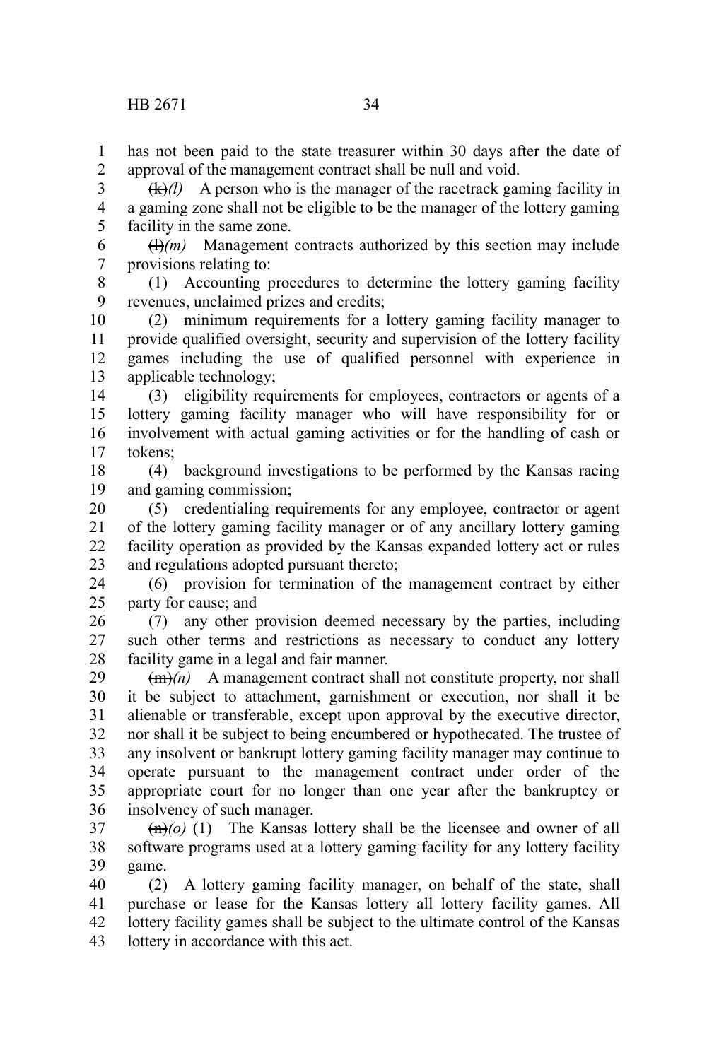has not been paid to the state treasurer within 30 days after the date of approval of the management contract shall be null and void.

~~(k)~~*(l)* A person who is the manager of the racetrack gaming facility in a gaming zone shall not be eligible to be the manager of the lottery gaming facility in the same zone.

~~(l)~~*(m)* Management contracts authorized by this section may include provisions relating to:

(1) Accounting procedures to determine the lottery gaming facility revenues, unclaimed prizes and credits;

(2) minimum requirements for a lottery gaming facility manager to provide qualified oversight, security and supervision of the lottery facility games including the use of qualified personnel with experience in applicable technology;

(3) eligibility requirements for employees, contractors or agents of a lottery gaming facility manager who will have responsibility for or involvement with actual gaming activities or for the handling of cash or tokens;

(4) background investigations to be performed by the Kansas racing and gaming commission;

(5) credentialing requirements for any employee, contractor or agent of the lottery gaming facility manager or of any ancillary lottery gaming facility operation as provided by the Kansas expanded lottery act or rules and regulations adopted pursuant thereto;

(6) provision for termination of the management contract by either party for cause; and

(7) any other provision deemed necessary by the parties, including such other terms and restrictions as necessary to conduct any lottery facility game in a legal and fair manner.

~~(m)~~*(n)* A management contract shall not constitute property, nor shall it be subject to attachment, garnishment or execution, nor shall it be alienable or transferable, except upon approval by the executive director, nor shall it be subject to being encumbered or hypothecated. The trustee of any insolvent or bankrupt lottery gaming facility manager may continue to operate pursuant to the management contract under order of the appropriate court for no longer than one year after the bankruptcy or insolvency of such manager.

~~(n)~~*(o)* (1) The Kansas lottery shall be the licensee and owner of all software programs used at a lottery gaming facility for any lottery facility game.

(2) A lottery gaming facility manager, on behalf of the state, shall purchase or lease for the Kansas lottery all lottery facility games. All lottery facility games shall be subject to the ultimate control of the Kansas lottery in accordance with this act.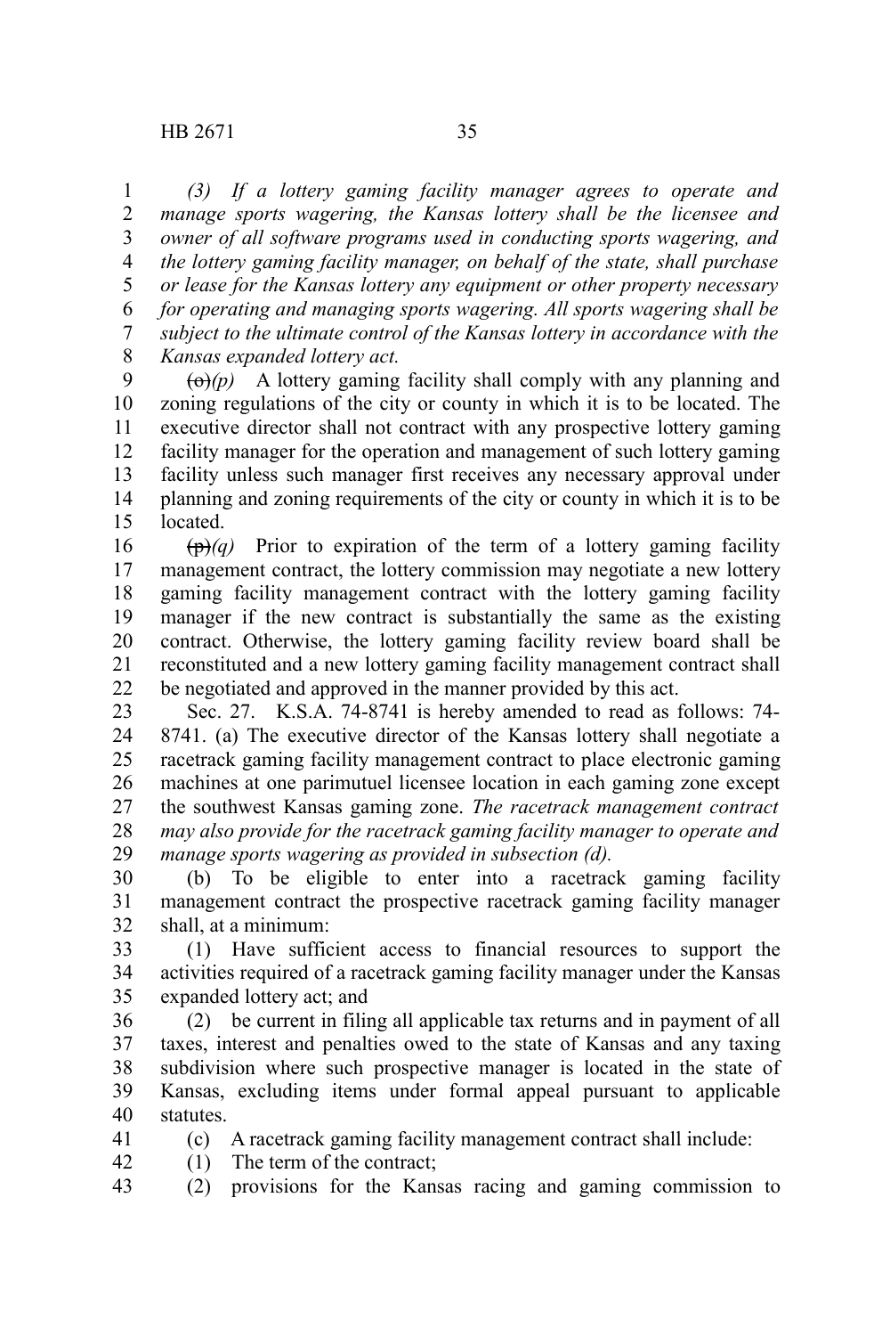*(3) If a lottery gaming facility manager agrees to operate and manage sports wagering, the Kansas lottery shall be the licensee and owner of all software programs used in conducting sports wagering, and the lottery gaming facility manager, on behalf of the state, shall purchase or lease for the Kansas lottery any equipment or other property necessary for operating and managing sports wagering. All sports wagering shall be subject to the ultimate control of the Kansas lottery in accordance with the Kansas expanded lottery act.*

~~(o)~~*(p)* A lottery gaming facility shall comply with any planning and zoning regulations of the city or county in which it is to be located. The executive director shall not contract with any prospective lottery gaming facility manager for the operation and management of such lottery gaming facility unless such manager first receives any necessary approval under planning and zoning requirements of the city or county in which it is to be located.

~~(p)~~*(q)* Prior to expiration of the term of a lottery gaming facility management contract, the lottery commission may negotiate a new lottery gaming facility management contract with the lottery gaming facility manager if the new contract is substantially the same as the existing contract. Otherwise, the lottery gaming facility review board shall be reconstituted and a new lottery gaming facility management contract shall be negotiated and approved in the manner provided by this act.

Sec. 27. K.S.A. 74-8741 is hereby amended to read as follows: 74-8741. (a) The executive director of the Kansas lottery shall negotiate a racetrack gaming facility management contract to place electronic gaming machines at one parimutuel licensee location in each gaming zone except the southwest Kansas gaming zone. *The racetrack management contract may also provide for the racetrack gaming facility manager to operate and manage sports wagering as provided in subsection (d).*

(b) To be eligible to enter into a racetrack gaming facility management contract the prospective racetrack gaming facility manager shall, at a minimum:

(1) Have sufficient access to financial resources to support the activities required of a racetrack gaming facility manager under the Kansas expanded lottery act; and

(2) be current in filing all applicable tax returns and in payment of all taxes, interest and penalties owed to the state of Kansas and any taxing subdivision where such prospective manager is located in the state of Kansas, excluding items under formal appeal pursuant to applicable statutes.

(c) A racetrack gaming facility management contract shall include:

(1) The term of the contract;

(2) provisions for the Kansas racing and gaming commission to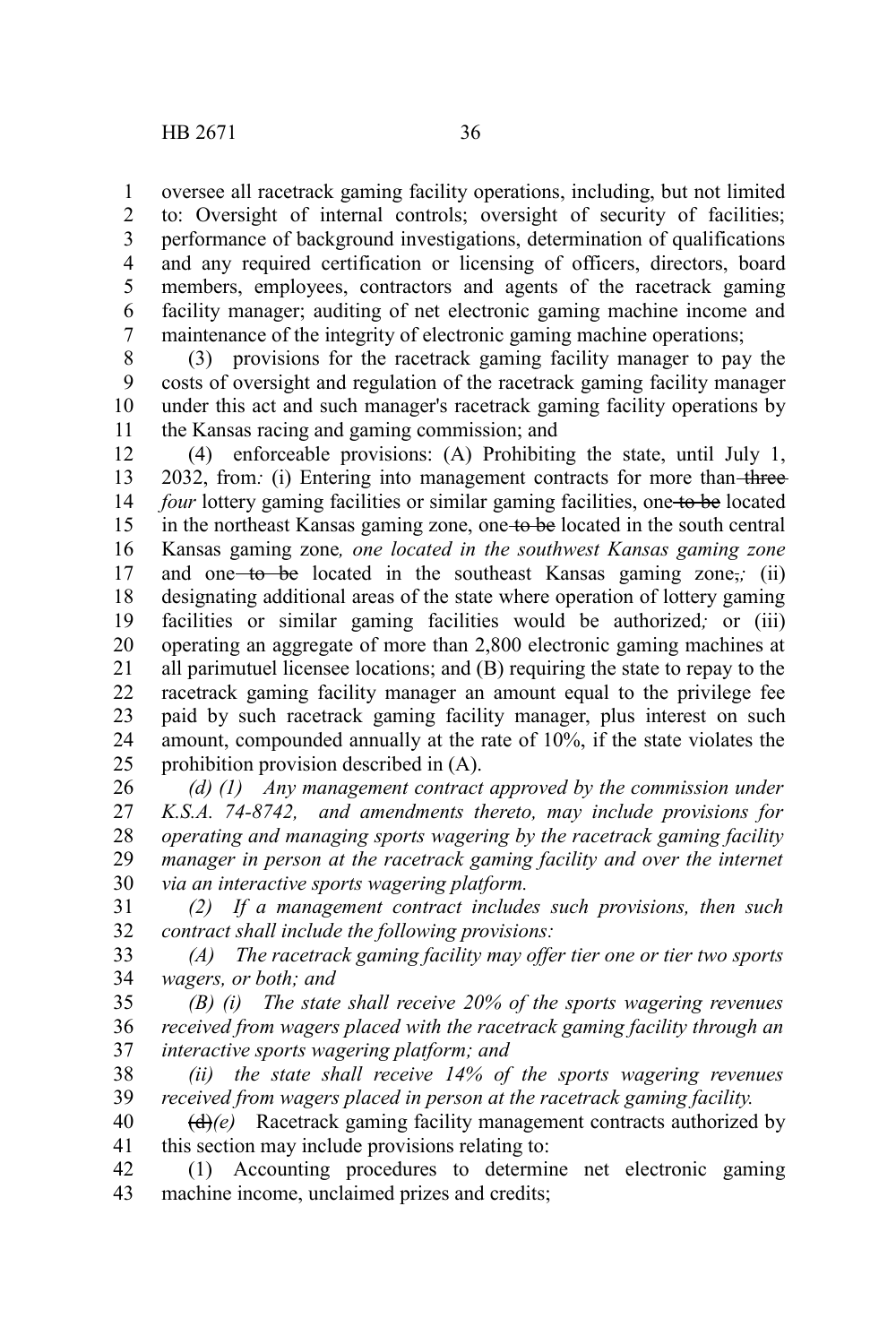oversee all racetrack gaming facility operations, including, but not limited to: Oversight of internal controls; oversight of security of facilities; performance of background investigations, determination of qualifications and any required certification or licensing of officers, directors, board members, employees, contractors and agents of the racetrack gaming facility manager; auditing of net electronic gaming machine income and maintenance of the integrity of electronic gaming machine operations;

(3) provisions for the racetrack gaming facility manager to pay the costs of oversight and regulation of the racetrack gaming facility manager under this act and such manager's racetrack gaming facility operations by the Kansas racing and gaming commission; and

(4) enforceable provisions: (A) Prohibiting the state, until July 1, 2032, from*:* (i) Entering into management contracts for more than ~~three~~ *four* lottery gaming facilities or similar gaming facilities, one ~~to be~~ located in the northeast Kansas gaming zone, one ~~to be~~ located in the south central Kansas gaming zone*, one located in the southwest Kansas gaming zone* and one ~~to be~~ located in the southeast Kansas gaming zone~~,~~*;* (ii) designating additional areas of the state where operation of lottery gaming facilities or similar gaming facilities would be authorized*;* or (iii) operating an aggregate of more than 2,800 electronic gaming machines at all parimutuel licensee locations; and (B) requiring the state to repay to the racetrack gaming facility manager an amount equal to the privilege fee paid by such racetrack gaming facility manager, plus interest on such amount, compounded annually at the rate of 10%, if the state violates the prohibition provision described in (A).

*(d) (1) Any management contract approved by the commission under K.S.A. 74-8742, and amendments thereto, may include provisions for operating and managing sports wagering by the racetrack gaming facility manager in person at the racetrack gaming facility and over the internet via an interactive sports wagering platform.*

*(2) If a management contract includes such provisions, then such contract shall include the following provisions:*

*(A) The racetrack gaming facility may offer tier one or tier two sports wagers, or both; and*

*(B) (i) The state shall receive 20% of the sports wagering revenues received from wagers placed with the racetrack gaming facility through an interactive sports wagering platform; and*

*(ii) the state shall receive 14% of the sports wagering revenues received from wagers placed in person at the racetrack gaming facility.*

~~(d)~~*(e)* Racetrack gaming facility management contracts authorized by this section may include provisions relating to:

(1) Accounting procedures to determine net electronic gaming machine income, unclaimed prizes and credits;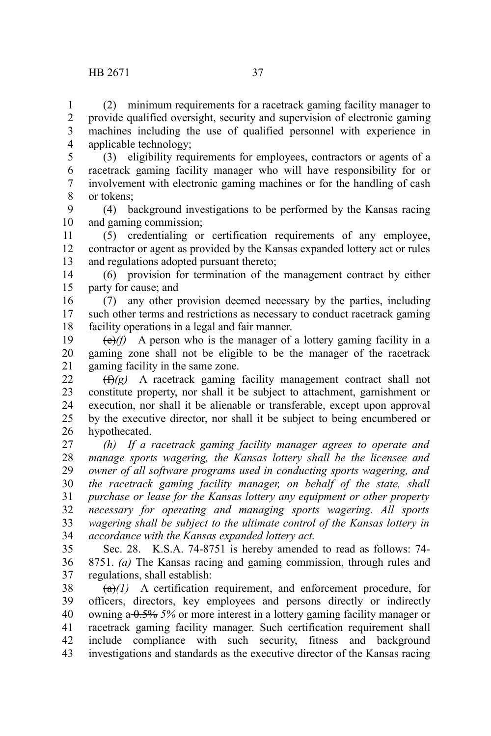(2) minimum requirements for a racetrack gaming facility manager to provide qualified oversight, security and supervision of electronic gaming machines including the use of qualified personnel with experience in applicable technology;

(3) eligibility requirements for employees, contractors or agents of a racetrack gaming facility manager who will have responsibility for or involvement with electronic gaming machines or for the handling of cash or tokens;

(4) background investigations to be performed by the Kansas racing and gaming commission;

(5) credentialing or certification requirements of any employee, contractor or agent as provided by the Kansas expanded lottery act or rules and regulations adopted pursuant thereto;

(6) provision for termination of the management contract by either party for cause; and

(7) any other provision deemed necessary by the parties, including such other terms and restrictions as necessary to conduct racetrack gaming facility operations in a legal and fair manner.

~~(e)~~*(f)* A person who is the manager of a lottery gaming facility in a gaming zone shall not be eligible to be the manager of the racetrack gaming facility in the same zone.

~~(f)~~*(g)* A racetrack gaming facility management contract shall not constitute property, nor shall it be subject to attachment, garnishment or execution, nor shall it be alienable or transferable, except upon approval by the executive director, nor shall it be subject to being encumbered or hypothecated.

*(h) If a racetrack gaming facility manager agrees to operate and manage sports wagering, the Kansas lottery shall be the licensee and owner of all software programs used in conducting sports wagering, and the racetrack gaming facility manager, on behalf of the state, shall purchase or lease for the Kansas lottery any equipment or other property necessary for operating and managing sports wagering. All sports wagering shall be subject to the ultimate control of the Kansas lottery in accordance with the Kansas expanded lottery act.*

Sec. 28. K.S.A. 74-8751 is hereby amended to read as follows: 74-8751. *(a)* The Kansas racing and gaming commission, through rules and regulations, shall establish:

~~(a)~~*(1)* A certification requirement, and enforcement procedure, for officers, directors, key employees and persons directly or indirectly owning a ~~0.5%~~ *5%* or more interest in a lottery gaming facility manager or racetrack gaming facility manager. Such certification requirement shall include compliance with such security, fitness and background investigations and standards as the executive director of the Kansas racing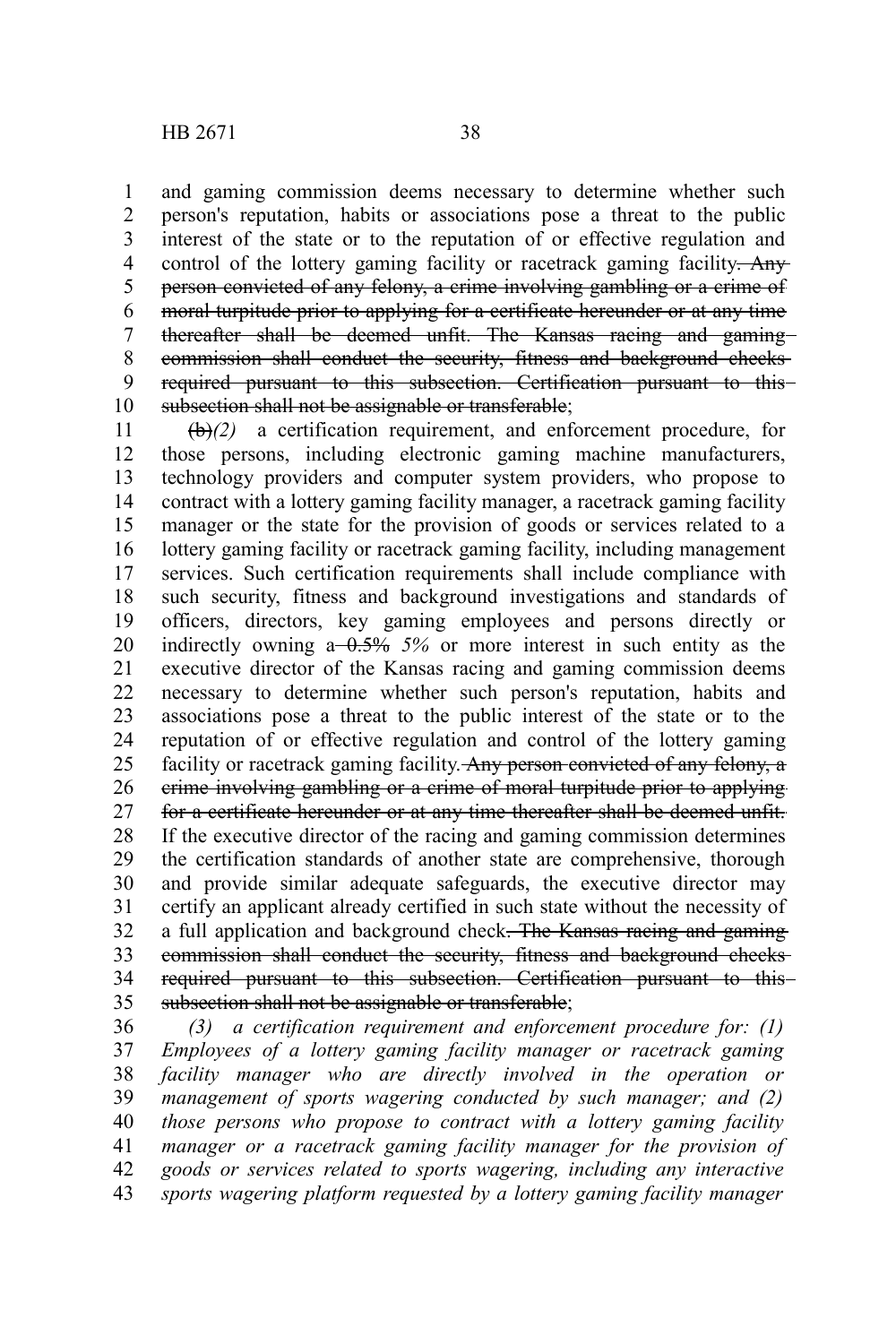and gaming commission deems necessary to determine whether such person's reputation, habits or associations pose a threat to the public interest of the state or to the reputation of or effective regulation and control of the lottery gaming facility or racetrack gaming facility~~. Any person convicted of any felony, a crime involving gambling or a crime of moral turpitude prior to applying for a certificate hereunder or at any time thereafter shall be deemed unfit. The Kansas racing and gaming commission shall conduct the security, fitness and background checks required pursuant to this subsection. Certification pursuant to this subsection shall not be assignable or transferable~~;

~~(b)~~*(2)* a certification requirement, and enforcement procedure, for those persons, including electronic gaming machine manufacturers, technology providers and computer system providers, who propose to contract with a lottery gaming facility manager, a racetrack gaming facility manager or the state for the provision of goods or services related to a lottery gaming facility or racetrack gaming facility, including management services. Such certification requirements shall include compliance with such security, fitness and background investigations and standards of officers, directors, key gaming employees and persons directly or indirectly owning a ~~0.5%~~ *5%* or more interest in such entity as the executive director of the Kansas racing and gaming commission deems necessary to determine whether such person's reputation, habits and associations pose a threat to the public interest of the state or to the reputation of or effective regulation and control of the lottery gaming facility or racetrack gaming facility. ~~Any person convicted of any felony, a crime involving gambling or a crime of moral turpitude prior to applying for a certificate hereunder or at any time thereafter shall be deemed unfit.~~ If the executive director of the racing and gaming commission determines the certification standards of another state are comprehensive, thorough and provide similar adequate safeguards, the executive director may certify an applicant already certified in such state without the necessity of a full application and background check~~. The Kansas racing and gaming commission shall conduct the security, fitness and background checks required pursuant to this subsection. Certification pursuant to this subsection shall not be assignable or transferable~~;

*(3) a certification requirement and enforcement procedure for: (1) Employees of a lottery gaming facility manager or racetrack gaming facility manager who are directly involved in the operation or management of sports wagering conducted by such manager; and (2) those persons who propose to contract with a lottery gaming facility manager or a racetrack gaming facility manager for the provision of goods or services related to sports wagering, including any interactive sports wagering platform requested by a lottery gaming facility manager*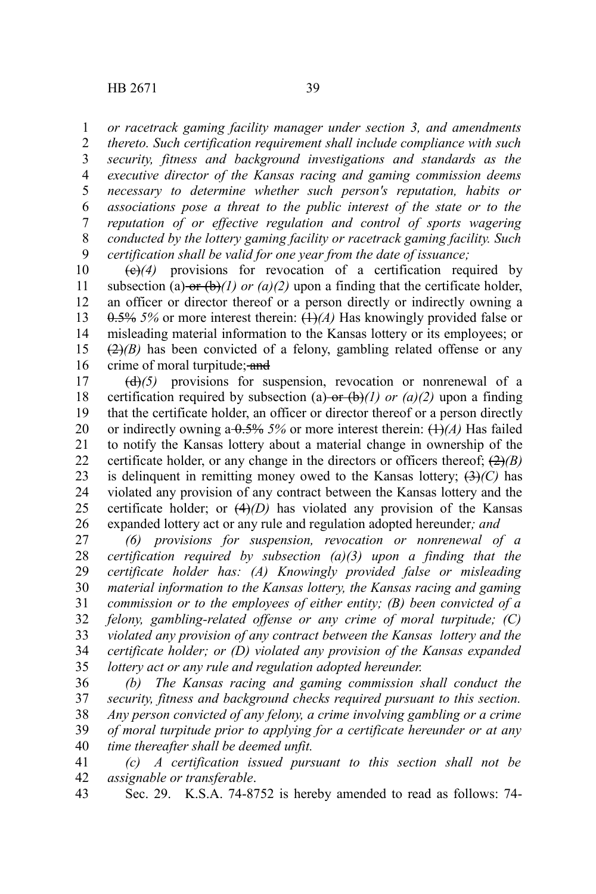*or racetrack gaming facility manager under section 3, and amendments thereto. Such certification requirement shall include compliance with such security, fitness and background investigations and standards as the executive director of the Kansas racing and gaming commission deems necessary to determine whether such person's reputation, habits or associations pose a threat to the public interest of the state or to the reputation of or effective regulation and control of sports wagering conducted by the lottery gaming facility or racetrack gaming facility. Such certification shall be valid for one year from the date of issuance;*

~~(c)~~*(4)* provisions for revocation of a certification required by subsection (a) ~~or (b)~~*(1) or (a)(2)* upon a finding that the certificate holder, an officer or director thereof or a person directly or indirectly owning a ~~0.5%~~ *5%* or more interest therein: ~~(1)~~*(A)* Has knowingly provided false or misleading material information to the Kansas lottery or its employees; or ~~(2)~~*(B)* has been convicted of a felony, gambling related offense or any crime of moral turpitude; ~~and~~

~~(d)~~*(5)* provisions for suspension, revocation or nonrenewal of a certification required by subsection (a) ~~or (b)~~*(1) or (a)(2)* upon a finding that the certificate holder, an officer or director thereof or a person directly or indirectly owning a ~~0.5%~~ *5%* or more interest therein: ~~(1)~~*(A)* Has failed to notify the Kansas lottery about a material change in ownership of the certificate holder, or any change in the directors or officers thereof; ~~(2)~~*(B)* is delinquent in remitting money owed to the Kansas lottery; ~~(3)~~*(C)* has violated any provision of any contract between the Kansas lottery and the certificate holder; or ~~(4)~~*(D)* has violated any provision of the Kansas expanded lottery act or any rule and regulation adopted hereunder*; and*

*(6) provisions for suspension, revocation or nonrenewal of a certification required by subsection (a)(3) upon a finding that the certificate holder has: (A) Knowingly provided false or misleading material information to the Kansas lottery, the Kansas racing and gaming commission or to the employees of either entity; (B) been convicted of a felony, gambling-related offense or any crime of moral turpitude; (C) violated any provision of any contract between the Kansas lottery and the certificate holder; or (D) violated any provision of the Kansas expanded lottery act or any rule and regulation adopted hereunder.*

*(b) The Kansas racing and gaming commission shall conduct the security, fitness and background checks required pursuant to this section. Any person convicted of any felony, a crime involving gambling or a crime of moral turpitude prior to applying for a certificate hereunder or at any time thereafter shall be deemed unfit.*

*(c) A certification issued pursuant to this section shall not be assignable or transferable*.

Sec. 29. K.S.A. 74-8752 is hereby amended to read as follows: 74-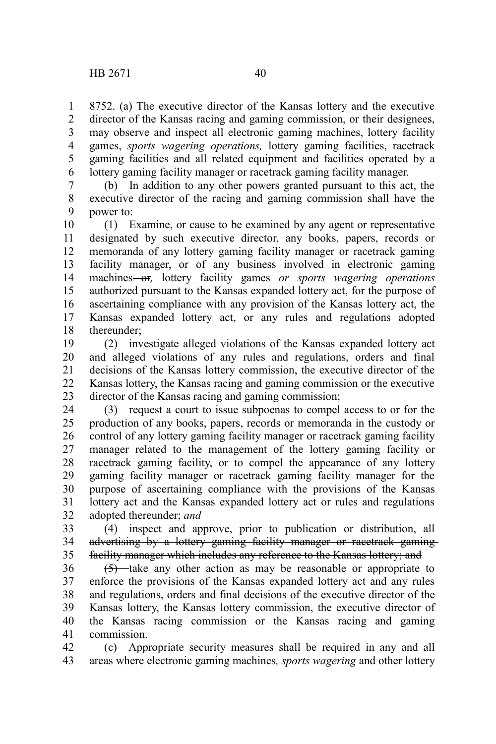8752. (a) The executive director of the Kansas lottery and the executive director of the Kansas racing and gaming commission, or their designees, may observe and inspect all electronic gaming machines, lottery facility games, *sports wagering operations,* lottery gaming facilities, racetrack gaming facilities and all related equipment and facilities operated by a lottery gaming facility manager or racetrack gaming facility manager.

(b) In addition to any other powers granted pursuant to this act, the executive director of the racing and gaming commission shall have the power to:

(1) Examine, or cause to be examined by any agent or representative designated by such executive director, any books, papers, records or memoranda of any lottery gaming facility manager or racetrack gaming facility manager, or of any business involved in electronic gaming machines ~~or~~*,* lottery facility games *or sports wagering operations* authorized pursuant to the Kansas expanded lottery act, for the purpose of ascertaining compliance with any provision of the Kansas lottery act, the Kansas expanded lottery act, or any rules and regulations adopted thereunder;

(2) investigate alleged violations of the Kansas expanded lottery act and alleged violations of any rules and regulations, orders and final decisions of the Kansas lottery commission, the executive director of the Kansas lottery, the Kansas racing and gaming commission or the executive director of the Kansas racing and gaming commission;

(3) request a court to issue subpoenas to compel access to or for the production of any books, papers, records or memoranda in the custody or control of any lottery gaming facility manager or racetrack gaming facility manager related to the management of the lottery gaming facility or racetrack gaming facility, or to compel the appearance of any lottery gaming facility manager or racetrack gaming facility manager for the purpose of ascertaining compliance with the provisions of the Kansas lottery act and the Kansas expanded lottery act or rules and regulations adopted thereunder; *and*

(4) ~~inspect and approve, prior to publication or distribution, all advertising by a lottery gaming facility manager or racetrack gaming facility manager which includes any reference to the Kansas lottery; and~~

~~(5)~~ take any other action as may be reasonable or appropriate to enforce the provisions of the Kansas expanded lottery act and any rules and regulations, orders and final decisions of the executive director of the Kansas lottery, the Kansas lottery commission, the executive director of the Kansas racing commission or the Kansas racing and gaming commission.

(c) Appropriate security measures shall be required in any and all areas where electronic gaming machines*, sports wagering* and other lottery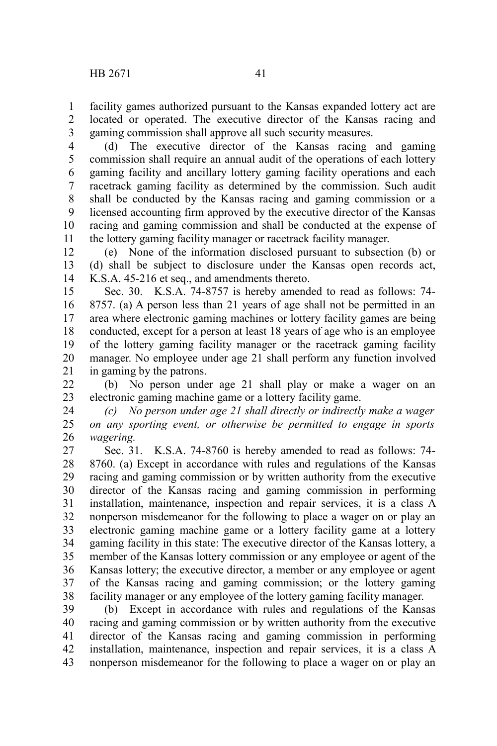facility games authorized pursuant to the Kansas expanded lottery act are located or operated. The executive director of the Kansas racing and gaming commission shall approve all such security measures.

(d) The executive director of the Kansas racing and gaming commission shall require an annual audit of the operations of each lottery gaming facility and ancillary lottery gaming facility operations and each racetrack gaming facility as determined by the commission. Such audit shall be conducted by the Kansas racing and gaming commission or a licensed accounting firm approved by the executive director of the Kansas racing and gaming commission and shall be conducted at the expense of the lottery gaming facility manager or racetrack facility manager.

(e) None of the information disclosed pursuant to subsection (b) or (d) shall be subject to disclosure under the Kansas open records act, K.S.A. 45-216 et seq., and amendments thereto.

Sec. 30. K.S.A. 74-8757 is hereby amended to read as follows: 74-8757. (a) A person less than 21 years of age shall not be permitted in an area where electronic gaming machines or lottery facility games are being conducted, except for a person at least 18 years of age who is an employee of the lottery gaming facility manager or the racetrack gaming facility manager. No employee under age 21 shall perform any function involved in gaming by the patrons.

(b) No person under age 21 shall play or make a wager on an electronic gaming machine game or a lottery facility game.

*(c) No person under age 21 shall directly or indirectly make a wager on any sporting event, or otherwise be permitted to engage in sports wagering.*

Sec. 31. K.S.A. 74-8760 is hereby amended to read as follows: 74-8760. (a) Except in accordance with rules and regulations of the Kansas racing and gaming commission or by written authority from the executive director of the Kansas racing and gaming commission in performing installation, maintenance, inspection and repair services, it is a class A nonperson misdemeanor for the following to place a wager on or play an electronic gaming machine game or a lottery facility game at a lottery gaming facility in this state: The executive director of the Kansas lottery, a member of the Kansas lottery commission or any employee or agent of the Kansas lottery; the executive director, a member or any employee or agent of the Kansas racing and gaming commission; or the lottery gaming facility manager or any employee of the lottery gaming facility manager.

(b) Except in accordance with rules and regulations of the Kansas racing and gaming commission or by written authority from the executive director of the Kansas racing and gaming commission in performing installation, maintenance, inspection and repair services, it is a class A nonperson misdemeanor for the following to place a wager on or play an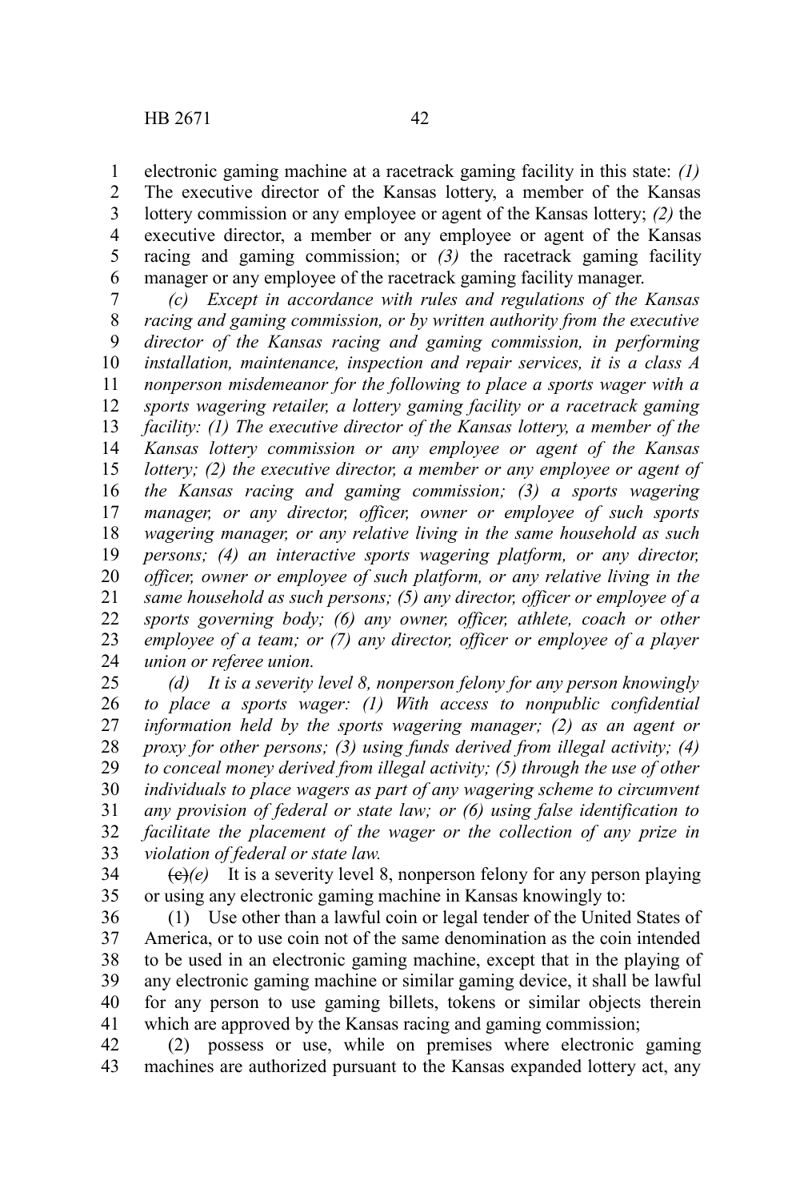electronic gaming machine at a racetrack gaming facility in this state: *(1)* The executive director of the Kansas lottery, a member of the Kansas lottery commission or any employee or agent of the Kansas lottery; *(2)* the executive director, a member or any employee or agent of the Kansas racing and gaming commission; or *(3)* the racetrack gaming facility manager or any employee of the racetrack gaming facility manager.

*(c) Except in accordance with rules and regulations of the Kansas racing and gaming commission, or by written authority from the executive director of the Kansas racing and gaming commission, in performing installation, maintenance, inspection and repair services, it is a class A nonperson misdemeanor for the following to place a sports wager with a sports wagering retailer, a lottery gaming facility or a racetrack gaming facility: (1) The executive director of the Kansas lottery, a member of the Kansas lottery commission or any employee or agent of the Kansas lottery; (2) the executive director, a member or any employee or agent of the Kansas racing and gaming commission; (3) a sports wagering manager, or any director, officer, owner or employee of such sports wagering manager, or any relative living in the same household as such persons; (4) an interactive sports wagering platform, or any director, officer, owner or employee of such platform, or any relative living in the same household as such persons; (5) any director, officer or employee of a sports governing body; (6) any owner, officer, athlete, coach or other employee of a team; or (7) any director, officer or employee of a player union or referee union.*

*(d) It is a severity level 8, nonperson felony for any person knowingly to place a sports wager: (1) With access to nonpublic confidential information held by the sports wagering manager; (2) as an agent or proxy for other persons; (3) using funds derived from illegal activity; (4) to conceal money derived from illegal activity; (5) through the use of other individuals to place wagers as part of any wagering scheme to circumvent any provision of federal or state law; or (6) using false identification to facilitate the placement of the wager or the collection of any prize in violation of federal or state law.*

~~(c)~~*(e)* It is a severity level 8, nonperson felony for any person playing or using any electronic gaming machine in Kansas knowingly to:

(1) Use other than a lawful coin or legal tender of the United States of America, or to use coin not of the same denomination as the coin intended to be used in an electronic gaming machine, except that in the playing of any electronic gaming machine or similar gaming device, it shall be lawful for any person to use gaming billets, tokens or similar objects therein which are approved by the Kansas racing and gaming commission;

(2) possess or use, while on premises where electronic gaming machines are authorized pursuant to the Kansas expanded lottery act, any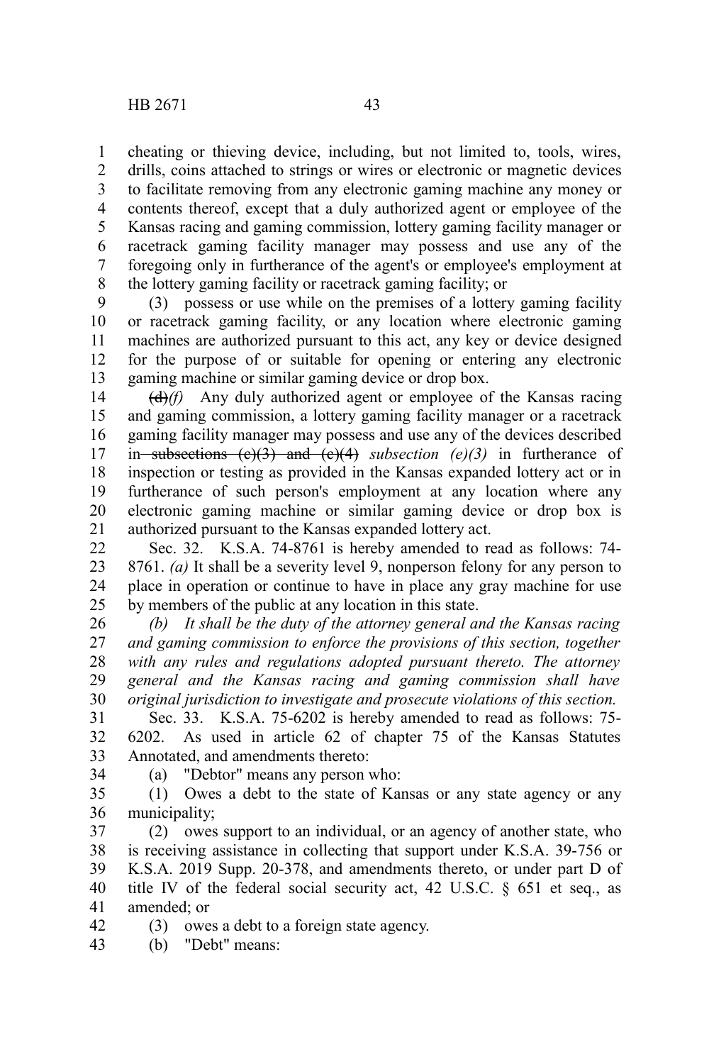cheating or thieving device, including, but not limited to, tools, wires, drills, coins attached to strings or wires or electronic or magnetic devices to facilitate removing from any electronic gaming machine any money or contents thereof, except that a duly authorized agent or employee of the Kansas racing and gaming commission, lottery gaming facility manager or racetrack gaming facility manager may possess and use any of the foregoing only in furtherance of the agent's or employee's employment at the lottery gaming facility or racetrack gaming facility; or

(3) possess or use while on the premises of a lottery gaming facility or racetrack gaming facility, or any location where electronic gaming machines are authorized pursuant to this act, any key or device designed for the purpose of or suitable for opening or entering any electronic gaming machine or similar gaming device or drop box.

~~(d)~~*(f)* Any duly authorized agent or employee of the Kansas racing and gaming commission, a lottery gaming facility manager or a racetrack gaming facility manager may possess and use any of the devices described in ~~subsections (c)(3) and (c)(4)~~ *subsection (e)(3)* in furtherance of inspection or testing as provided in the Kansas expanded lottery act or in furtherance of such person's employment at any location where any electronic gaming machine or similar gaming device or drop box is authorized pursuant to the Kansas expanded lottery act.

Sec. 32. K.S.A. 74-8761 is hereby amended to read as follows: 74-8761. *(a)* It shall be a severity level 9, nonperson felony for any person to place in operation or continue to have in place any gray machine for use by members of the public at any location in this state.

*(b) It shall be the duty of the attorney general and the Kansas racing and gaming commission to enforce the provisions of this section, together with any rules and regulations adopted pursuant thereto. The attorney general and the Kansas racing and gaming commission shall have original jurisdiction to investigate and prosecute violations of this section.*

Sec. 33. K.S.A. 75-6202 is hereby amended to read as follows: 75-6202. As used in article 62 of chapter 75 of the Kansas Statutes Annotated, and amendments thereto:

(a) "Debtor" means any person who:

(1) Owes a debt to the state of Kansas or any state agency or any municipality;

(2) owes support to an individual, or an agency of another state, who is receiving assistance in collecting that support under K.S.A. 39-756 or K.S.A. 2019 Supp. 20-378, and amendments thereto, or under part D of title IV of the federal social security act, 42 U.S.C. § 651 et seq., as amended; or

(3) owes a debt to a foreign state agency.

(b) "Debt" means: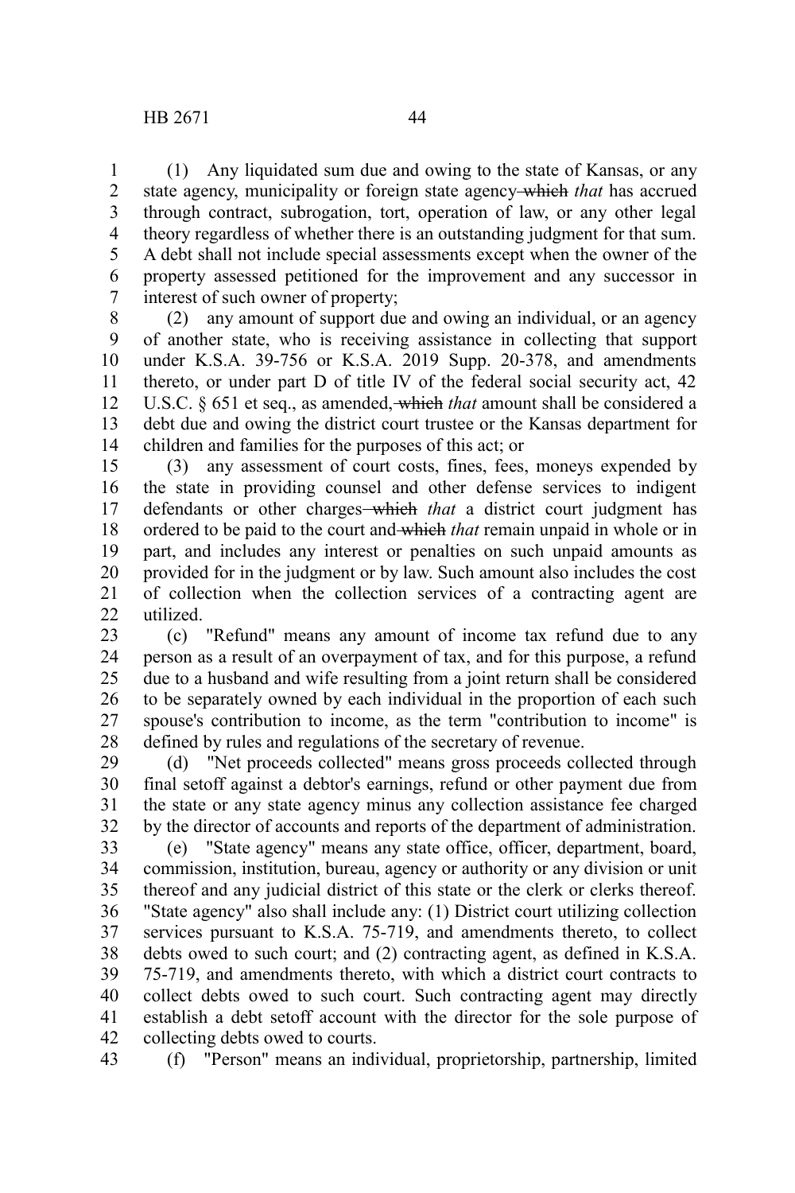(1) Any liquidated sum due and owing to the state of Kansas, or any state agency, municipality or foreign state agency ~~which~~ *that* has accrued through contract, subrogation, tort, operation of law, or any other legal theory regardless of whether there is an outstanding judgment for that sum. A debt shall not include special assessments except when the owner of the property assessed petitioned for the improvement and any successor in interest of such owner of property;

(2) any amount of support due and owing an individual, or an agency of another state, who is receiving assistance in collecting that support under K.S.A. 39-756 or K.S.A. 2019 Supp. 20-378, and amendments thereto, or under part D of title IV of the federal social security act, 42 U.S.C. § 651 et seq., as amended, ~~which~~ *that* amount shall be considered a debt due and owing the district court trustee or the Kansas department for children and families for the purposes of this act; or

(3) any assessment of court costs, fines, fees, moneys expended by the state in providing counsel and other defense services to indigent defendants or other charges ~~which~~ *that* a district court judgment has ordered to be paid to the court and ~~which~~ *that* remain unpaid in whole or in part, and includes any interest or penalties on such unpaid amounts as provided for in the judgment or by law. Such amount also includes the cost of collection when the collection services of a contracting agent are utilized.

(c) "Refund" means any amount of income tax refund due to any person as a result of an overpayment of tax, and for this purpose, a refund due to a husband and wife resulting from a joint return shall be considered to be separately owned by each individual in the proportion of each such spouse's contribution to income, as the term "contribution to income" is defined by rules and regulations of the secretary of revenue.

(d) "Net proceeds collected" means gross proceeds collected through final setoff against a debtor's earnings, refund or other payment due from the state or any state agency minus any collection assistance fee charged by the director of accounts and reports of the department of administration.

(e) "State agency" means any state office, officer, department, board, commission, institution, bureau, agency or authority or any division or unit thereof and any judicial district of this state or the clerk or clerks thereof. "State agency" also shall include any: (1) District court utilizing collection services pursuant to K.S.A. 75-719, and amendments thereto, to collect debts owed to such court; and (2) contracting agent, as defined in K.S.A. 75-719, and amendments thereto, with which a district court contracts to collect debts owed to such court. Such contracting agent may directly establish a debt setoff account with the director for the sole purpose of collecting debts owed to courts.

(f) "Person" means an individual, proprietorship, partnership, limited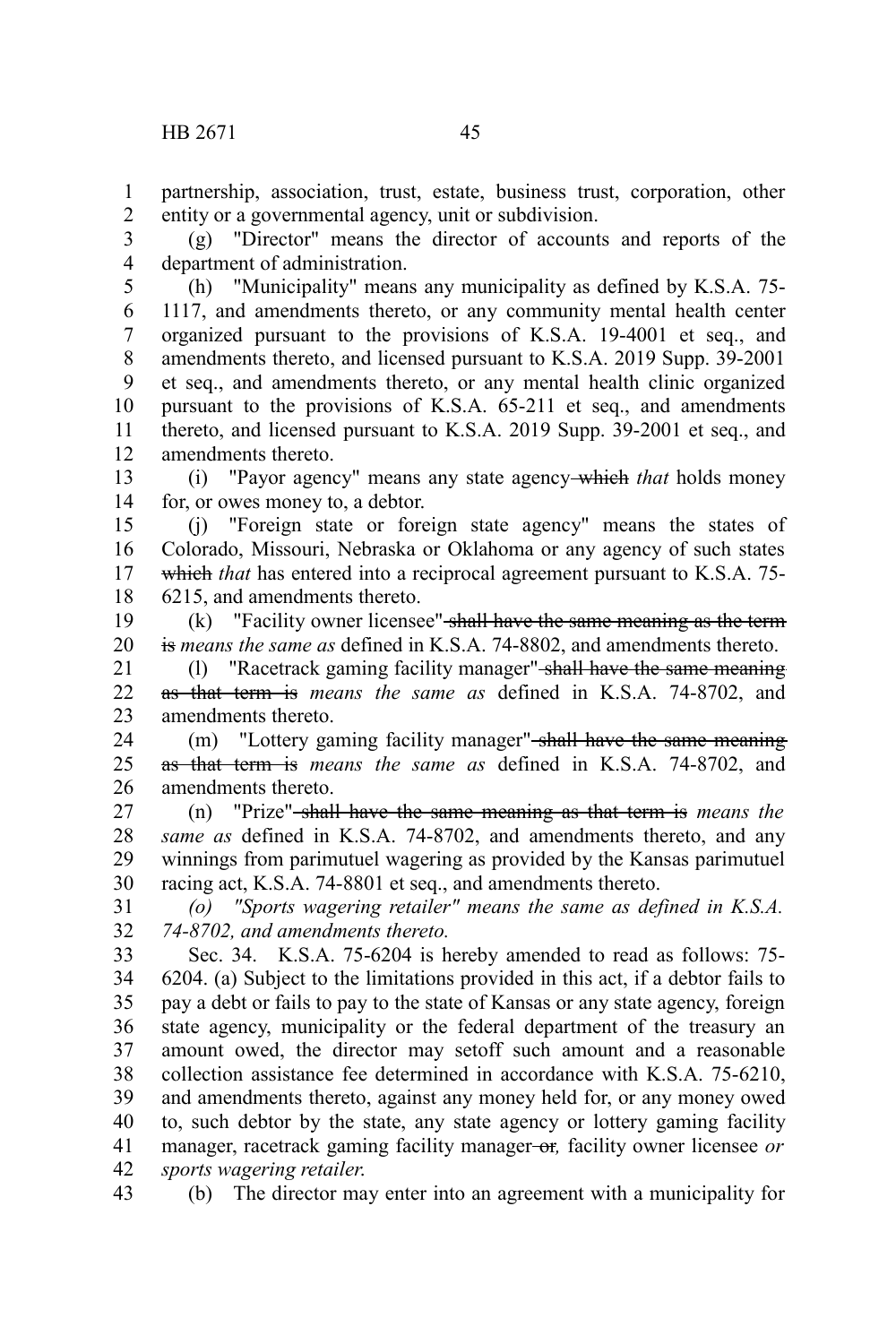partnership, association, trust, estate, business trust, corporation, other entity or a governmental agency, unit or subdivision.

(g) "Director" means the director of accounts and reports of the department of administration.

(h) "Municipality" means any municipality as defined by K.S.A. 75-1117, and amendments thereto, or any community mental health center organized pursuant to the provisions of K.S.A. 19-4001 et seq., and amendments thereto, and licensed pursuant to K.S.A. 2019 Supp. 39-2001 et seq., and amendments thereto, or any mental health clinic organized pursuant to the provisions of K.S.A. 65-211 et seq., and amendments thereto, and licensed pursuant to K.S.A. 2019 Supp. 39-2001 et seq., and amendments thereto.

(i) "Payor agency" means any state agency ~~which~~ *that* holds money for, or owes money to, a debtor.

(j) "Foreign state or foreign state agency" means the states of Colorado, Missouri, Nebraska or Oklahoma or any agency of such states ~~which~~ *that* has entered into a reciprocal agreement pursuant to K.S.A. 75-6215, and amendments thereto.

(k) "Facility owner licensee" ~~shall have the same meaning as the term is~~ *means the same as* defined in K.S.A. 74-8802, and amendments thereto.

(l) "Racetrack gaming facility manager" ~~shall have the same meaning as that term is~~ *means the same as* defined in K.S.A. 74-8702, and amendments thereto.

(m) "Lottery gaming facility manager" ~~shall have the same meaning as that term is~~ *means the same as* defined in K.S.A. 74-8702, and amendments thereto.

(n) "Prize" ~~shall have the same meaning as that term is~~ *means the same as* defined in K.S.A. 74-8702, and amendments thereto, and any winnings from parimutuel wagering as provided by the Kansas parimutuel racing act, K.S.A. 74-8801 et seq., and amendments thereto.

*(o) "Sports wagering retailer" means the same as defined in K.S.A. 74-8702, and amendments thereto.*

Sec. 34. K.S.A. 75-6204 is hereby amended to read as follows: 75-6204. (a) Subject to the limitations provided in this act, if a debtor fails to pay a debt or fails to pay to the state of Kansas or any state agency, foreign state agency, municipality or the federal department of the treasury an amount owed, the director may setoff such amount and a reasonable collection assistance fee determined in accordance with K.S.A. 75-6210, and amendments thereto, against any money held for, or any money owed to, such debtor by the state, any state agency or lottery gaming facility manager, racetrack gaming facility manager ~~or~~*,* facility owner licensee *or sports wagering retailer.*

(b) The director may enter into an agreement with a municipality for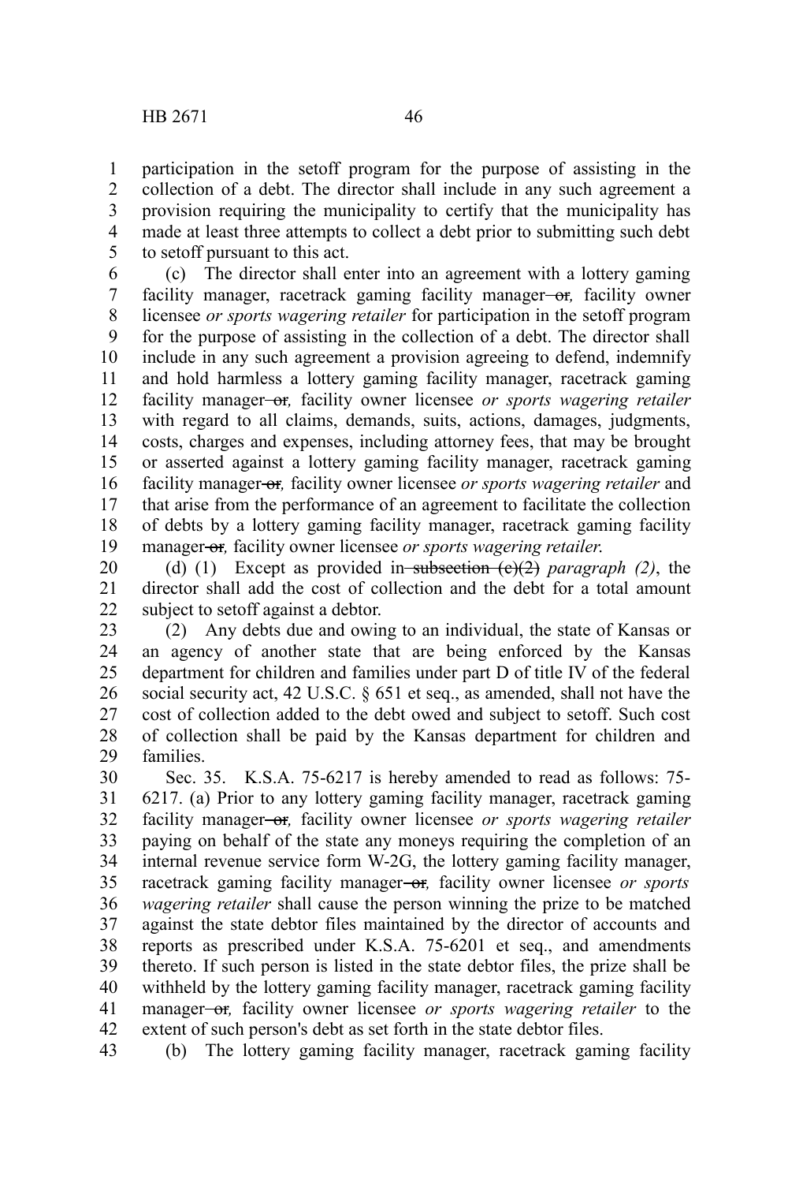participation in the setoff program for the purpose of assisting in the collection of a debt. The director shall include in any such agreement a provision requiring the municipality to certify that the municipality has made at least three attempts to collect a debt prior to submitting such debt to setoff pursuant to this act.

(c) The director shall enter into an agreement with a lottery gaming facility manager, racetrack gaming facility manager ~~or~~*,* facility owner licensee *or sports wagering retailer* for participation in the setoff program for the purpose of assisting in the collection of a debt. The director shall include in any such agreement a provision agreeing to defend, indemnify and hold harmless a lottery gaming facility manager, racetrack gaming facility manager ~~or~~*,* facility owner licensee *or sports wagering retailer* with regard to all claims, demands, suits, actions, damages, judgments, costs, charges and expenses, including attorney fees, that may be brought or asserted against a lottery gaming facility manager, racetrack gaming facility manager ~~or~~*,* facility owner licensee *or sports wagering retailer* and that arise from the performance of an agreement to facilitate the collection of debts by a lottery gaming facility manager, racetrack gaming facility manager ~~or~~*,* facility owner licensee *or sports wagering retailer*.

(d) (1) Except as provided in ~~subsection (c)(2)~~ *paragraph (2)*, the director shall add the cost of collection and the debt for a total amount subject to setoff against a debtor.

(2) Any debts due and owing to an individual, the state of Kansas or an agency of another state that are being enforced by the Kansas department for children and families under part D of title IV of the federal social security act, 42 U.S.C. § 651 et seq., as amended, shall not have the cost of collection added to the debt owed and subject to setoff. Such cost of collection shall be paid by the Kansas department for children and families.

Sec. 35. K.S.A. 75-6217 is hereby amended to read as follows: 75-6217. (a) Prior to any lottery gaming facility manager, racetrack gaming facility manager ~~or~~*,* facility owner licensee *or sports wagering retailer* paying on behalf of the state any moneys requiring the completion of an internal revenue service form W-2G, the lottery gaming facility manager, racetrack gaming facility manager ~~or~~*,* facility owner licensee *or sports wagering retailer* shall cause the person winning the prize to be matched against the state debtor files maintained by the director of accounts and reports as prescribed under K.S.A. 75-6201 et seq., and amendments thereto. If such person is listed in the state debtor files, the prize shall be withheld by the lottery gaming facility manager, racetrack gaming facility manager ~~or~~*,* facility owner licensee *or sports wagering retailer* to the extent of such person's debt as set forth in the state debtor files.

(b) The lottery gaming facility manager, racetrack gaming facility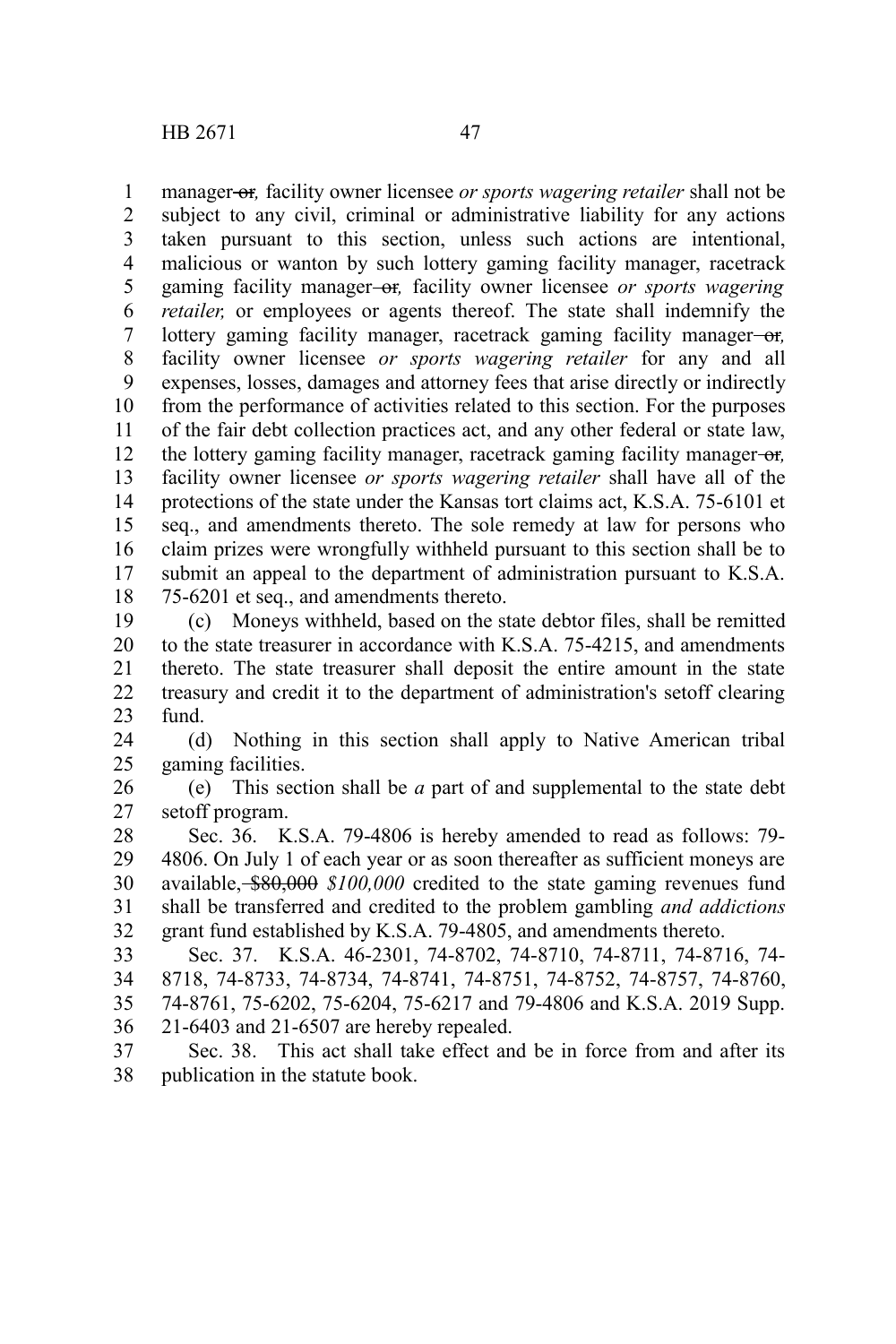manager ~~or~~*,* facility owner licensee *or sports wagering retailer* shall not be subject to any civil, criminal or administrative liability for any actions taken pursuant to this section, unless such actions are intentional, malicious or wanton by such lottery gaming facility manager, racetrack gaming facility manager ~~or~~*,* facility owner licensee *or sports wagering retailer,* or employees or agents thereof. The state shall indemnify the lottery gaming facility manager, racetrack gaming facility manager ~~or~~*,* facility owner licensee *or sports wagering retailer* for any and all expenses, losses, damages and attorney fees that arise directly or indirectly from the performance of activities related to this section. For the purposes of the fair debt collection practices act, and any other federal or state law, the lottery gaming facility manager, racetrack gaming facility manager ~~or~~*,* facility owner licensee *or sports wagering retailer* shall have all of the protections of the state under the Kansas tort claims act, K.S.A. 75-6101 et seq., and amendments thereto. The sole remedy at law for persons who claim prizes were wrongfully withheld pursuant to this section shall be to submit an appeal to the department of administration pursuant to K.S.A. 75-6201 et seq., and amendments thereto.

(c) Moneys withheld, based on the state debtor files, shall be remitted to the state treasurer in accordance with K.S.A. 75-4215, and amendments thereto. The state treasurer shall deposit the entire amount in the state treasury and credit it to the department of administration's setoff clearing fund.

(d) Nothing in this section shall apply to Native American tribal gaming facilities.

(e) This section shall be *a* part of and supplemental to the state debt setoff program.

Sec. 36. K.S.A. 79-4806 is hereby amended to read as follows: 79-4806. On July 1 of each year or as soon thereafter as sufficient moneys are available, ~~$80,000~~ *$100,000* credited to the state gaming revenues fund shall be transferred and credited to the problem gambling *and addictions* grant fund established by K.S.A. 79-4805, and amendments thereto.

Sec. 37. K.S.A. 46-2301, 74-8702, 74-8710, 74-8711, 74-8716, 74-8718, 74-8733, 74-8734, 74-8741, 74-8751, 74-8752, 74-8757, 74-8760, 74-8761, 75-6202, 75-6204, 75-6217 and 79-4806 and K.S.A. 2019 Supp. 21-6403 and 21-6507 are hereby repealed.

Sec. 38. This act shall take effect and be in force from and after its publication in the statute book.